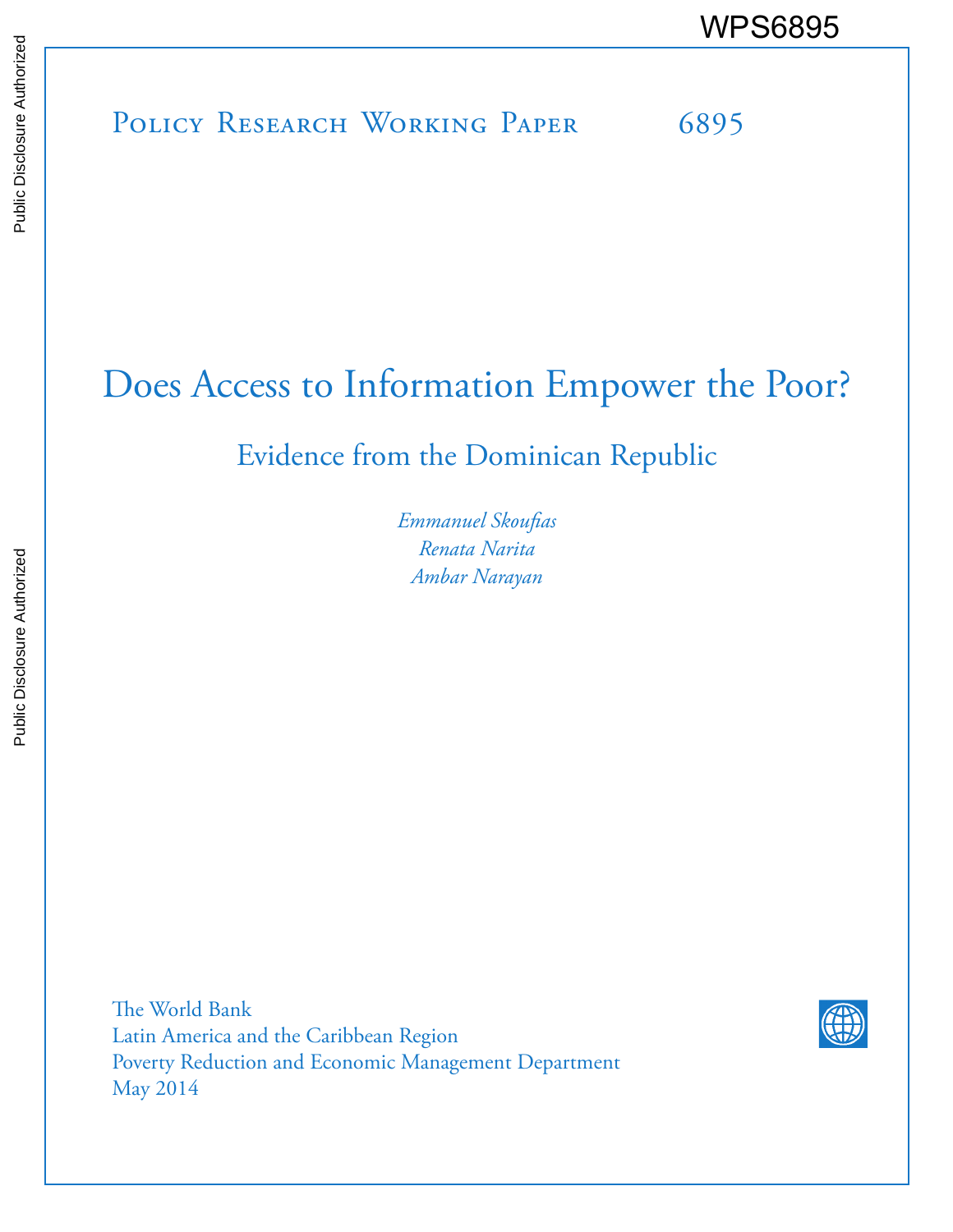WPS6895

Policy Research Working Paper 6895

# Does Access to Information Empower the Poor?

## Evidence from the Dominican Republic

*Emmanuel Skoufias*
*Renata Narita*
*Ambar Narayan*

The World Bank
Latin America and the Caribbean Region
Poverty Reduction and Economic Management Department
May 2014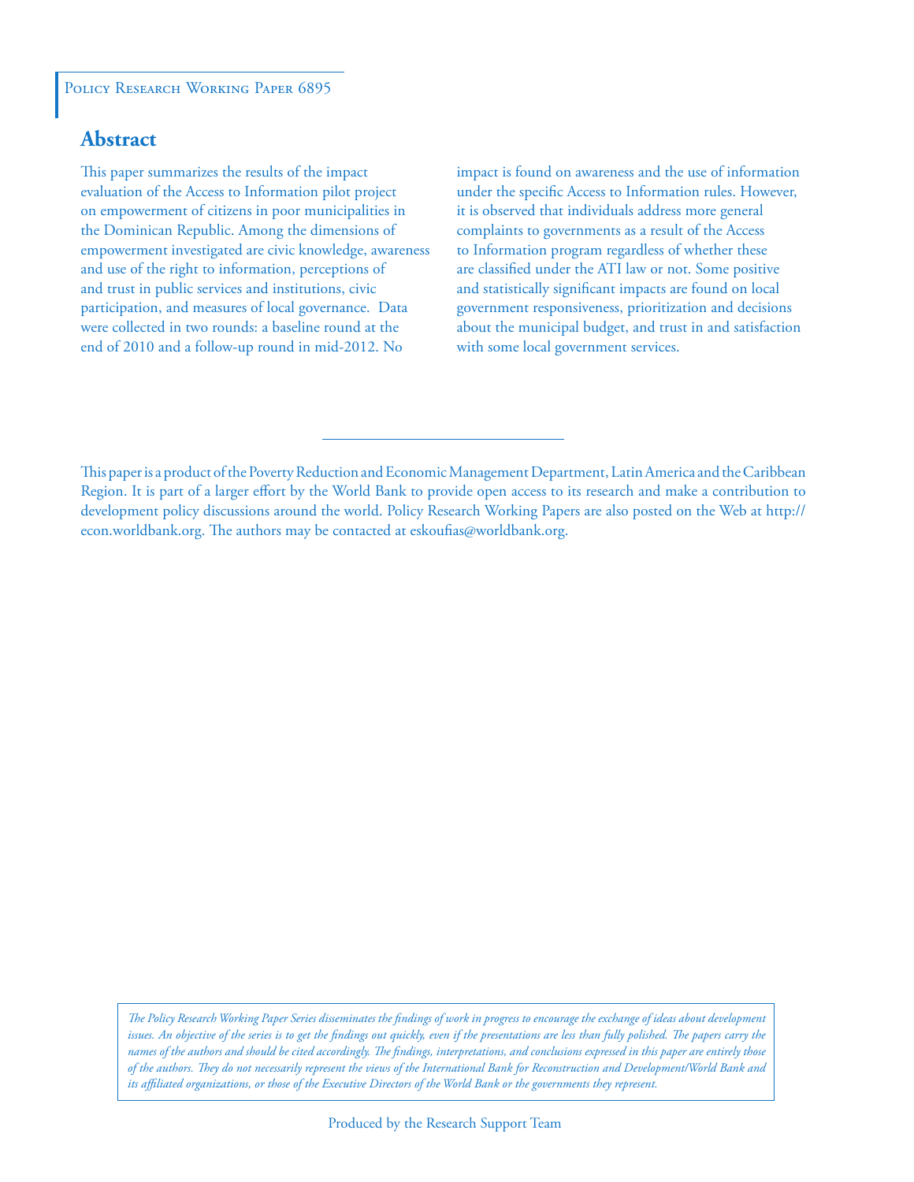Policy Research Working Paper 6895

## Abstract

This paper summarizes the results of the impact evaluation of the Access to Information pilot project on empowerment of citizens in poor municipalities in the Dominican Republic. Among the dimensions of empowerment investigated are civic knowledge, awareness and use of the right to information, perceptions of and trust in public services and institutions, civic participation, and measures of local governance. Data were collected in two rounds: a baseline round at the end of 2010 and a follow-up round in mid-2012. No impact is found on awareness and the use of information under the specific Access to Information rules. However, it is observed that individuals address more general complaints to governments as a result of the Access to Information program regardless of whether these are classified under the ATI law or not. Some positive and statistically significant impacts are found on local government responsiveness, prioritization and decisions about the municipal budget, and trust in and satisfaction with some local government services.

This paper is a product of the Poverty Reduction and Economic Management Department, Latin America and the Caribbean Region. It is part of a larger effort by the World Bank to provide open access to its research and make a contribution to development policy discussions around the world. Policy Research Working Papers are also posted on the Web at http://econ.worldbank.org. The authors may be contacted at eskoufias@worldbank.org.

*The Policy Research Working Paper Series disseminates the findings of work in progress to encourage the exchange of ideas about development issues. An objective of the series is to get the findings out quickly, even if the presentations are less than fully polished. The papers carry the names of the authors and should be cited accordingly. The findings, interpretations, and conclusions expressed in this paper are entirely those of the authors. They do not necessarily represent the views of the International Bank for Reconstruction and Development/World Bank and its affiliated organizations, or those of the Executive Directors of the World Bank or the governments they represent.*

Produced by the Research Support Team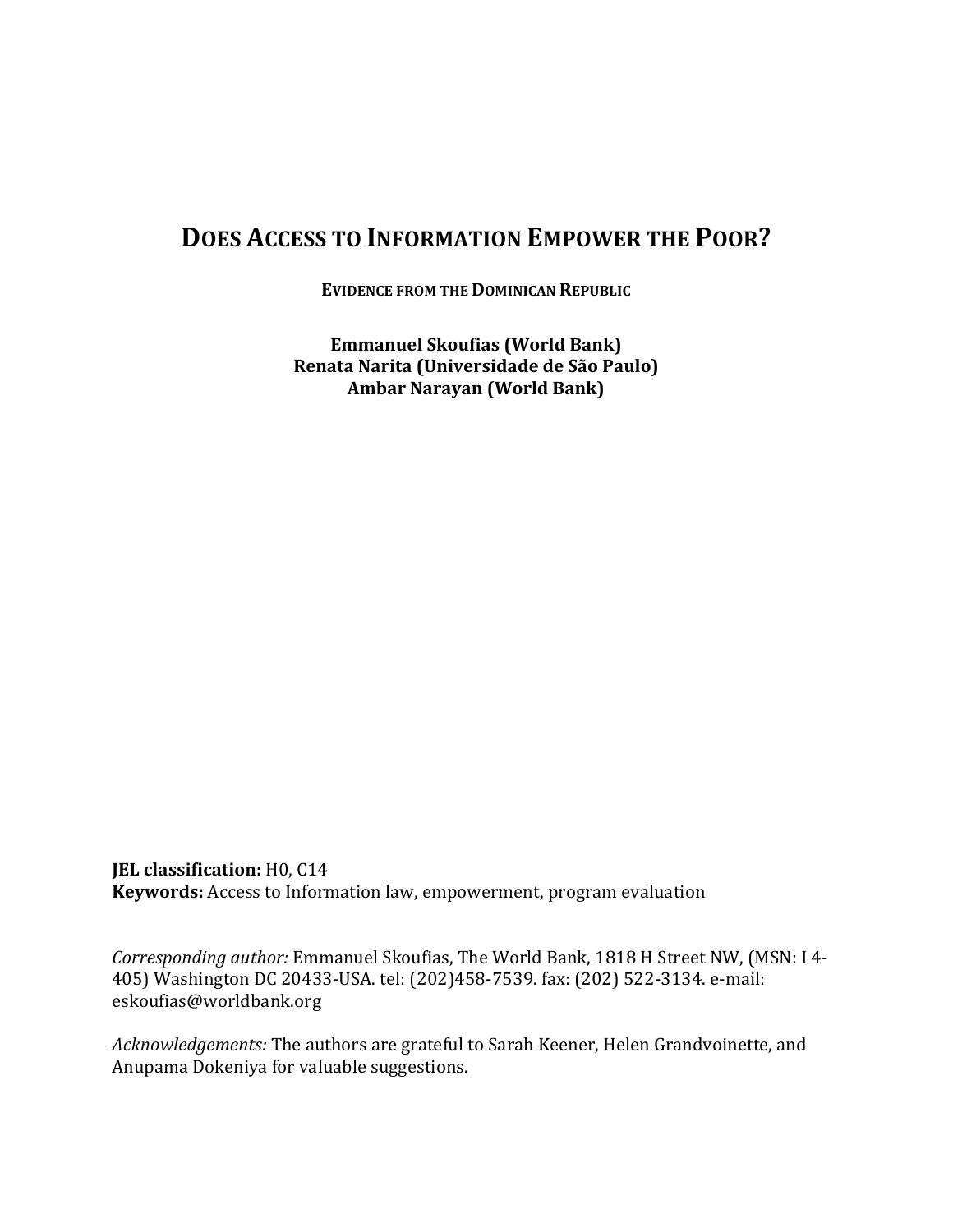# DOES ACCESS TO INFORMATION EMPOWER THE POOR?

**EVIDENCE FROM THE DOMINICAN REPUBLIC**

**Emmanuel Skoufias (World Bank)**
**Renata Narita (Universidade de São Paulo)**
**Ambar Narayan (World Bank)**

**JEL classification:** H0, C14
**Keywords:** Access to Information law, empowerment, program evaluation

*Corresponding author:* Emmanuel Skoufias, The World Bank, 1818 H Street NW, (MSN: I 4-405) Washington DC 20433-USA. tel: (202)458-7539. fax: (202) 522-3134. e-mail: eskoufias@worldbank.org

*Acknowledgements:* The authors are grateful to Sarah Keener, Helen Grandvoinette, and Anupama Dokeniya for valuable suggestions.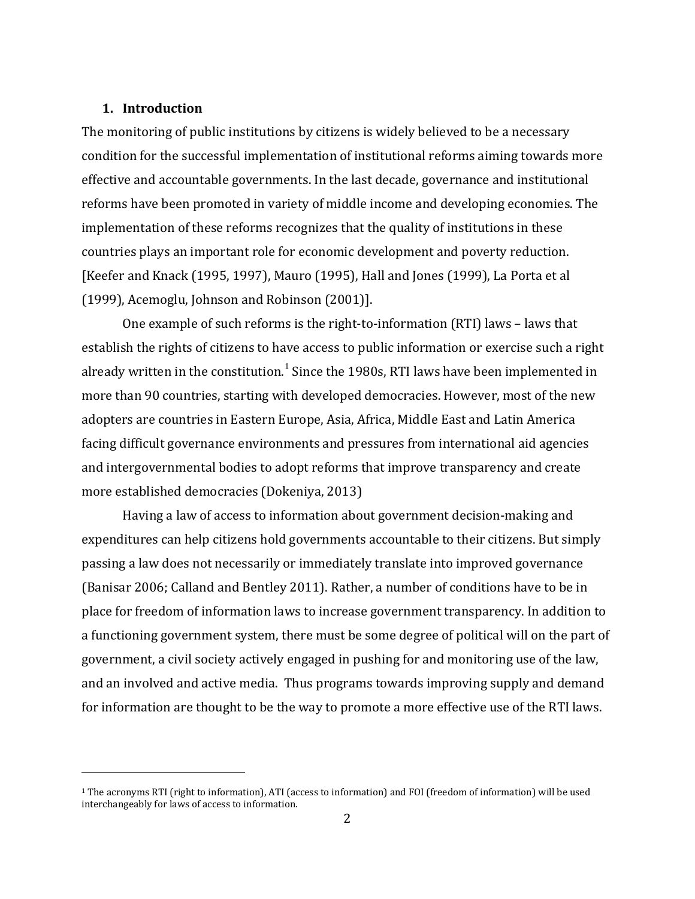## 1. Introduction

The monitoring of public institutions by citizens is widely believed to be a necessary condition for the successful implementation of institutional reforms aiming towards more effective and accountable governments. In the last decade, governance and institutional reforms have been promoted in variety of middle income and developing economies. The implementation of these reforms recognizes that the quality of institutions in these countries plays an important role for economic development and poverty reduction. [Keefer and Knack (1995, 1997), Mauro (1995), Hall and Jones (1999), La Porta et al (1999), Acemoglu, Johnson and Robinson (2001)].

One example of such reforms is the right-to-information (RTI) laws – laws that establish the rights of citizens to have access to public information or exercise such a right already written in the constitution.[1] Since the 1980s, RTI laws have been implemented in more than 90 countries, starting with developed democracies. However, most of the new adopters are countries in Eastern Europe, Asia, Africa, Middle East and Latin America facing difficult governance environments and pressures from international aid agencies and intergovernmental bodies to adopt reforms that improve transparency and create more established democracies (Dokeniya, 2013)

Having a law of access to information about government decision-making and expenditures can help citizens hold governments accountable to their citizens. But simply passing a law does not necessarily or immediately translate into improved governance (Banisar 2006; Calland and Bentley 2011). Rather, a number of conditions have to be in place for freedom of information laws to increase government transparency. In addition to a functioning government system, there must be some degree of political will on the part of government, a civil society actively engaged in pushing for and monitoring use of the law, and an involved and active media. Thus programs towards improving supply and demand for information are thought to be the way to promote a more effective use of the RTI laws.

[1] The acronyms RTI (right to information), ATI (access to information) and FOI (freedom of information) will be used interchangeably for laws of access to information.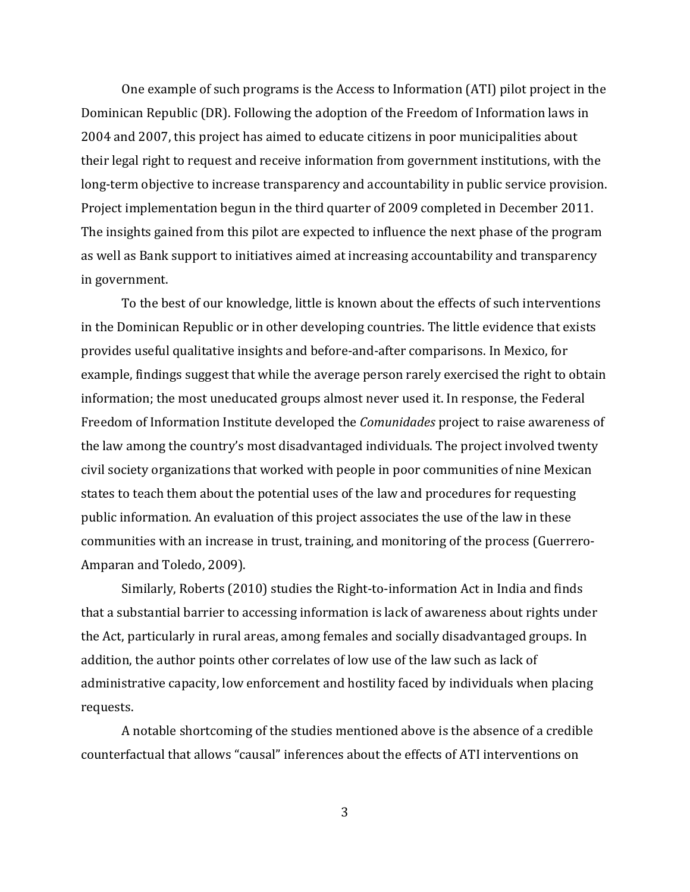One example of such programs is the Access to Information (ATI) pilot project in the Dominican Republic (DR). Following the adoption of the Freedom of Information laws in 2004 and 2007, this project has aimed to educate citizens in poor municipalities about their legal right to request and receive information from government institutions, with the long-term objective to increase transparency and accountability in public service provision. Project implementation begun in the third quarter of 2009 completed in December 2011. The insights gained from this pilot are expected to influence the next phase of the program as well as Bank support to initiatives aimed at increasing accountability and transparency in government.

To the best of our knowledge, little is known about the effects of such interventions in the Dominican Republic or in other developing countries. The little evidence that exists provides useful qualitative insights and before-and-after comparisons. In Mexico, for example, findings suggest that while the average person rarely exercised the right to obtain information; the most uneducated groups almost never used it. In response, the Federal Freedom of Information Institute developed the *Comunidades* project to raise awareness of the law among the country's most disadvantaged individuals. The project involved twenty civil society organizations that worked with people in poor communities of nine Mexican states to teach them about the potential uses of the law and procedures for requesting public information. An evaluation of this project associates the use of the law in these communities with an increase in trust, training, and monitoring of the process (Guerrero-Amparan and Toledo, 2009).

Similarly, Roberts (2010) studies the Right-to-information Act in India and finds that a substantial barrier to accessing information is lack of awareness about rights under the Act, particularly in rural areas, among females and socially disadvantaged groups. In addition, the author points other correlates of low use of the law such as lack of administrative capacity, low enforcement and hostility faced by individuals when placing requests.

A notable shortcoming of the studies mentioned above is the absence of a credible counterfactual that allows "causal" inferences about the effects of ATI interventions on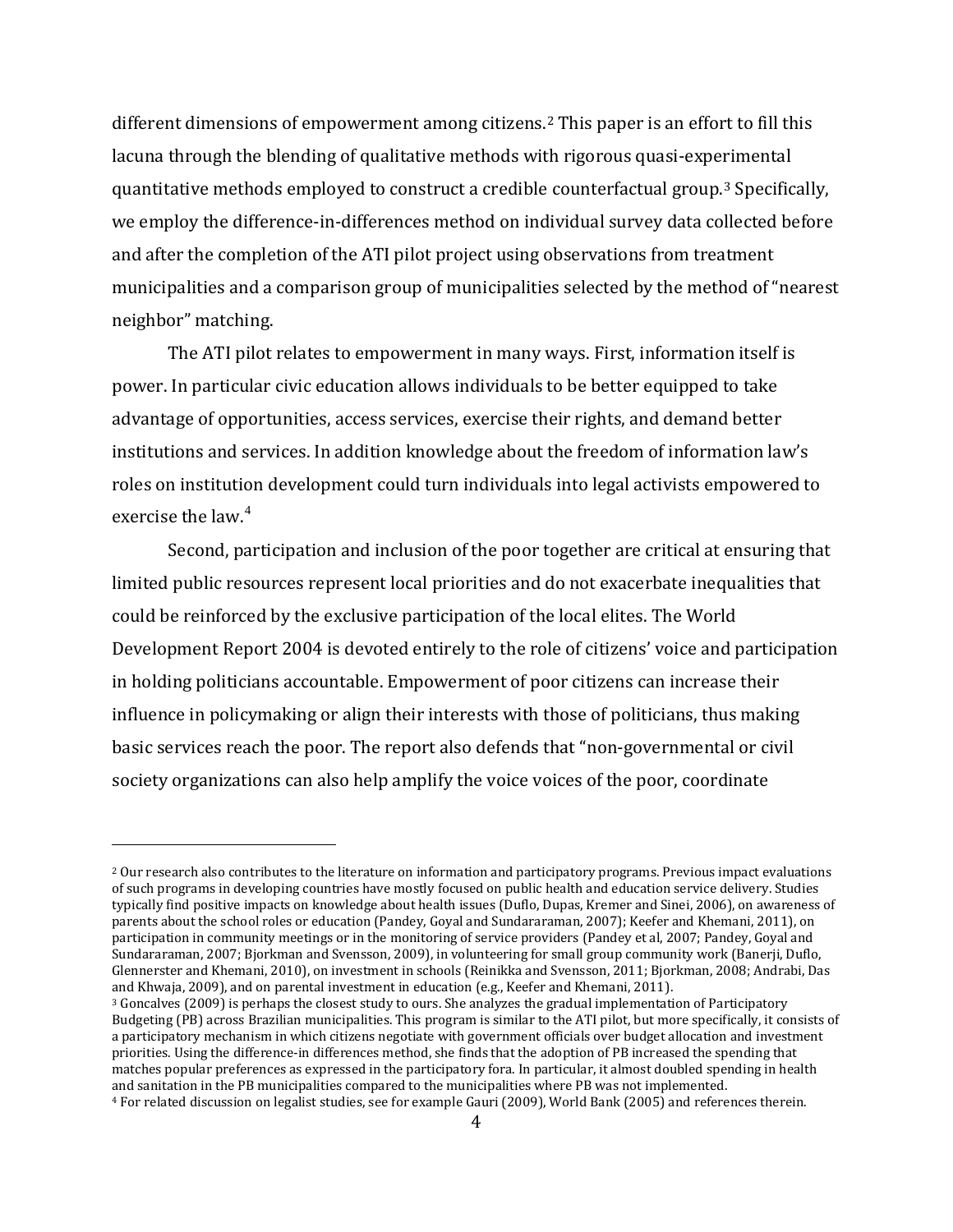different dimensions of empowerment among citizens.[2] This paper is an effort to fill this lacuna through the blending of qualitative methods with rigorous quasi-experimental quantitative methods employed to construct a credible counterfactual group.[3] Specifically, we employ the difference-in-differences method on individual survey data collected before and after the completion of the ATI pilot project using observations from treatment municipalities and a comparison group of municipalities selected by the method of "nearest neighbor" matching.

The ATI pilot relates to empowerment in many ways. First, information itself is power. In particular civic education allows individuals to be better equipped to take advantage of opportunities, access services, exercise their rights, and demand better institutions and services. In addition knowledge about the freedom of information law's roles on institution development could turn individuals into legal activists empowered to exercise the law.[4]

Second, participation and inclusion of the poor together are critical at ensuring that limited public resources represent local priorities and do not exacerbate inequalities that could be reinforced by the exclusive participation of the local elites. The World Development Report 2004 is devoted entirely to the role of citizens' voice and participation in holding politicians accountable. Empowerment of poor citizens can increase their influence in policymaking or align their interests with those of politicians, thus making basic services reach the poor. The report also defends that "non-governmental or civil society organizations can also help amplify the voice voices of the poor, coordinate

---

[2] Our research also contributes to the literature on information and participatory programs. Previous impact evaluations of such programs in developing countries have mostly focused on public health and education service delivery. Studies typically find positive impacts on knowledge about health issues (Duflo, Dupas, Kremer and Sinei, 2006), on awareness of parents about the school roles or education (Pandey, Goyal and Sundararaman, 2007); Keefer and Khemani, 2011), on participation in community meetings or in the monitoring of service providers (Pandey et al, 2007; Pandey, Goyal and Sundararaman, 2007; Bjorkman and Svensson, 2009), in volunteering for small group community work (Banerji, Duflo, Glennerster and Khemani, 2010), on investment in schools (Reinikka and Svensson, 2011; Bjorkman, 2008; Andrabi, Das and Khwaja, 2009), and on parental investment in education (e.g., Keefer and Khemani, 2011).

[3] Goncalves (2009) is perhaps the closest study to ours. She analyzes the gradual implementation of Participatory Budgeting (PB) across Brazilian municipalities. This program is similar to the ATI pilot, but more specifically, it consists of a participatory mechanism in which citizens negotiate with government officials over budget allocation and investment priorities. Using the difference-in differences method, she finds that the adoption of PB increased the spending that matches popular preferences as expressed in the participatory fora. In particular, it almost doubled spending in health and sanitation in the PB municipalities compared to the municipalities where PB was not implemented.

[4] For related discussion on legalist studies, see for example Gauri (2009), World Bank (2005) and references therein.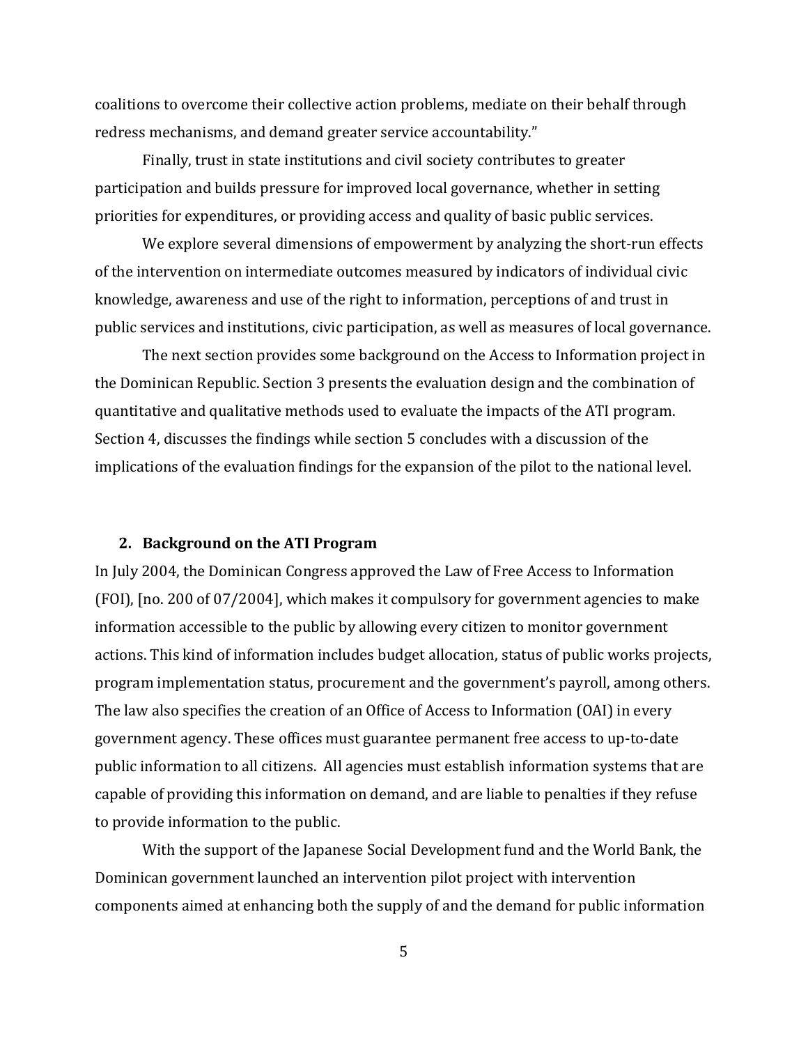coalitions to overcome their collective action problems, mediate on their behalf through redress mechanisms, and demand greater service accountability."

Finally, trust in state institutions and civil society contributes to greater participation and builds pressure for improved local governance, whether in setting priorities for expenditures, or providing access and quality of basic public services.

We explore several dimensions of empowerment by analyzing the short-run effects of the intervention on intermediate outcomes measured by indicators of individual civic knowledge, awareness and use of the right to information, perceptions of and trust in public services and institutions, civic participation, as well as measures of local governance.

The next section provides some background on the Access to Information project in the Dominican Republic. Section 3 presents the evaluation design and the combination of quantitative and qualitative methods used to evaluate the impacts of the ATI program. Section 4, discusses the findings while section 5 concludes with a discussion of the implications of the evaluation findings for the expansion of the pilot to the national level.

## 2. Background on the ATI Program

In July 2004, the Dominican Congress approved the Law of Free Access to Information (FOI), [no. 200 of 07/2004], which makes it compulsory for government agencies to make information accessible to the public by allowing every citizen to monitor government actions. This kind of information includes budget allocation, status of public works projects, program implementation status, procurement and the government's payroll, among others. The law also specifies the creation of an Office of Access to Information (OAI) in every government agency. These offices must guarantee permanent free access to up-to-date public information to all citizens. All agencies must establish information systems that are capable of providing this information on demand, and are liable to penalties if they refuse to provide information to the public.

With the support of the Japanese Social Development fund and the World Bank, the Dominican government launched an intervention pilot project with intervention components aimed at enhancing both the supply of and the demand for public information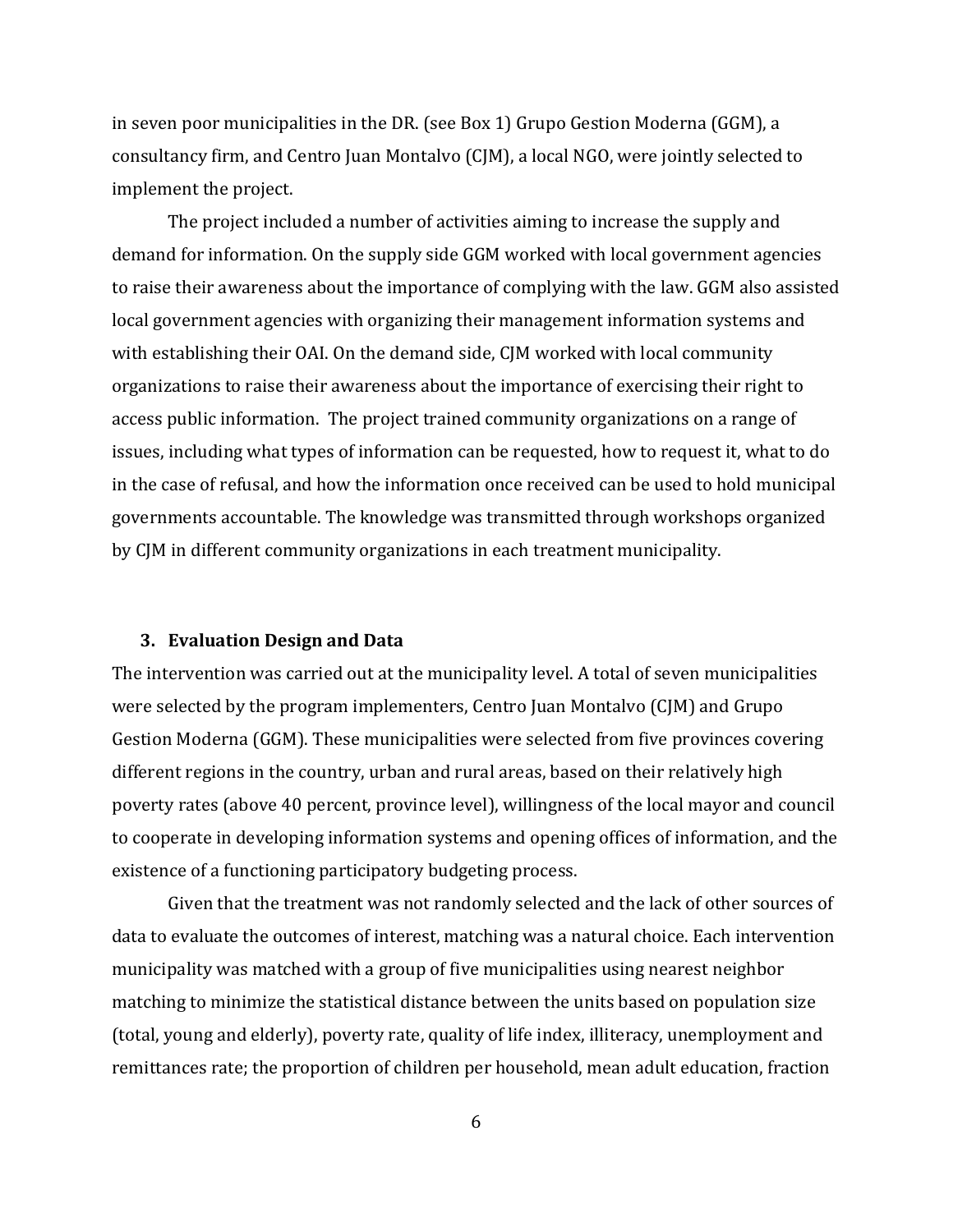in seven poor municipalities in the DR. (see Box 1) Grupo Gestion Moderna (GGM), a consultancy firm, and Centro Juan Montalvo (CJM), a local NGO, were jointly selected to implement the project.

The project included a number of activities aiming to increase the supply and demand for information. On the supply side GGM worked with local government agencies to raise their awareness about the importance of complying with the law. GGM also assisted local government agencies with organizing their management information systems and with establishing their OAI. On the demand side, CJM worked with local community organizations to raise their awareness about the importance of exercising their right to access public information. The project trained community organizations on a range of issues, including what types of information can be requested, how to request it, what to do in the case of refusal, and how the information once received can be used to hold municipal governments accountable. The knowledge was transmitted through workshops organized by CJM in different community organizations in each treatment municipality.

### 3. Evaluation Design and Data

The intervention was carried out at the municipality level. A total of seven municipalities were selected by the program implementers, Centro Juan Montalvo (CJM) and Grupo Gestion Moderna (GGM). These municipalities were selected from five provinces covering different regions in the country, urban and rural areas, based on their relatively high poverty rates (above 40 percent, province level), willingness of the local mayor and council to cooperate in developing information systems and opening offices of information, and the existence of a functioning participatory budgeting process.

Given that the treatment was not randomly selected and the lack of other sources of data to evaluate the outcomes of interest, matching was a natural choice. Each intervention municipality was matched with a group of five municipalities using nearest neighbor matching to minimize the statistical distance between the units based on population size (total, young and elderly), poverty rate, quality of life index, illiteracy, unemployment and remittances rate; the proportion of children per household, mean adult education, fraction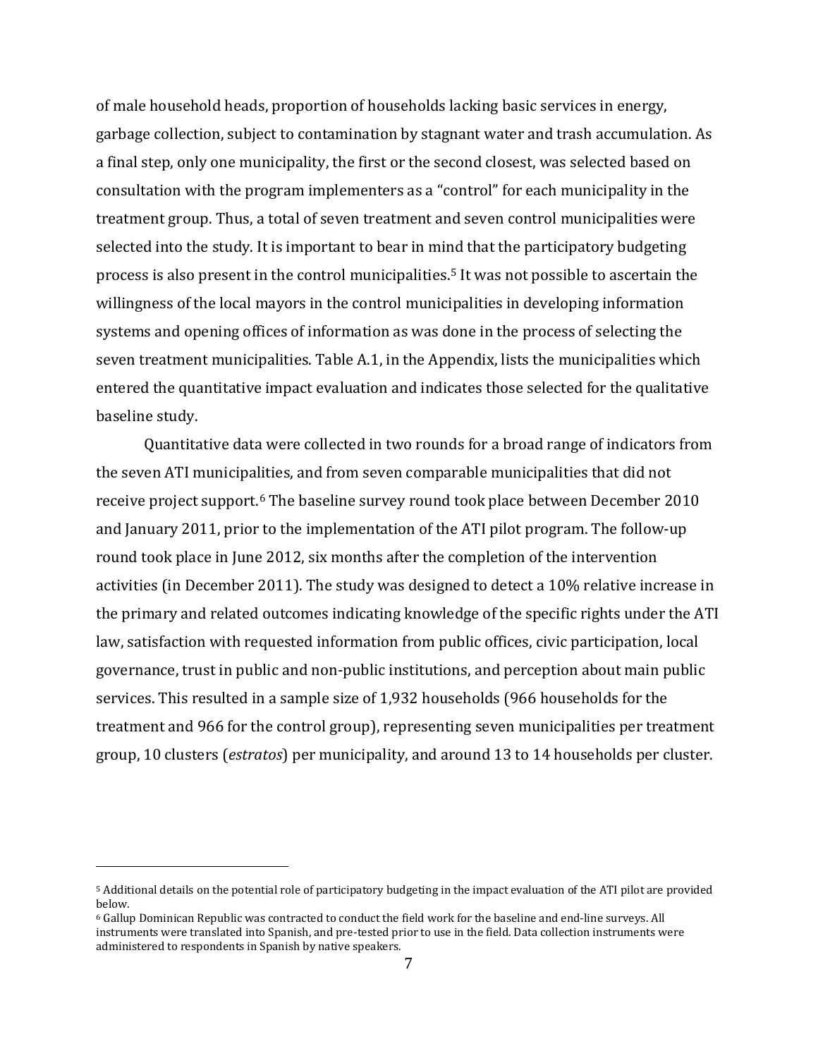of male household heads, proportion of households lacking basic services in energy, garbage collection, subject to contamination by stagnant water and trash accumulation. As a final step, only one municipality, the first or the second closest, was selected based on consultation with the program implementers as a "control" for each municipality in the treatment group. Thus, a total of seven treatment and seven control municipalities were selected into the study. It is important to bear in mind that the participatory budgeting process is also present in the control municipalities.[5] It was not possible to ascertain the willingness of the local mayors in the control municipalities in developing information systems and opening offices of information as was done in the process of selecting the seven treatment municipalities. Table A.1, in the Appendix, lists the municipalities which entered the quantitative impact evaluation and indicates those selected for the qualitative baseline study.

Quantitative data were collected in two rounds for a broad range of indicators from the seven ATI municipalities, and from seven comparable municipalities that did not receive project support.[6] The baseline survey round took place between December 2010 and January 2011, prior to the implementation of the ATI pilot program. The follow-up round took place in June 2012, six months after the completion of the intervention activities (in December 2011). The study was designed to detect a 10% relative increase in the primary and related outcomes indicating knowledge of the specific rights under the ATI law, satisfaction with requested information from public offices, civic participation, local governance, trust in public and non-public institutions, and perception about main public services. This resulted in a sample size of 1,932 households (966 households for the treatment and 966 for the control group), representing seven municipalities per treatment group, 10 clusters (*estratos*) per municipality, and around 13 to 14 households per cluster.

---

[5] Additional details on the potential role of participatory budgeting in the impact evaluation of the ATI pilot are provided below.

[6] Gallup Dominican Republic was contracted to conduct the field work for the baseline and end-line surveys. All instruments were translated into Spanish, and pre-tested prior to use in the field. Data collection instruments were administered to respondents in Spanish by native speakers.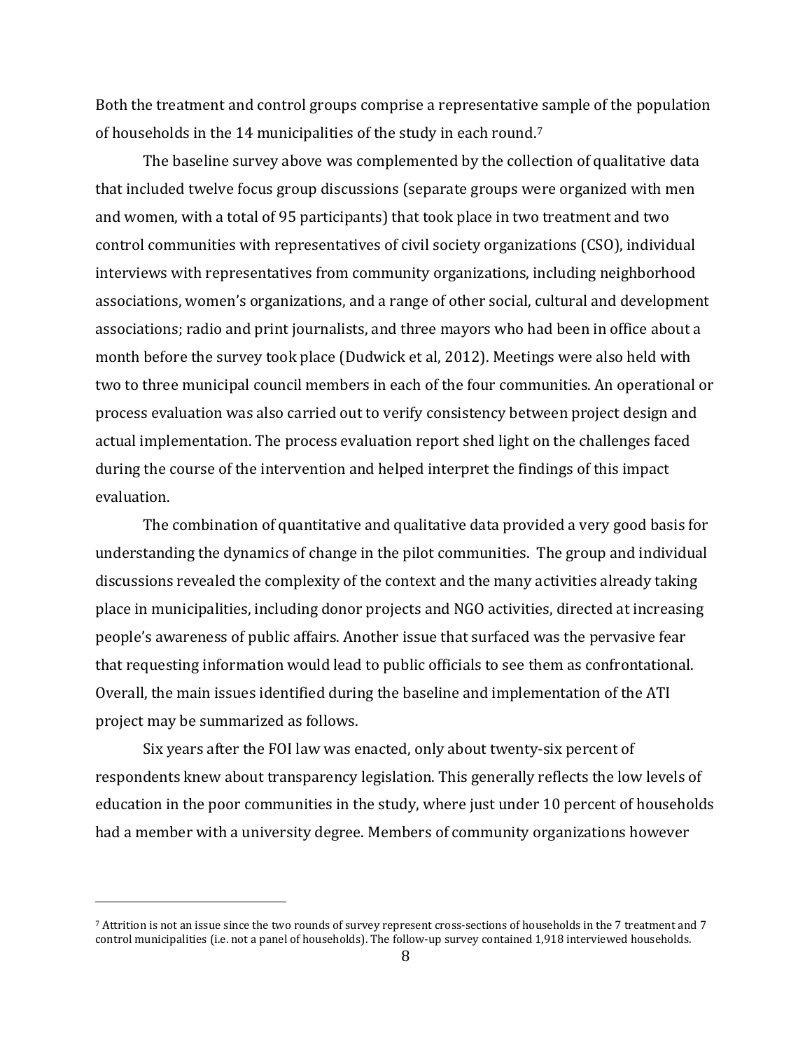Both the treatment and control groups comprise a representative sample of the population of households in the 14 municipalities of the study in each round.[7]

The baseline survey above was complemented by the collection of qualitative data that included twelve focus group discussions (separate groups were organized with men and women, with a total of 95 participants) that took place in two treatment and two control communities with representatives of civil society organizations (CSO), individual interviews with representatives from community organizations, including neighborhood associations, women's organizations, and a range of other social, cultural and development associations; radio and print journalists, and three mayors who had been in office about a month before the survey took place (Dudwick et al, 2012). Meetings were also held with two to three municipal council members in each of the four communities. An operational or process evaluation was also carried out to verify consistency between project design and actual implementation. The process evaluation report shed light on the challenges faced during the course of the intervention and helped interpret the findings of this impact evaluation.

The combination of quantitative and qualitative data provided a very good basis for understanding the dynamics of change in the pilot communities. The group and individual discussions revealed the complexity of the context and the many activities already taking place in municipalities, including donor projects and NGO activities, directed at increasing people's awareness of public affairs. Another issue that surfaced was the pervasive fear that requesting information would lead to public officials to see them as confrontational. Overall, the main issues identified during the baseline and implementation of the ATI project may be summarized as follows.

Six years after the FOI law was enacted, only about twenty-six percent of respondents knew about transparency legislation. This generally reflects the low levels of education in the poor communities in the study, where just under 10 percent of households had a member with a university degree. Members of community organizations however

[7] Attrition is not an issue since the two rounds of survey represent cross-sections of households in the 7 treatment and 7 control municipalities (i.e. not a panel of households). The follow-up survey contained 1,918 interviewed households.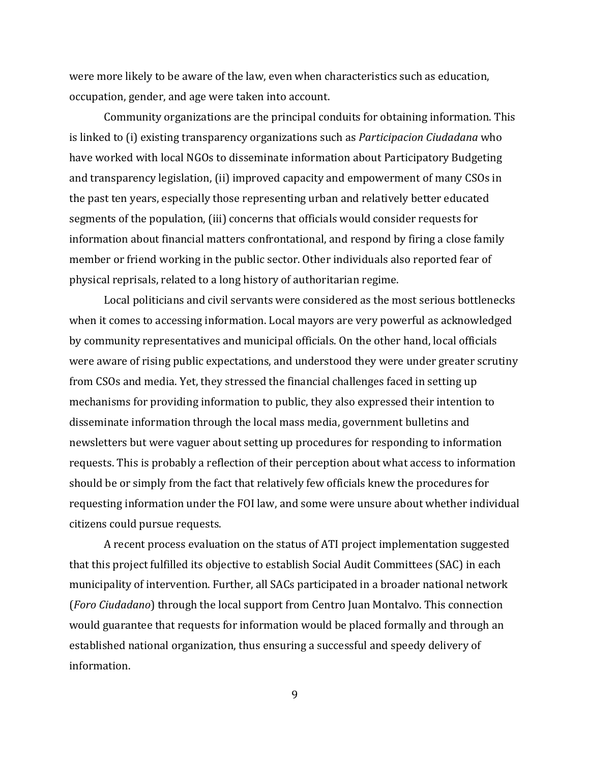were more likely to be aware of the law, even when characteristics such as education, occupation, gender, and age were taken into account.

Community organizations are the principal conduits for obtaining information. This is linked to (i) existing transparency organizations such as *Participacion Ciudadana* who have worked with local NGOs to disseminate information about Participatory Budgeting and transparency legislation, (ii) improved capacity and empowerment of many CSOs in the past ten years, especially those representing urban and relatively better educated segments of the population, (iii) concerns that officials would consider requests for information about financial matters confrontational, and respond by firing a close family member or friend working in the public sector. Other individuals also reported fear of physical reprisals, related to a long history of authoritarian regime.

Local politicians and civil servants were considered as the most serious bottlenecks when it comes to accessing information. Local mayors are very powerful as acknowledged by community representatives and municipal officials. On the other hand, local officials were aware of rising public expectations, and understood they were under greater scrutiny from CSOs and media. Yet, they stressed the financial challenges faced in setting up mechanisms for providing information to public, they also expressed their intention to disseminate information through the local mass media, government bulletins and newsletters but were vaguer about setting up procedures for responding to information requests. This is probably a reflection of their perception about what access to information should be or simply from the fact that relatively few officials knew the procedures for requesting information under the FOI law, and some were unsure about whether individual citizens could pursue requests.

A recent process evaluation on the status of ATI project implementation suggested that this project fulfilled its objective to establish Social Audit Committees (SAC) in each municipality of intervention. Further, all SACs participated in a broader national network (*Foro Ciudadano*) through the local support from Centro Juan Montalvo. This connection would guarantee that requests for information would be placed formally and through an established national organization, thus ensuring a successful and speedy delivery of information.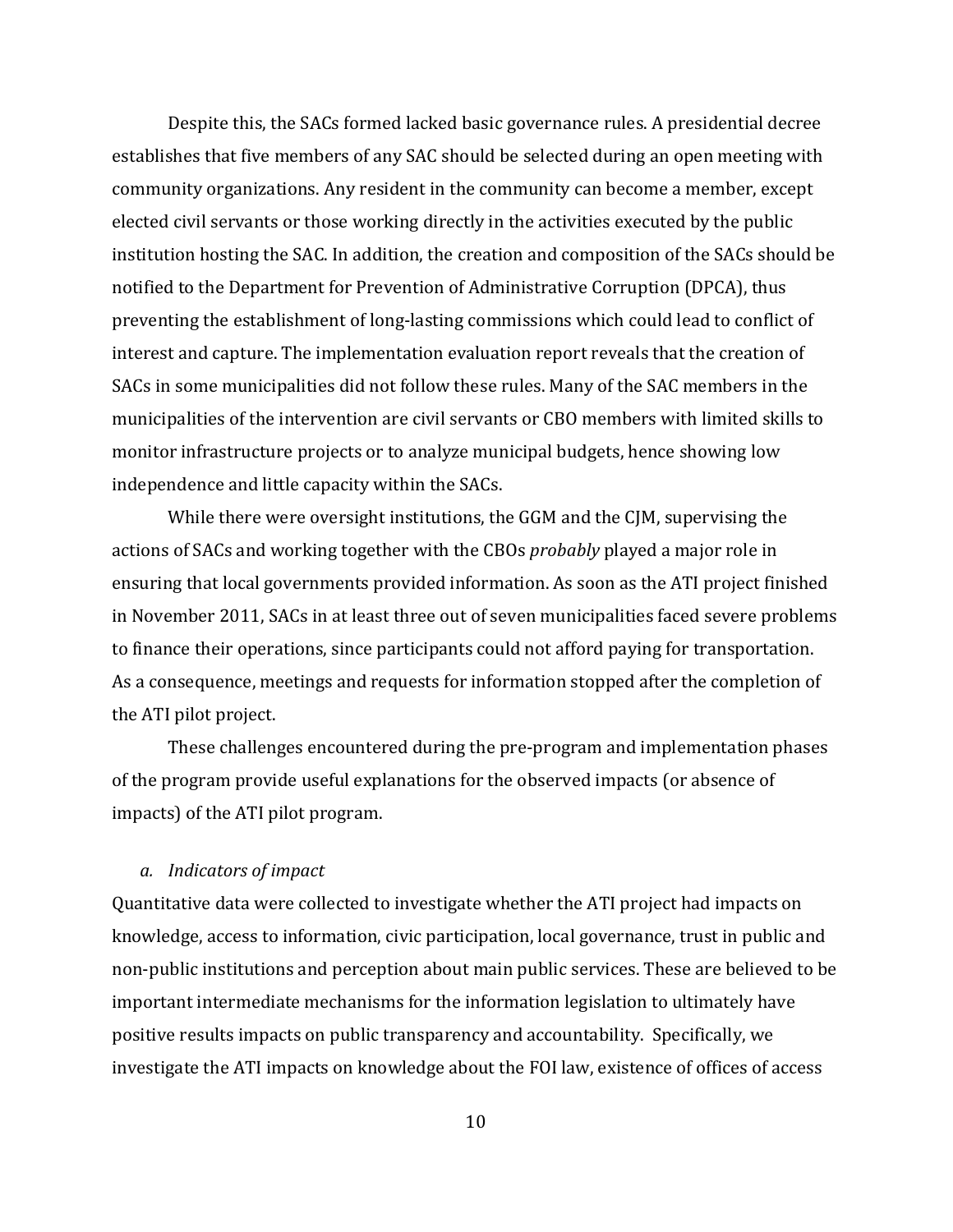Despite this, the SACs formed lacked basic governance rules. A presidential decree establishes that five members of any SAC should be selected during an open meeting with community organizations. Any resident in the community can become a member, except elected civil servants or those working directly in the activities executed by the public institution hosting the SAC. In addition, the creation and composition of the SACs should be notified to the Department for Prevention of Administrative Corruption (DPCA), thus preventing the establishment of long-lasting commissions which could lead to conflict of interest and capture. The implementation evaluation report reveals that the creation of SACs in some municipalities did not follow these rules. Many of the SAC members in the municipalities of the intervention are civil servants or CBO members with limited skills to monitor infrastructure projects or to analyze municipal budgets, hence showing low independence and little capacity within the SACs.

While there were oversight institutions, the GGM and the CJM, supervising the actions of SACs and working together with the CBOs *probably* played a major role in ensuring that local governments provided information. As soon as the ATI project finished in November 2011, SACs in at least three out of seven municipalities faced severe problems to finance their operations, since participants could not afford paying for transportation. As a consequence, meetings and requests for information stopped after the completion of the ATI pilot project.

These challenges encountered during the pre-program and implementation phases of the program provide useful explanations for the observed impacts (or absence of impacts) of the ATI pilot program.

### *a. Indicators of impact*

Quantitative data were collected to investigate whether the ATI project had impacts on knowledge, access to information, civic participation, local governance, trust in public and non-public institutions and perception about main public services. These are believed to be important intermediate mechanisms for the information legislation to ultimately have positive results impacts on public transparency and accountability. Specifically, we investigate the ATI impacts on knowledge about the FOI law, existence of offices of access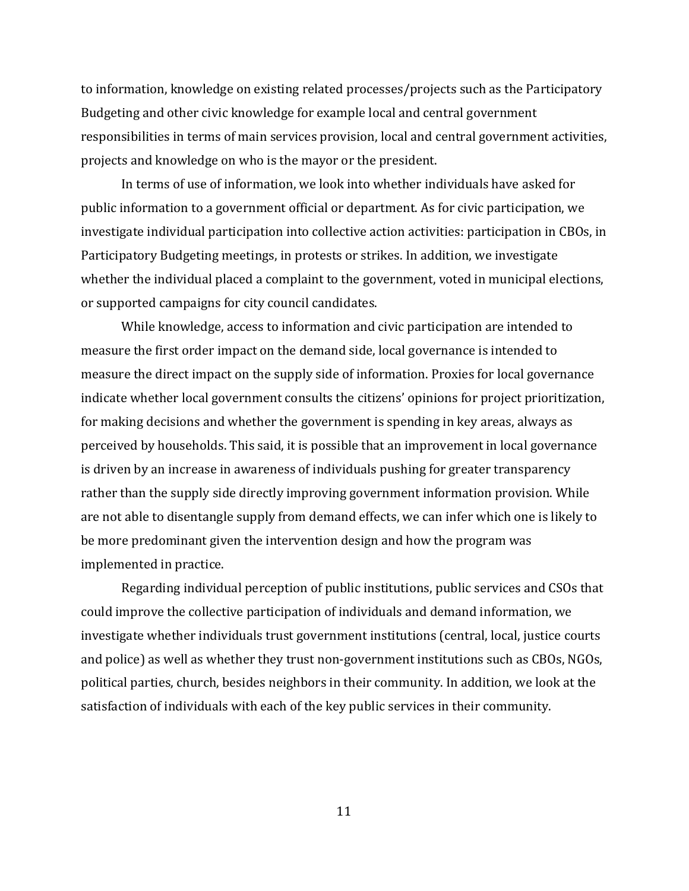to information, knowledge on existing related processes/projects such as the Participatory Budgeting and other civic knowledge for example local and central government responsibilities in terms of main services provision, local and central government activities, projects and knowledge on who is the mayor or the president.

In terms of use of information, we look into whether individuals have asked for public information to a government official or department. As for civic participation, we investigate individual participation into collective action activities: participation in CBOs, in Participatory Budgeting meetings, in protests or strikes. In addition, we investigate whether the individual placed a complaint to the government, voted in municipal elections, or supported campaigns for city council candidates.

While knowledge, access to information and civic participation are intended to measure the first order impact on the demand side, local governance is intended to measure the direct impact on the supply side of information. Proxies for local governance indicate whether local government consults the citizens' opinions for project prioritization, for making decisions and whether the government is spending in key areas, always as perceived by households. This said, it is possible that an improvement in local governance is driven by an increase in awareness of individuals pushing for greater transparency rather than the supply side directly improving government information provision. While are not able to disentangle supply from demand effects, we can infer which one is likely to be more predominant given the intervention design and how the program was implemented in practice.

Regarding individual perception of public institutions, public services and CSOs that could improve the collective participation of individuals and demand information, we investigate whether individuals trust government institutions (central, local, justice courts and police) as well as whether they trust non-government institutions such as CBOs, NGOs, political parties, church, besides neighbors in their community. In addition, we look at the satisfaction of individuals with each of the key public services in their community.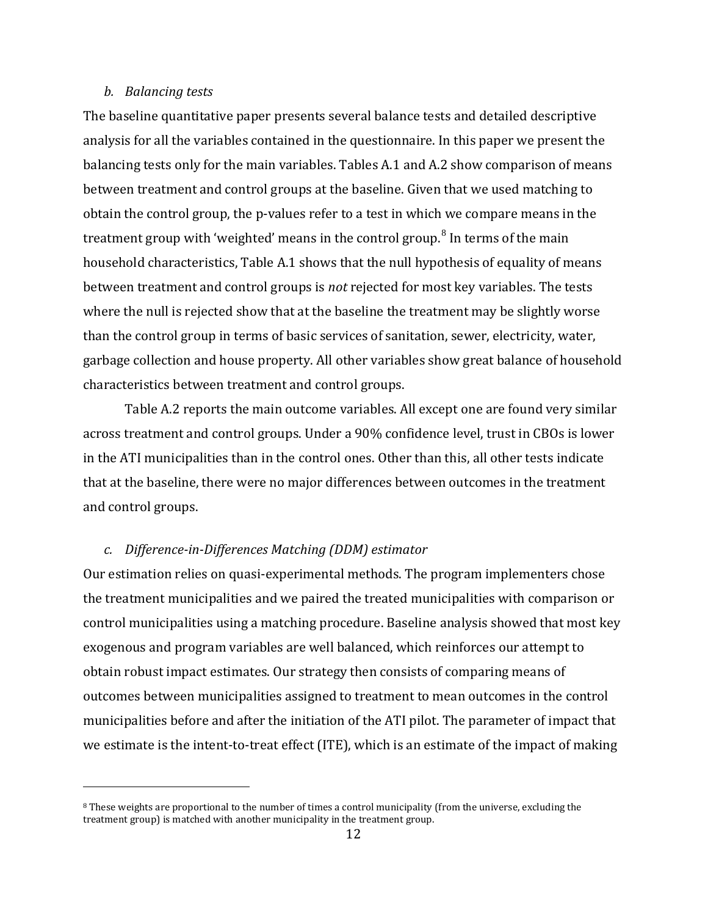### *b. Balancing tests*

The baseline quantitative paper presents several balance tests and detailed descriptive analysis for all the variables contained in the questionnaire. In this paper we present the balancing tests only for the main variables. Tables A.1 and A.2 show comparison of means between treatment and control groups at the baseline. Given that we used matching to obtain the control group, the p-values refer to a test in which we compare means in the treatment group with 'weighted' means in the control group.[8] In terms of the main household characteristics, Table A.1 shows that the null hypothesis of equality of means between treatment and control groups is *not* rejected for most key variables. The tests where the null is rejected show that at the baseline the treatment may be slightly worse than the control group in terms of basic services of sanitation, sewer, electricity, water, garbage collection and house property. All other variables show great balance of household characteristics between treatment and control groups.

Table A.2 reports the main outcome variables. All except one are found very similar across treatment and control groups. Under a 90% confidence level, trust in CBOs is lower in the ATI municipalities than in the control ones. Other than this, all other tests indicate that at the baseline, there were no major differences between outcomes in the treatment and control groups.

### *c. Difference-in-Differences Matching (DDM) estimator*

Our estimation relies on quasi-experimental methods. The program implementers chose the treatment municipalities and we paired the treated municipalities with comparison or control municipalities using a matching procedure. Baseline analysis showed that most key exogenous and program variables are well balanced, which reinforces our attempt to obtain robust impact estimates. Our strategy then consists of comparing means of outcomes between municipalities assigned to treatment to mean outcomes in the control municipalities before and after the initiation of the ATI pilot. The parameter of impact that we estimate is the intent-to-treat effect (ITE), which is an estimate of the impact of making

[8] These weights are proportional to the number of times a control municipality (from the universe, excluding the treatment group) is matched with another municipality in the treatment group.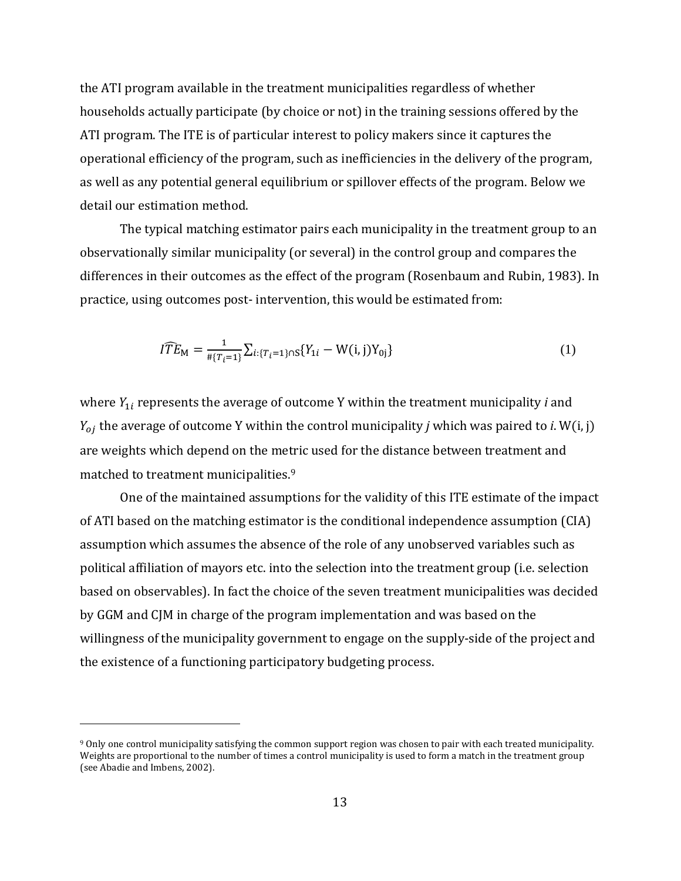the ATI program available in the treatment municipalities regardless of whether households actually participate (by choice or not) in the training sessions offered by the ATI program. The ITE is of particular interest to policy makers since it captures the operational efficiency of the program, such as inefficiencies in the delivery of the program, as well as any potential general equilibrium or spillover effects of the program. Below we detail our estimation method.

The typical matching estimator pairs each municipality in the treatment group to an observationally similar municipality (or several) in the control group and compares the differences in their outcomes as the effect of the program (Rosenbaum and Rubin, 1983). In practice, using outcomes post- intervention, this would be estimated from:

$$\widehat{ITE}_{\mathrm{M}} = \frac{1}{\#\{T_i=1\}} \sum_{i:\{T_i=1\}\cap \mathrm{S}} \{Y_{1i} - \mathrm{W(i, j)Y_{0j}}\} \tag{1}$$

where $Y_{1i}$ represents the average of outcome Y within the treatment municipality *i* and $Y_{oj}$ the average of outcome Y within the control municipality *j* which was paired to *i*. W(i, j) are weights which depend on the metric used for the distance between treatment and matched to treatment municipalities.[9]

One of the maintained assumptions for the validity of this ITE estimate of the impact of ATI based on the matching estimator is the conditional independence assumption (CIA) assumption which assumes the absence of the role of any unobserved variables such as political affiliation of mayors etc. into the selection into the treatment group (i.e. selection based on observables). In fact the choice of the seven treatment municipalities was decided by GGM and CJM in charge of the program implementation and was based on the willingness of the municipality government to engage on the supply-side of the project and the existence of a functioning participatory budgeting process.

[9] Only one control municipality satisfying the common support region was chosen to pair with each treated municipality. Weights are proportional to the number of times a control municipality is used to form a match in the treatment group (see Abadie and Imbens, 2002).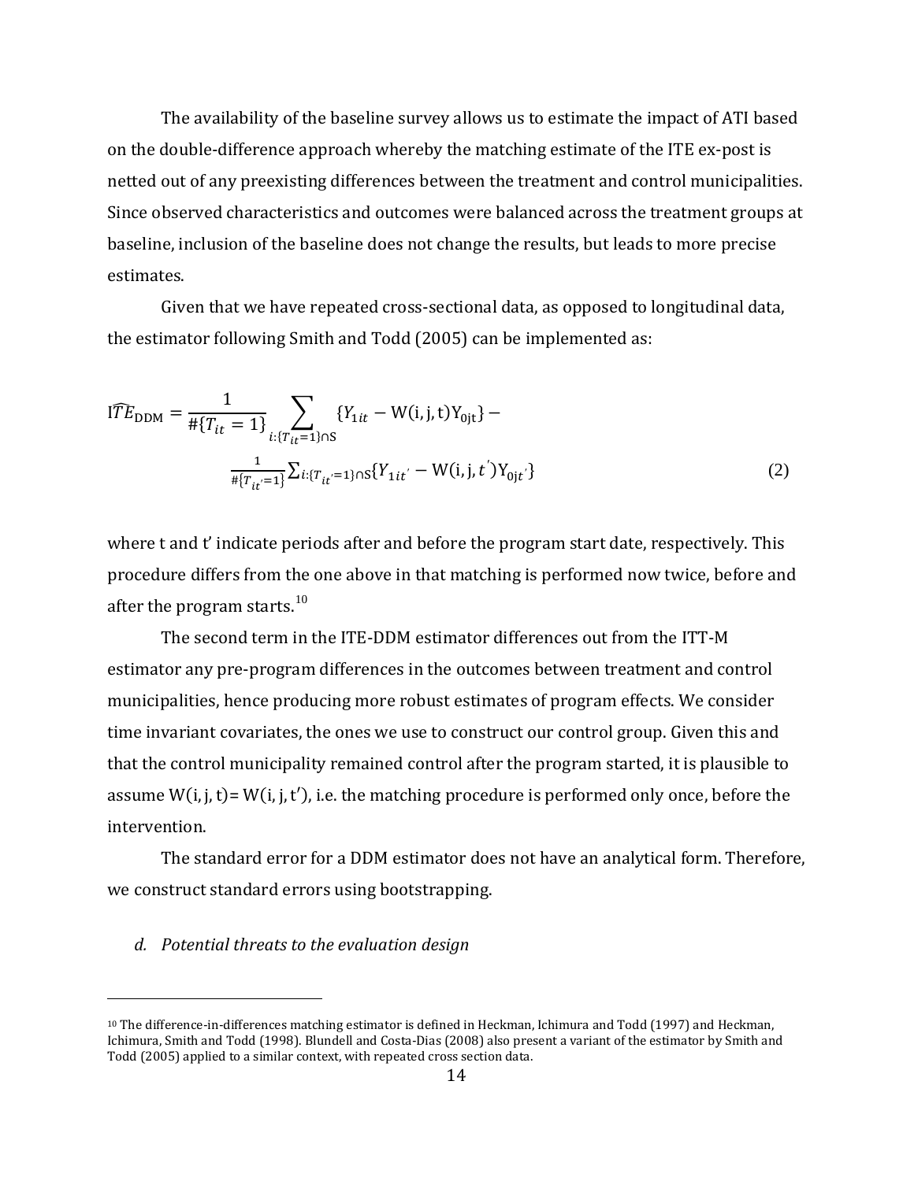The availability of the baseline survey allows us to estimate the impact of ATI based on the double-difference approach whereby the matching estimate of the ITE ex-post is netted out of any preexisting differences between the treatment and control municipalities. Since observed characteristics and outcomes were balanced across the treatment groups at baseline, inclusion of the baseline does not change the results, but leads to more precise estimates.

Given that we have repeated cross-sectional data, as opposed to longitudinal data, the estimator following Smith and Todd (2005) can be implemented as:

$$\widehat{ITE}_{\mathrm{DDM}} = \frac{1}{\#\{T_{it}=1\}} \sum_{i:\{T_{it}=1\}\cap S} \{Y_{1it} - \mathrm{W(i,j,t)}\mathrm{Y}_{0jt}\} - \frac{1}{\#\{T_{it'}=1\}} \sum_{i:\{T_{it'}=1\}\cap S} \{Y_{1it'} - \mathrm{W}(\mathrm{i,j,}t')\mathrm{Y}_{0jt'}\} \quad (2)$$

where t and t' indicate periods after and before the program start date, respectively. This procedure differs from the one above in that matching is performed now twice, before and after the program starts.[10]

The second term in the ITE-DDM estimator differences out from the ITT-M estimator any pre-program differences in the outcomes between treatment and control municipalities, hence producing more robust estimates of program effects. We consider time invariant covariates, the ones we use to construct our control group. Given this and that the control municipality remained control after the program started, it is plausible to assume W(i, j, t)= W(i, j, t′), i.e. the matching procedure is performed only once, before the intervention.

The standard error for a DDM estimator does not have an analytical form. Therefore, we construct standard errors using bootstrapping.

*d. Potential threats to the evaluation design*

---

[10] The difference-in-differences matching estimator is defined in Heckman, Ichimura and Todd (1997) and Heckman, Ichimura, Smith and Todd (1998). Blundell and Costa-Dias (2008) also present a variant of the estimator by Smith and Todd (2005) applied to a similar context, with repeated cross section data.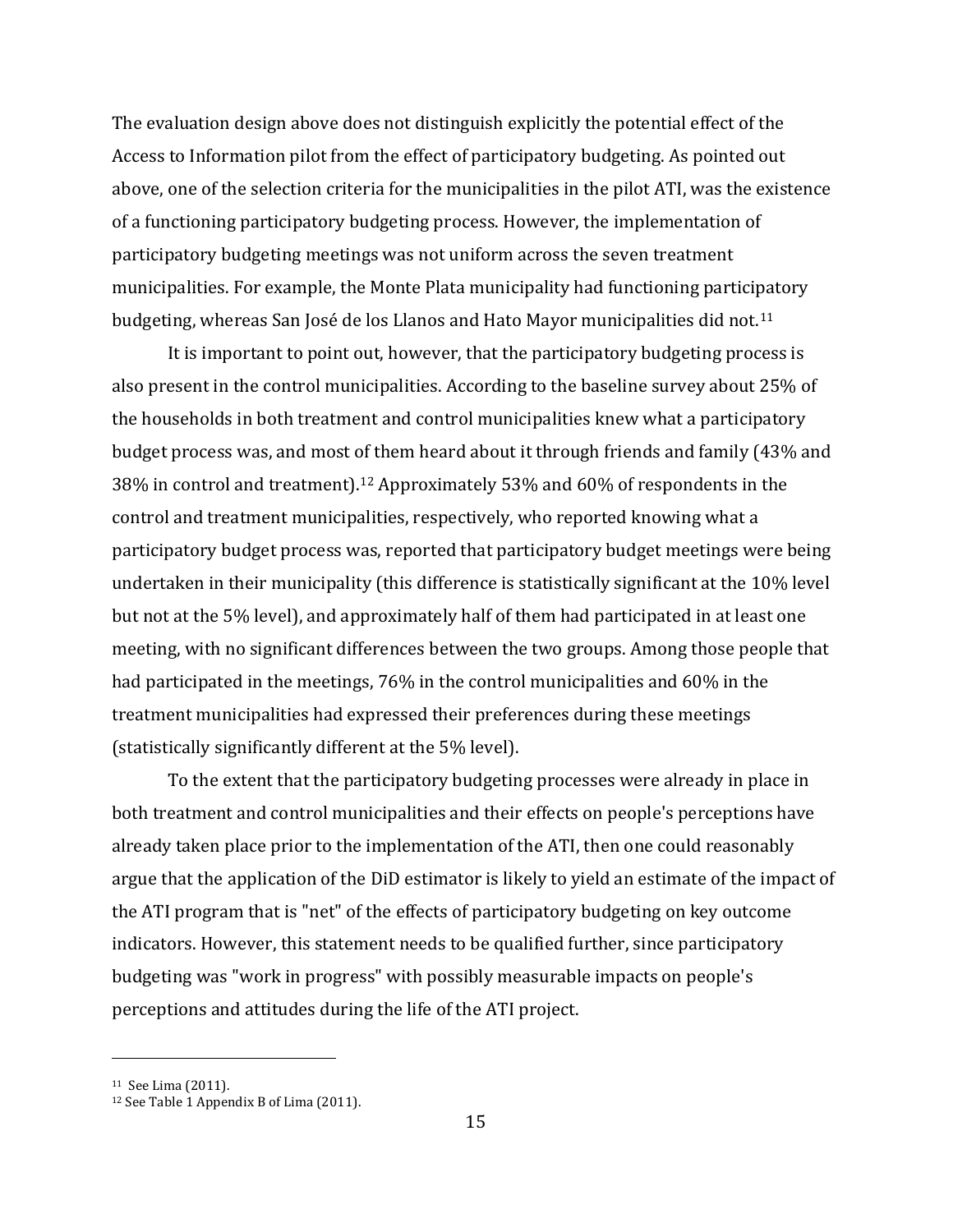The evaluation design above does not distinguish explicitly the potential effect of the Access to Information pilot from the effect of participatory budgeting. As pointed out above, one of the selection criteria for the municipalities in the pilot ATI, was the existence of a functioning participatory budgeting process. However, the implementation of participatory budgeting meetings was not uniform across the seven treatment municipalities. For example, the Monte Plata municipality had functioning participatory budgeting, whereas San José de los Llanos and Hato Mayor municipalities did not.[11]

It is important to point out, however, that the participatory budgeting process is also present in the control municipalities. According to the baseline survey about 25% of the households in both treatment and control municipalities knew what a participatory budget process was, and most of them heard about it through friends and family (43% and 38% in control and treatment).[12] Approximately 53% and 60% of respondents in the control and treatment municipalities, respectively, who reported knowing what a participatory budget process was, reported that participatory budget meetings were being undertaken in their municipality (this difference is statistically significant at the 10% level but not at the 5% level), and approximately half of them had participated in at least one meeting, with no significant differences between the two groups. Among those people that had participated in the meetings, 76% in the control municipalities and 60% in the treatment municipalities had expressed their preferences during these meetings (statistically significantly different at the 5% level).

To the extent that the participatory budgeting processes were already in place in both treatment and control municipalities and their effects on people's perceptions have already taken place prior to the implementation of the ATI, then one could reasonably argue that the application of the DiD estimator is likely to yield an estimate of the impact of the ATI program that is "net" of the effects of participatory budgeting on key outcome indicators. However, this statement needs to be qualified further, since participatory budgeting was "work in progress" with possibly measurable impacts on people's perceptions and attitudes during the life of the ATI project.

---

[11] See Lima (2011).

[12] See Table 1 Appendix B of Lima (2011).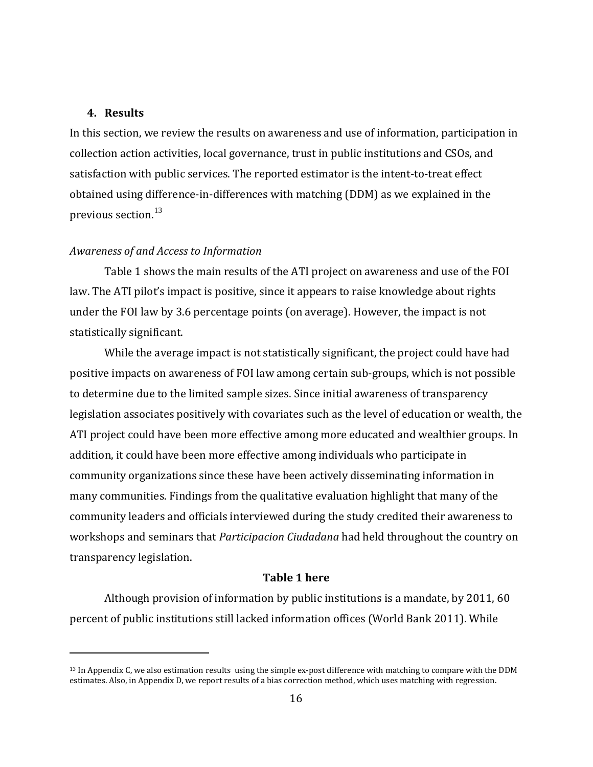## 4. Results

In this section, we review the results on awareness and use of information, participation in collection action activities, local governance, trust in public institutions and CSOs, and satisfaction with public services. The reported estimator is the intent-to-treat effect obtained using difference-in-differences with matching (DDM) as we explained in the previous section.[13]

*Awareness of and Access to Information*

Table 1 shows the main results of the ATI project on awareness and use of the FOI law. The ATI pilot's impact is positive, since it appears to raise knowledge about rights under the FOI law by 3.6 percentage points (on average). However, the impact is not statistically significant.

While the average impact is not statistically significant, the project could have had positive impacts on awareness of FOI law among certain sub-groups, which is not possible to determine due to the limited sample sizes. Since initial awareness of transparency legislation associates positively with covariates such as the level of education or wealth, the ATI project could have been more effective among more educated and wealthier groups. In addition, it could have been more effective among individuals who participate in community organizations since these have been actively disseminating information in many communities. Findings from the qualitative evaluation highlight that many of the community leaders and officials interviewed during the study credited their awareness to workshops and seminars that *Participacion Ciudadana* had held throughout the country on transparency legislation.

**Table 1 here**

Although provision of information by public institutions is a mandate, by 2011, 60 percent of public institutions still lacked information offices (World Bank 2011). While

[13] In Appendix C, we also estimation results using the simple ex-post difference with matching to compare with the DDM estimates. Also, in Appendix D, we report results of a bias correction method, which uses matching with regression.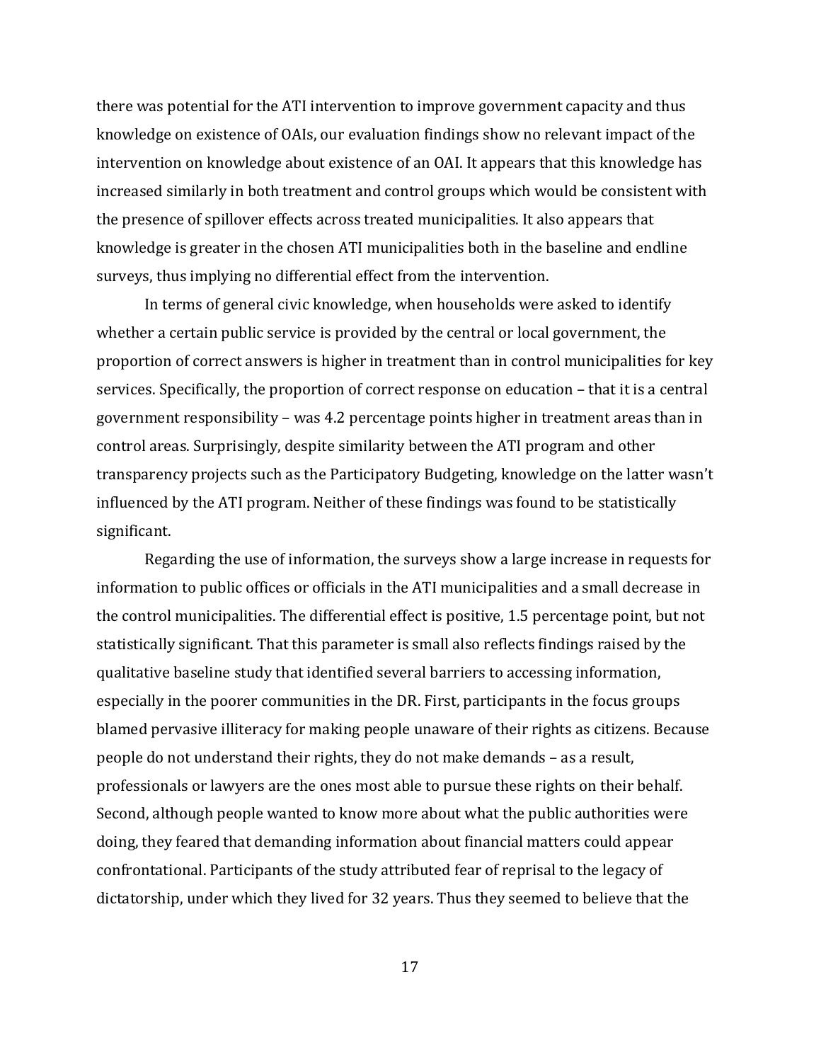there was potential for the ATI intervention to improve government capacity and thus knowledge on existence of OAIs, our evaluation findings show no relevant impact of the intervention on knowledge about existence of an OAI. It appears that this knowledge has increased similarly in both treatment and control groups which would be consistent with the presence of spillover effects across treated municipalities. It also appears that knowledge is greater in the chosen ATI municipalities both in the baseline and endline surveys, thus implying no differential effect from the intervention.

In terms of general civic knowledge, when households were asked to identify whether a certain public service is provided by the central or local government, the proportion of correct answers is higher in treatment than in control municipalities for key services. Specifically, the proportion of correct response on education – that it is a central government responsibility – was 4.2 percentage points higher in treatment areas than in control areas. Surprisingly, despite similarity between the ATI program and other transparency projects such as the Participatory Budgeting, knowledge on the latter wasn't influenced by the ATI program. Neither of these findings was found to be statistically significant.

Regarding the use of information, the surveys show a large increase in requests for information to public offices or officials in the ATI municipalities and a small decrease in the control municipalities. The differential effect is positive, 1.5 percentage point, but not statistically significant. That this parameter is small also reflects findings raised by the qualitative baseline study that identified several barriers to accessing information, especially in the poorer communities in the DR. First, participants in the focus groups blamed pervasive illiteracy for making people unaware of their rights as citizens. Because people do not understand their rights, they do not make demands – as a result, professionals or lawyers are the ones most able to pursue these rights on their behalf. Second, although people wanted to know more about what the public authorities were doing, they feared that demanding information about financial matters could appear confrontational. Participants of the study attributed fear of reprisal to the legacy of dictatorship, under which they lived for 32 years. Thus they seemed to believe that the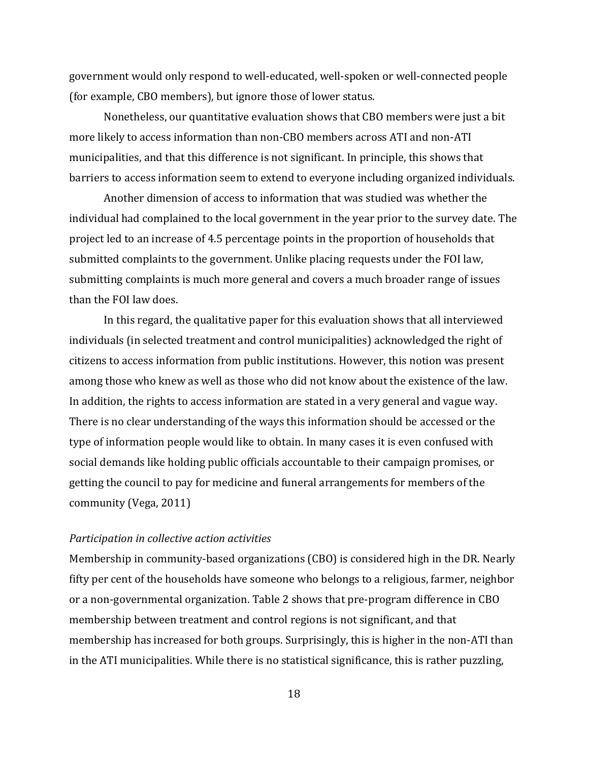government would only respond to well-educated, well-spoken or well-connected people (for example, CBO members), but ignore those of lower status.

Nonetheless, our quantitative evaluation shows that CBO members were just a bit more likely to access information than non-CBO members across ATI and non-ATI municipalities, and that this difference is not significant. In principle, this shows that barriers to access information seem to extend to everyone including organized individuals.

Another dimension of access to information that was studied was whether the individual had complained to the local government in the year prior to the survey date. The project led to an increase of 4.5 percentage points in the proportion of households that submitted complaints to the government. Unlike placing requests under the FOI law, submitting complaints is much more general and covers a much broader range of issues than the FOI law does.

In this regard, the qualitative paper for this evaluation shows that all interviewed individuals (in selected treatment and control municipalities) acknowledged the right of citizens to access information from public institutions. However, this notion was present among those who knew as well as those who did not know about the existence of the law. In addition, the rights to access information are stated in a very general and vague way. There is no clear understanding of the ways this information should be accessed or the type of information people would like to obtain. In many cases it is even confused with social demands like holding public officials accountable to their campaign promises, or getting the council to pay for medicine and funeral arrangements for members of the community (Vega, 2011)

*Participation in collective action activities*

Membership in community-based organizations (CBO) is considered high in the DR. Nearly fifty per cent of the households have someone who belongs to a religious, farmer, neighbor or a non-governmental organization. Table 2 shows that pre-program difference in CBO membership between treatment and control regions is not significant, and that membership has increased for both groups. Surprisingly, this is higher in the non-ATI than in the ATI municipalities. While there is no statistical significance, this is rather puzzling,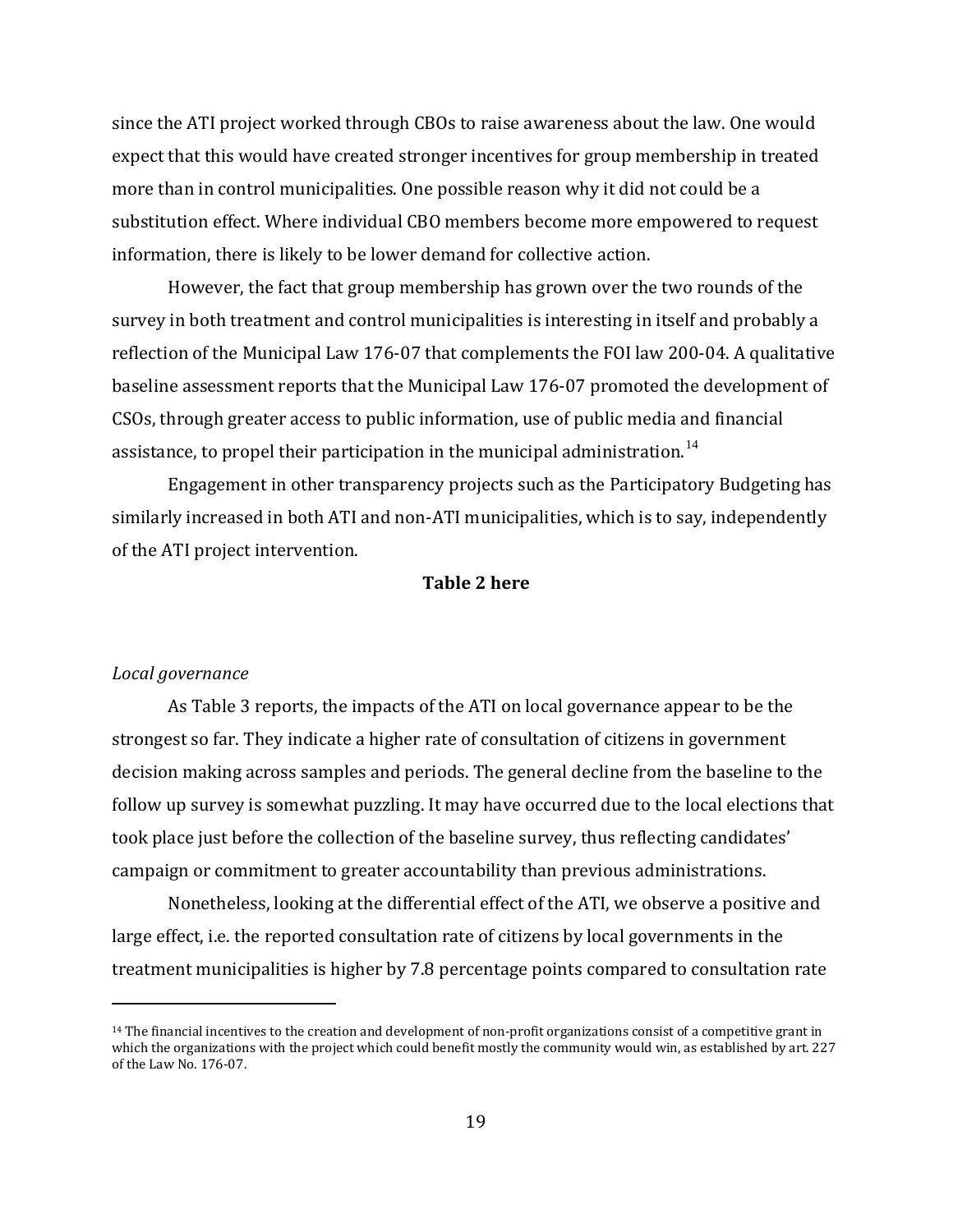since the ATI project worked through CBOs to raise awareness about the law. One would expect that this would have created stronger incentives for group membership in treated more than in control municipalities. One possible reason why it did not could be a substitution effect. Where individual CBO members become more empowered to request information, there is likely to be lower demand for collective action.

However, the fact that group membership has grown over the two rounds of the survey in both treatment and control municipalities is interesting in itself and probably a reflection of the Municipal Law 176-07 that complements the FOI law 200-04. A qualitative baseline assessment reports that the Municipal Law 176-07 promoted the development of CSOs, through greater access to public information, use of public media and financial assistance, to propel their participation in the municipal administration.[14]

Engagement in other transparency projects such as the Participatory Budgeting has similarly increased in both ATI and non-ATI municipalities, which is to say, independently of the ATI project intervention.

**Table 2 here**

*Local governance*

As Table 3 reports, the impacts of the ATI on local governance appear to be the strongest so far. They indicate a higher rate of consultation of citizens in government decision making across samples and periods. The general decline from the baseline to the follow up survey is somewhat puzzling. It may have occurred due to the local elections that took place just before the collection of the baseline survey, thus reflecting candidates' campaign or commitment to greater accountability than previous administrations.

Nonetheless, looking at the differential effect of the ATI, we observe a positive and large effect, i.e. the reported consultation rate of citizens by local governments in the treatment municipalities is higher by 7.8 percentage points compared to consultation rate

[14] The financial incentives to the creation and development of non-profit organizations consist of a competitive grant in which the organizations with the project which could benefit mostly the community would win, as established by art. 227 of the Law No. 176-07.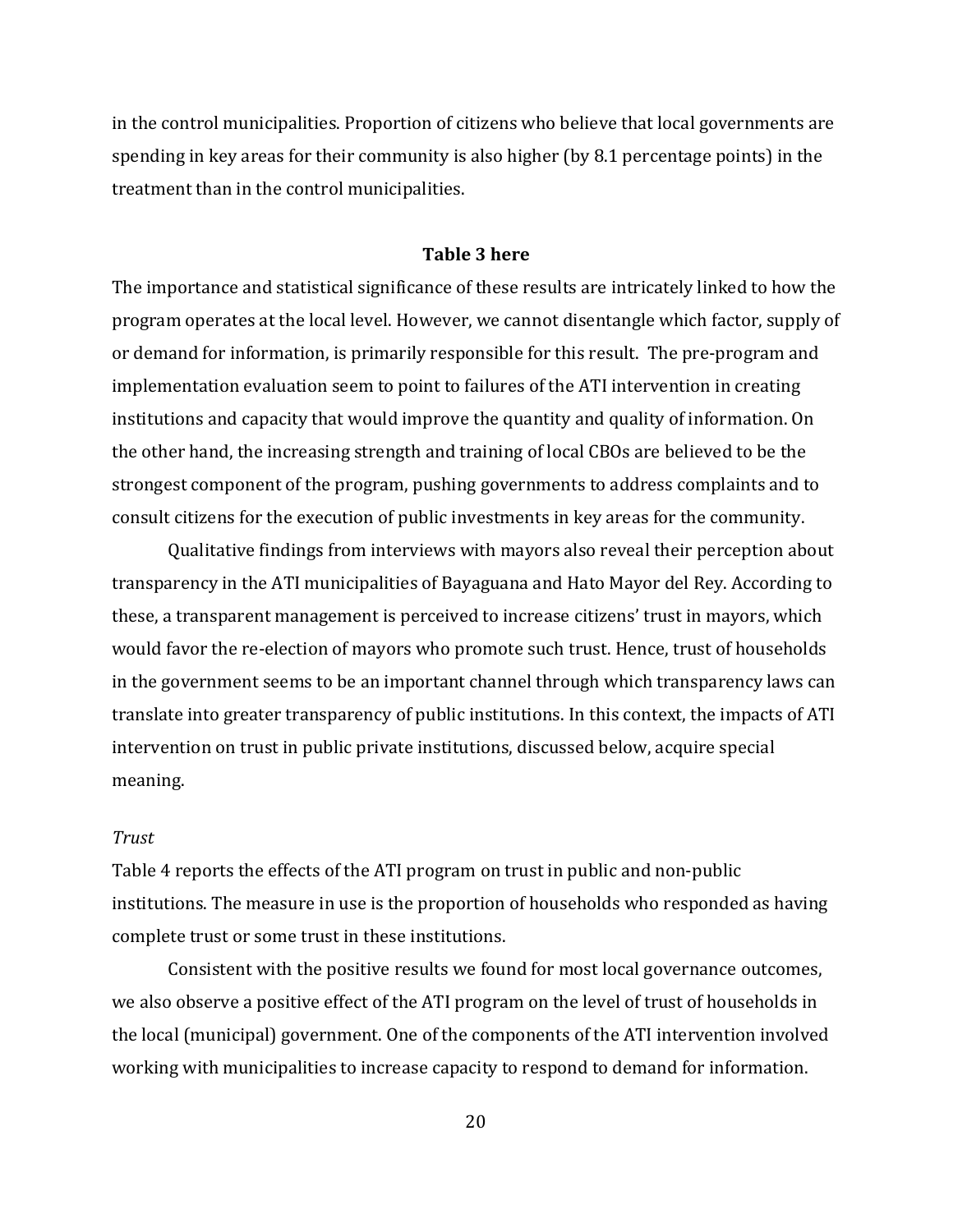in the control municipalities. Proportion of citizens who believe that local governments are spending in key areas for their community is also higher (by 8.1 percentage points) in the treatment than in the control municipalities.

**Table 3 here**

The importance and statistical significance of these results are intricately linked to how the program operates at the local level. However, we cannot disentangle which factor, supply of or demand for information, is primarily responsible for this result. The pre-program and implementation evaluation seem to point to failures of the ATI intervention in creating institutions and capacity that would improve the quantity and quality of information. On the other hand, the increasing strength and training of local CBOs are believed to be the strongest component of the program, pushing governments to address complaints and to consult citizens for the execution of public investments in key areas for the community.

Qualitative findings from interviews with mayors also reveal their perception about transparency in the ATI municipalities of Bayaguana and Hato Mayor del Rey. According to these, a transparent management is perceived to increase citizens' trust in mayors, which would favor the re-election of mayors who promote such trust. Hence, trust of households in the government seems to be an important channel through which transparency laws can translate into greater transparency of public institutions. In this context, the impacts of ATI intervention on trust in public private institutions, discussed below, acquire special meaning.

*Trust*

Table 4 reports the effects of the ATI program on trust in public and non-public institutions. The measure in use is the proportion of households who responded as having complete trust or some trust in these institutions.

Consistent with the positive results we found for most local governance outcomes, we also observe a positive effect of the ATI program on the level of trust of households in the local (municipal) government. One of the components of the ATI intervention involved working with municipalities to increase capacity to respond to demand for information.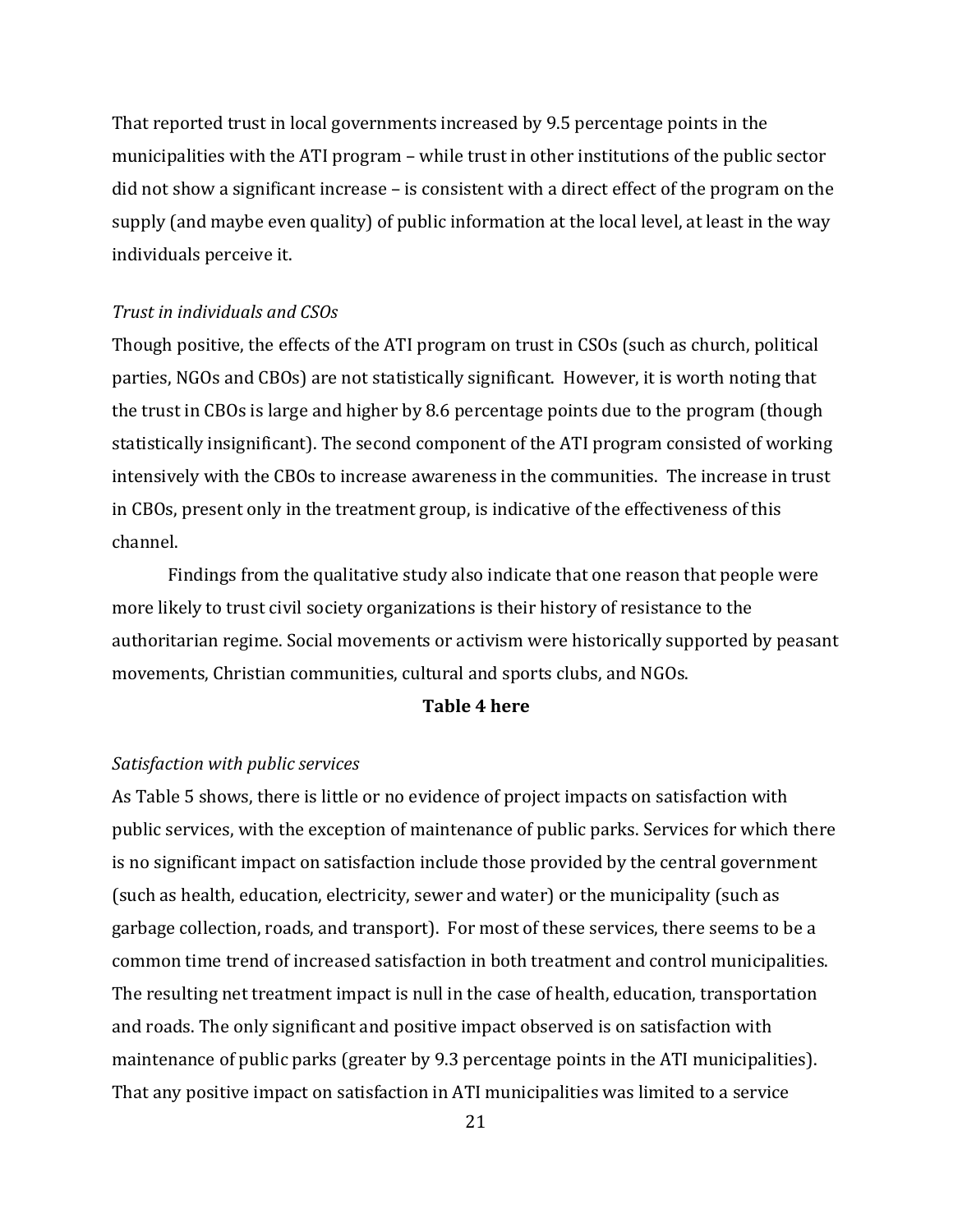That reported trust in local governments increased by 9.5 percentage points in the municipalities with the ATI program – while trust in other institutions of the public sector did not show a significant increase – is consistent with a direct effect of the program on the supply (and maybe even quality) of public information at the local level, at least in the way individuals perceive it.

*Trust in individuals and CSOs*

Though positive, the effects of the ATI program on trust in CSOs (such as church, political parties, NGOs and CBOs) are not statistically significant. However, it is worth noting that the trust in CBOs is large and higher by 8.6 percentage points due to the program (though statistically insignificant). The second component of the ATI program consisted of working intensively with the CBOs to increase awareness in the communities. The increase in trust in CBOs, present only in the treatment group, is indicative of the effectiveness of this channel.

Findings from the qualitative study also indicate that one reason that people were more likely to trust civil society organizations is their history of resistance to the authoritarian regime. Social movements or activism were historically supported by peasant movements, Christian communities, cultural and sports clubs, and NGOs.

**Table 4 here**

*Satisfaction with public services*

As Table 5 shows, there is little or no evidence of project impacts on satisfaction with public services, with the exception of maintenance of public parks. Services for which there is no significant impact on satisfaction include those provided by the central government (such as health, education, electricity, sewer and water) or the municipality (such as garbage collection, roads, and transport). For most of these services, there seems to be a common time trend of increased satisfaction in both treatment and control municipalities. The resulting net treatment impact is null in the case of health, education, transportation and roads. The only significant and positive impact observed is on satisfaction with maintenance of public parks (greater by 9.3 percentage points in the ATI municipalities). That any positive impact on satisfaction in ATI municipalities was limited to a service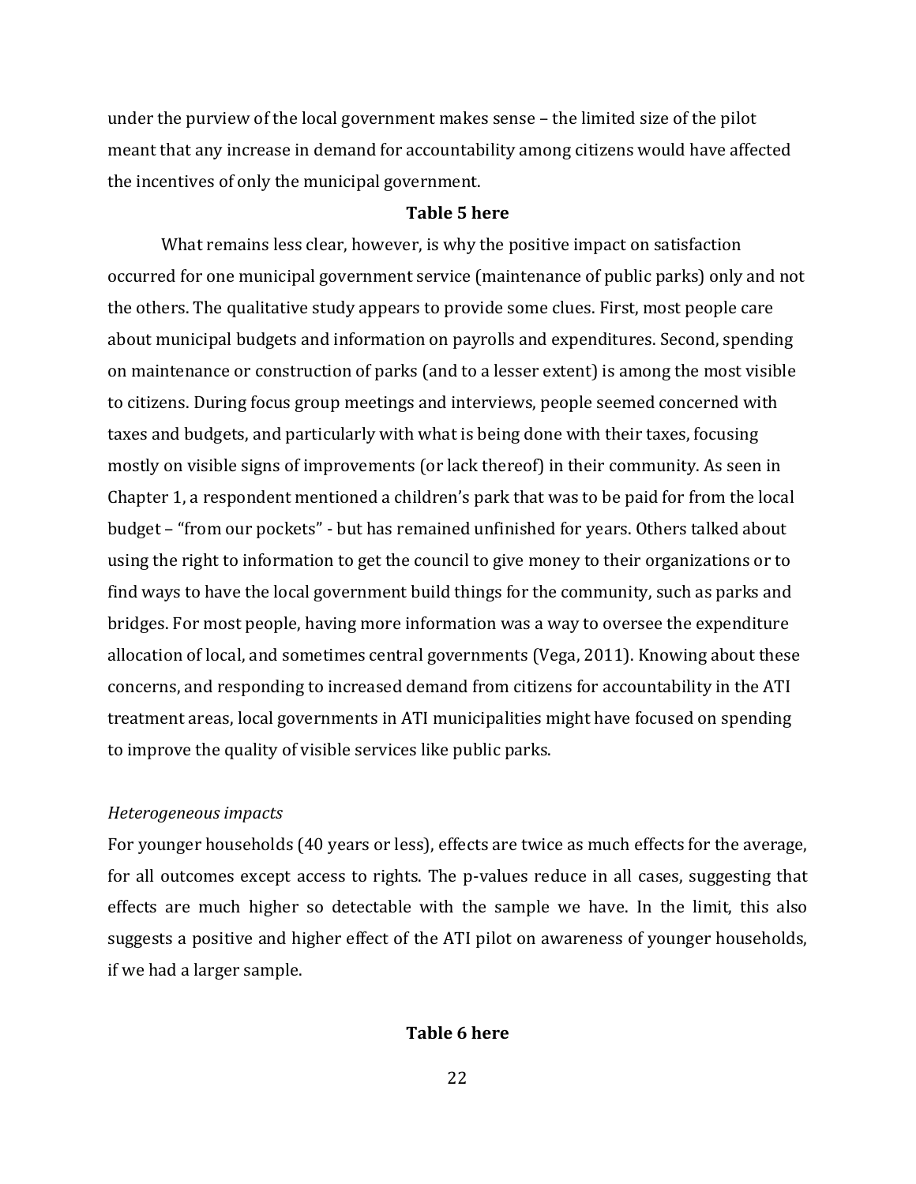under the purview of the local government makes sense – the limited size of the pilot meant that any increase in demand for accountability among citizens would have affected the incentives of only the municipal government.

**Table 5 here**

What remains less clear, however, is why the positive impact on satisfaction occurred for one municipal government service (maintenance of public parks) only and not the others. The qualitative study appears to provide some clues. First, most people care about municipal budgets and information on payrolls and expenditures. Second, spending on maintenance or construction of parks (and to a lesser extent) is among the most visible to citizens. During focus group meetings and interviews, people seemed concerned with taxes and budgets, and particularly with what is being done with their taxes, focusing mostly on visible signs of improvements (or lack thereof) in their community. As seen in Chapter 1, a respondent mentioned a children's park that was to be paid for from the local budget – "from our pockets" - but has remained unfinished for years. Others talked about using the right to information to get the council to give money to their organizations or to find ways to have the local government build things for the community, such as parks and bridges. For most people, having more information was a way to oversee the expenditure allocation of local, and sometimes central governments (Vega, 2011). Knowing about these concerns, and responding to increased demand from citizens for accountability in the ATI treatment areas, local governments in ATI municipalities might have focused on spending to improve the quality of visible services like public parks.

*Heterogeneous impacts*

For younger households (40 years or less), effects are twice as much effects for the average, for all outcomes except access to rights. The p-values reduce in all cases, suggesting that effects are much higher so detectable with the sample we have. In the limit, this also suggests a positive and higher effect of the ATI pilot on awareness of younger households, if we had a larger sample.

**Table 6 here**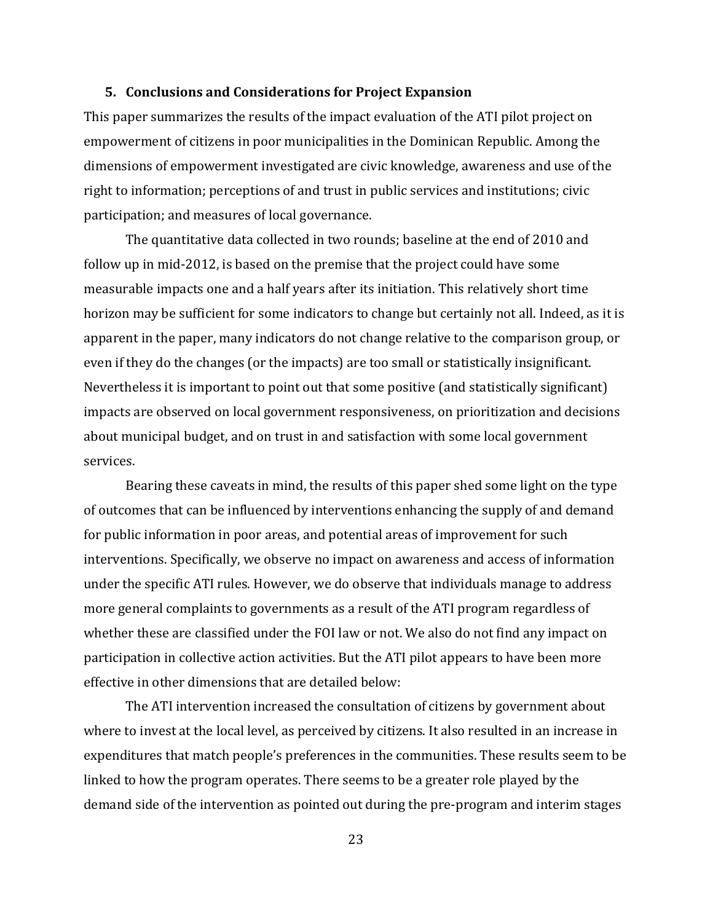## 5. Conclusions and Considerations for Project Expansion

This paper summarizes the results of the impact evaluation of the ATI pilot project on empowerment of citizens in poor municipalities in the Dominican Republic. Among the dimensions of empowerment investigated are civic knowledge, awareness and use of the right to information; perceptions of and trust in public services and institutions; civic participation; and measures of local governance.

The quantitative data collected in two rounds; baseline at the end of 2010 and follow up in mid-2012, is based on the premise that the project could have some measurable impacts one and a half years after its initiation. This relatively short time horizon may be sufficient for some indicators to change but certainly not all. Indeed, as it is apparent in the paper, many indicators do not change relative to the comparison group, or even if they do the changes (or the impacts) are too small or statistically insignificant. Nevertheless it is important to point out that some positive (and statistically significant) impacts are observed on local government responsiveness, on prioritization and decisions about municipal budget, and on trust in and satisfaction with some local government services.

Bearing these caveats in mind, the results of this paper shed some light on the type of outcomes that can be influenced by interventions enhancing the supply of and demand for public information in poor areas, and potential areas of improvement for such interventions. Specifically, we observe no impact on awareness and access of information under the specific ATI rules. However, we do observe that individuals manage to address more general complaints to governments as a result of the ATI program regardless of whether these are classified under the FOI law or not. We also do not find any impact on participation in collective action activities. But the ATI pilot appears to have been more effective in other dimensions that are detailed below:

The ATI intervention increased the consultation of citizens by government about where to invest at the local level, as perceived by citizens. It also resulted in an increase in expenditures that match people's preferences in the communities. These results seem to be linked to how the program operates. There seems to be a greater role played by the demand side of the intervention as pointed out during the pre-program and interim stages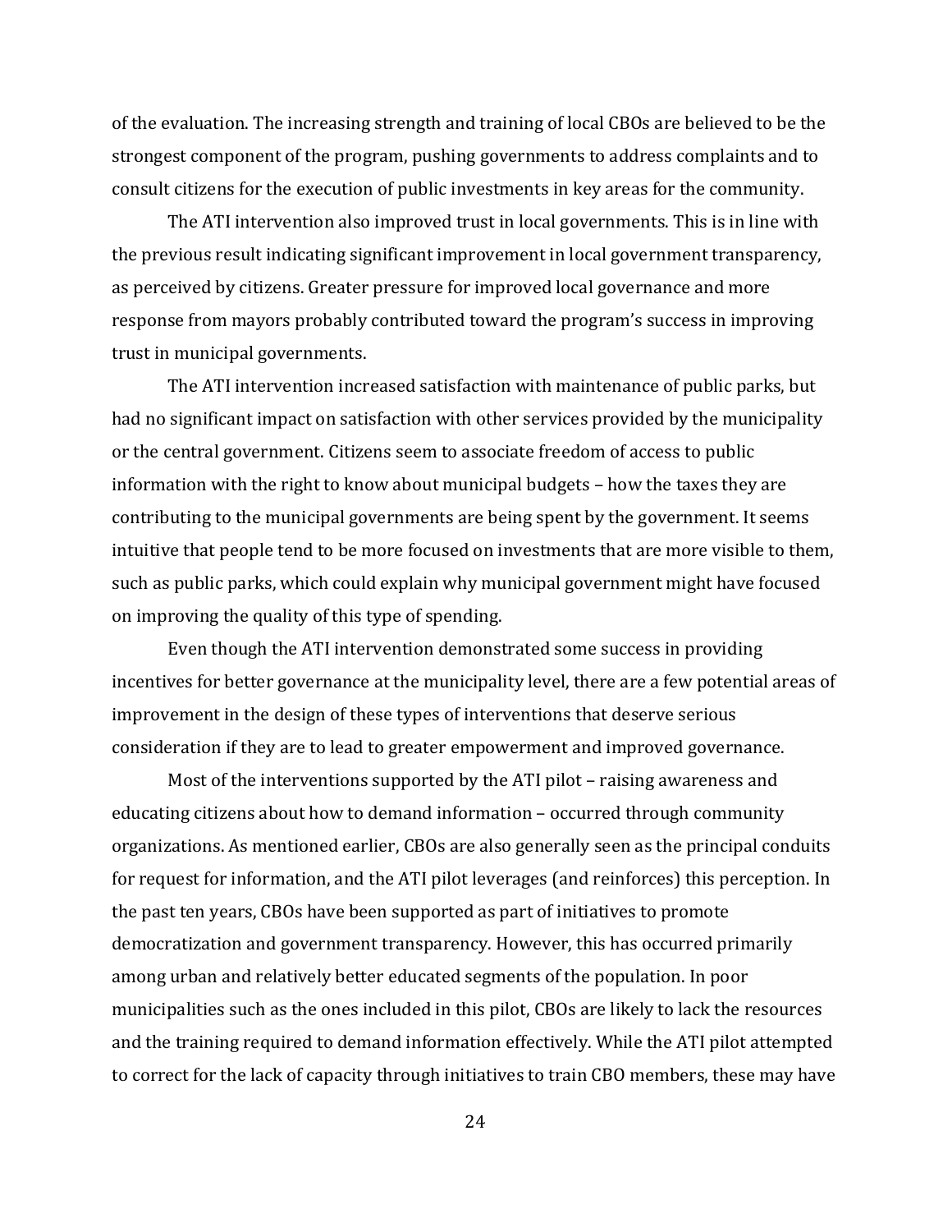of the evaluation. The increasing strength and training of local CBOs are believed to be the strongest component of the program, pushing governments to address complaints and to consult citizens for the execution of public investments in key areas for the community.

The ATI intervention also improved trust in local governments. This is in line with the previous result indicating significant improvement in local government transparency, as perceived by citizens. Greater pressure for improved local governance and more response from mayors probably contributed toward the program's success in improving trust in municipal governments.

The ATI intervention increased satisfaction with maintenance of public parks, but had no significant impact on satisfaction with other services provided by the municipality or the central government. Citizens seem to associate freedom of access to public information with the right to know about municipal budgets – how the taxes they are contributing to the municipal governments are being spent by the government. It seems intuitive that people tend to be more focused on investments that are more visible to them, such as public parks, which could explain why municipal government might have focused on improving the quality of this type of spending.

Even though the ATI intervention demonstrated some success in providing incentives for better governance at the municipality level, there are a few potential areas of improvement in the design of these types of interventions that deserve serious consideration if they are to lead to greater empowerment and improved governance.

Most of the interventions supported by the ATI pilot – raising awareness and educating citizens about how to demand information – occurred through community organizations. As mentioned earlier, CBOs are also generally seen as the principal conduits for request for information, and the ATI pilot leverages (and reinforces) this perception. In the past ten years, CBOs have been supported as part of initiatives to promote democratization and government transparency. However, this has occurred primarily among urban and relatively better educated segments of the population. In poor municipalities such as the ones included in this pilot, CBOs are likely to lack the resources and the training required to demand information effectively. While the ATI pilot attempted to correct for the lack of capacity through initiatives to train CBO members, these may have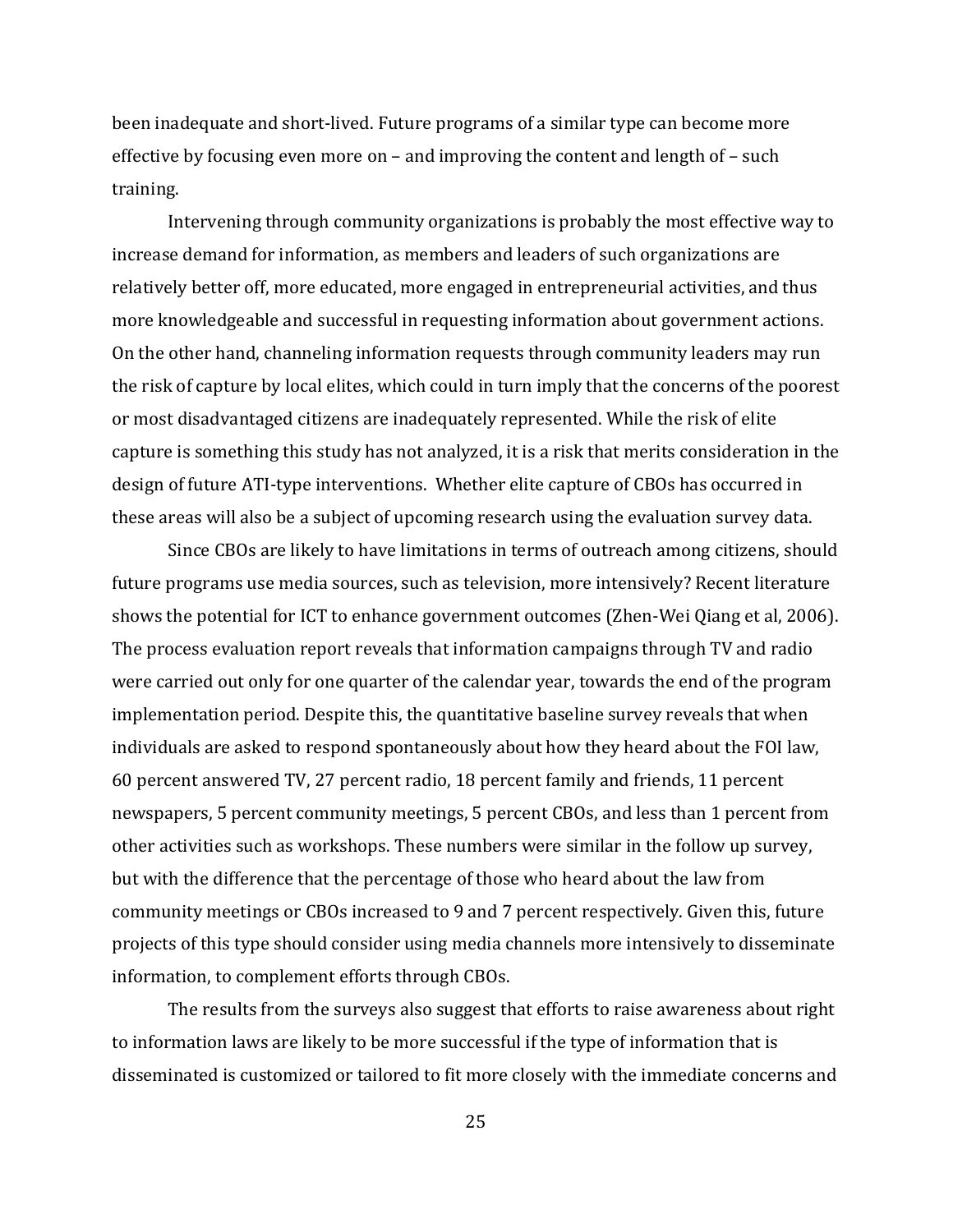been inadequate and short-lived. Future programs of a similar type can become more effective by focusing even more on – and improving the content and length of – such training.

Intervening through community organizations is probably the most effective way to increase demand for information, as members and leaders of such organizations are relatively better off, more educated, more engaged in entrepreneurial activities, and thus more knowledgeable and successful in requesting information about government actions. On the other hand, channeling information requests through community leaders may run the risk of capture by local elites, which could in turn imply that the concerns of the poorest or most disadvantaged citizens are inadequately represented. While the risk of elite capture is something this study has not analyzed, it is a risk that merits consideration in the design of future ATI-type interventions. Whether elite capture of CBOs has occurred in these areas will also be a subject of upcoming research using the evaluation survey data.

Since CBOs are likely to have limitations in terms of outreach among citizens, should future programs use media sources, such as television, more intensively? Recent literature shows the potential for ICT to enhance government outcomes (Zhen-Wei Qiang et al, 2006). The process evaluation report reveals that information campaigns through TV and radio were carried out only for one quarter of the calendar year, towards the end of the program implementation period. Despite this, the quantitative baseline survey reveals that when individuals are asked to respond spontaneously about how they heard about the FOI law, 60 percent answered TV, 27 percent radio, 18 percent family and friends, 11 percent newspapers, 5 percent community meetings, 5 percent CBOs, and less than 1 percent from other activities such as workshops. These numbers were similar in the follow up survey, but with the difference that the percentage of those who heard about the law from community meetings or CBOs increased to 9 and 7 percent respectively. Given this, future projects of this type should consider using media channels more intensively to disseminate information, to complement efforts through CBOs.

The results from the surveys also suggest that efforts to raise awareness about right to information laws are likely to be more successful if the type of information that is disseminated is customized or tailored to fit more closely with the immediate concerns and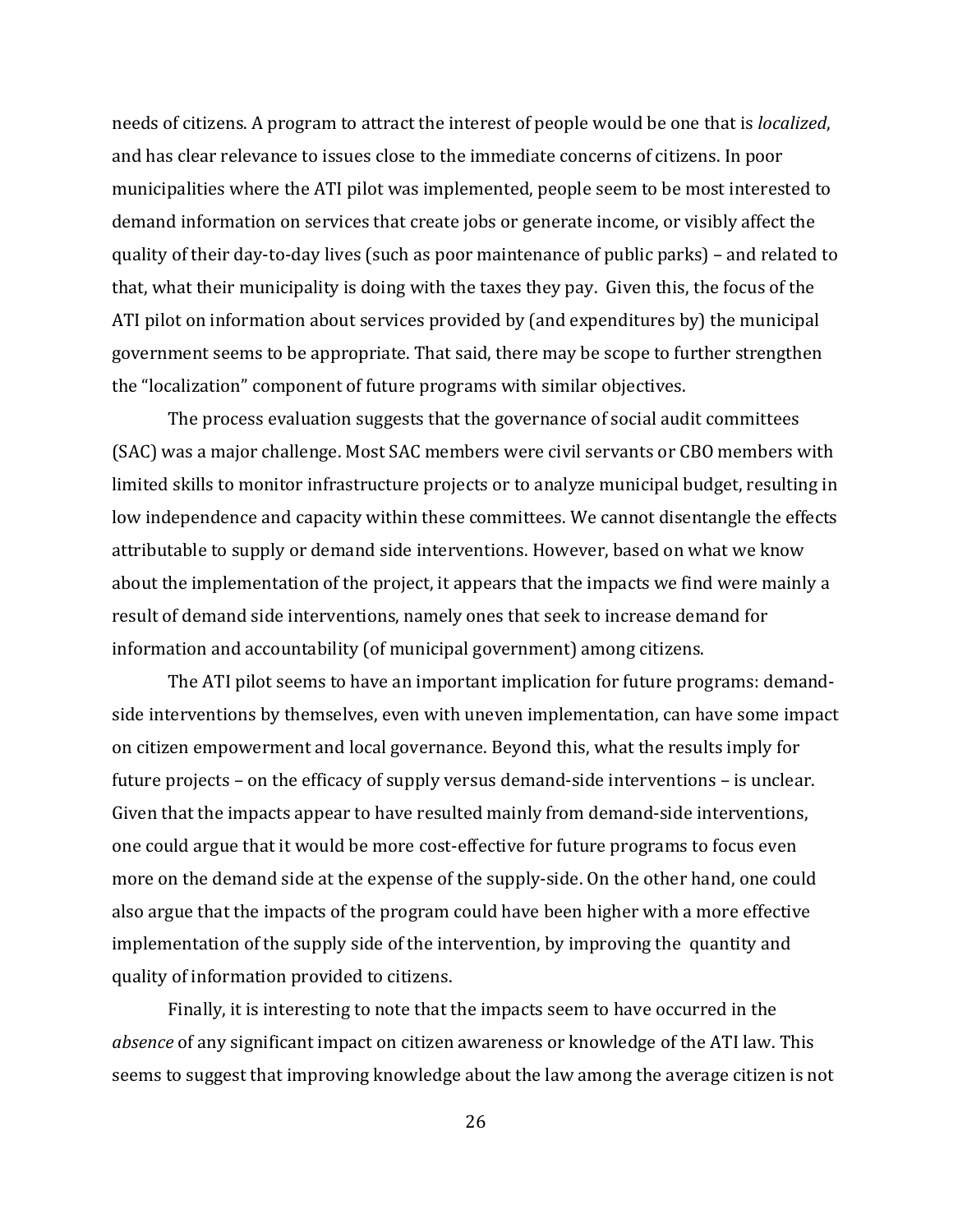needs of citizens. A program to attract the interest of people would be one that is *localized*, and has clear relevance to issues close to the immediate concerns of citizens. In poor municipalities where the ATI pilot was implemented, people seem to be most interested to demand information on services that create jobs or generate income, or visibly affect the quality of their day-to-day lives (such as poor maintenance of public parks) – and related to that, what their municipality is doing with the taxes they pay. Given this, the focus of the ATI pilot on information about services provided by (and expenditures by) the municipal government seems to be appropriate. That said, there may be scope to further strengthen the "localization" component of future programs with similar objectives.

The process evaluation suggests that the governance of social audit committees (SAC) was a major challenge. Most SAC members were civil servants or CBO members with limited skills to monitor infrastructure projects or to analyze municipal budget, resulting in low independence and capacity within these committees. We cannot disentangle the effects attributable to supply or demand side interventions. However, based on what we know about the implementation of the project, it appears that the impacts we find were mainly a result of demand side interventions, namely ones that seek to increase demand for information and accountability (of municipal government) among citizens.

The ATI pilot seems to have an important implication for future programs: demand-side interventions by themselves, even with uneven implementation, can have some impact on citizen empowerment and local governance. Beyond this, what the results imply for future projects – on the efficacy of supply versus demand-side interventions – is unclear. Given that the impacts appear to have resulted mainly from demand-side interventions, one could argue that it would be more cost-effective for future programs to focus even more on the demand side at the expense of the supply-side. On the other hand, one could also argue that the impacts of the program could have been higher with a more effective implementation of the supply side of the intervention, by improving the quantity and quality of information provided to citizens.

Finally, it is interesting to note that the impacts seem to have occurred in the *absence* of any significant impact on citizen awareness or knowledge of the ATI law. This seems to suggest that improving knowledge about the law among the average citizen is not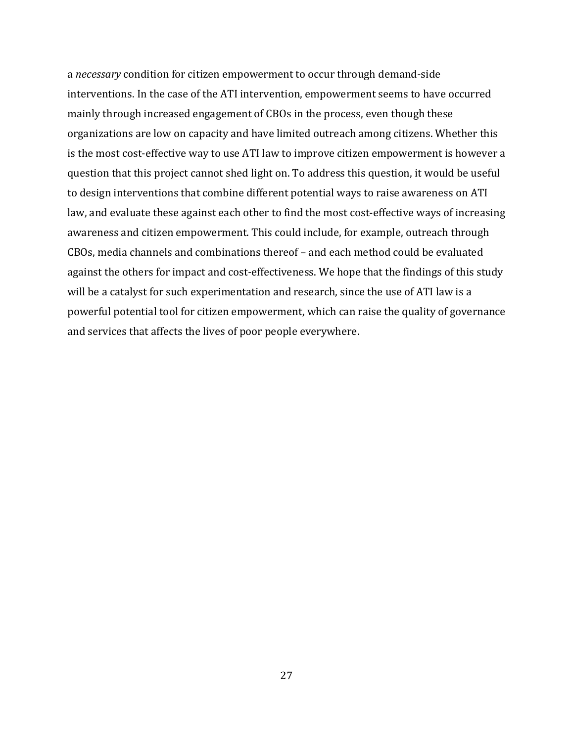a *necessary* condition for citizen empowerment to occur through demand-side interventions. In the case of the ATI intervention, empowerment seems to have occurred mainly through increased engagement of CBOs in the process, even though these organizations are low on capacity and have limited outreach among citizens. Whether this is the most cost-effective way to use ATI law to improve citizen empowerment is however a question that this project cannot shed light on. To address this question, it would be useful to design interventions that combine different potential ways to raise awareness on ATI law, and evaluate these against each other to find the most cost-effective ways of increasing awareness and citizen empowerment. This could include, for example, outreach through CBOs, media channels and combinations thereof – and each method could be evaluated against the others for impact and cost-effectiveness. We hope that the findings of this study will be a catalyst for such experimentation and research, since the use of ATI law is a powerful potential tool for citizen empowerment, which can raise the quality of governance and services that affects the lives of poor people everywhere.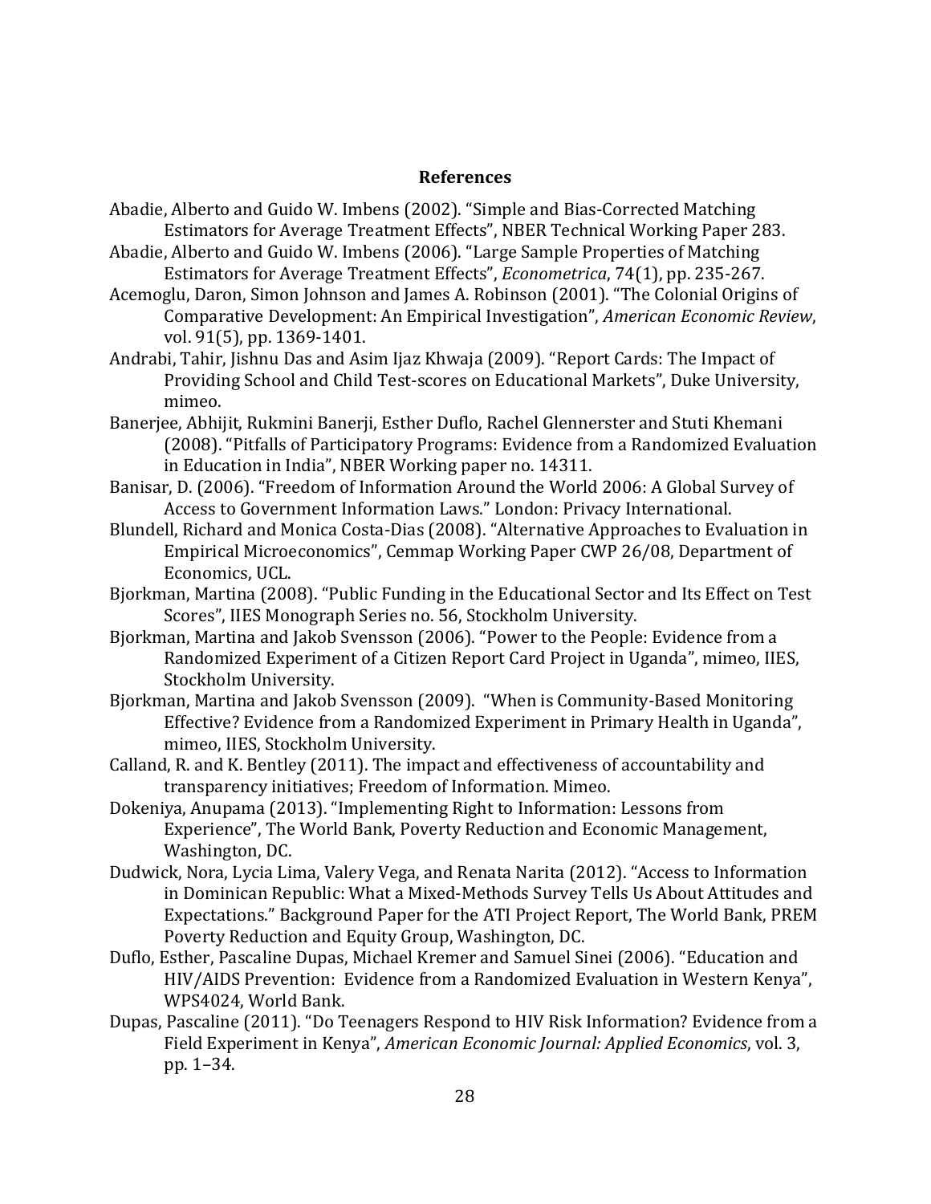## References

Abadie, Alberto and Guido W. Imbens (2002). "Simple and Bias-Corrected Matching Estimators for Average Treatment Effects", NBER Technical Working Paper 283.

Abadie, Alberto and Guido W. Imbens (2006). "Large Sample Properties of Matching Estimators for Average Treatment Effects", *Econometrica*, 74(1), pp. 235-267.

Acemoglu, Daron, Simon Johnson and James A. Robinson (2001). "The Colonial Origins of Comparative Development: An Empirical Investigation", *American Economic Review*, vol. 91(5), pp. 1369-1401.

Andrabi, Tahir, Jishnu Das and Asim Ijaz Khwaja (2009). "Report Cards: The Impact of Providing School and Child Test-scores on Educational Markets", Duke University, mimeo.

Banerjee, Abhijit, Rukmini Banerji, Esther Duflo, Rachel Glennerster and Stuti Khemani (2008). "Pitfalls of Participatory Programs: Evidence from a Randomized Evaluation in Education in India", NBER Working paper no. 14311.

Banisar, D. (2006). "Freedom of Information Around the World 2006: A Global Survey of Access to Government Information Laws." London: Privacy International.

Blundell, Richard and Monica Costa-Dias (2008). "Alternative Approaches to Evaluation in Empirical Microeconomics", Cemmap Working Paper CWP 26/08, Department of Economics, UCL.

Bjorkman, Martina (2008). "Public Funding in the Educational Sector and Its Effect on Test Scores", IIES Monograph Series no. 56, Stockholm University.

Bjorkman, Martina and Jakob Svensson (2006). "Power to the People: Evidence from a Randomized Experiment of a Citizen Report Card Project in Uganda", mimeo, IIES, Stockholm University.

Bjorkman, Martina and Jakob Svensson (2009). "When is Community-Based Monitoring Effective? Evidence from a Randomized Experiment in Primary Health in Uganda", mimeo, IIES, Stockholm University.

Calland, R. and K. Bentley (2011). The impact and effectiveness of accountability and transparency initiatives; Freedom of Information. Mimeo.

Dokeniya, Anupama (2013). "Implementing Right to Information: Lessons from Experience", The World Bank, Poverty Reduction and Economic Management, Washington, DC.

Dudwick, Nora, Lycia Lima, Valery Vega, and Renata Narita (2012). "Access to Information in Dominican Republic: What a Mixed-Methods Survey Tells Us About Attitudes and Expectations." Background Paper for the ATI Project Report, The World Bank, PREM Poverty Reduction and Equity Group, Washington, DC.

Duflo, Esther, Pascaline Dupas, Michael Kremer and Samuel Sinei (2006). "Education and HIV/AIDS Prevention: Evidence from a Randomized Evaluation in Western Kenya", WPS4024, World Bank.

Dupas, Pascaline (2011). "Do Teenagers Respond to HIV Risk Information? Evidence from a Field Experiment in Kenya", *American Economic Journal: Applied Economics*, vol. 3, pp. 1–34.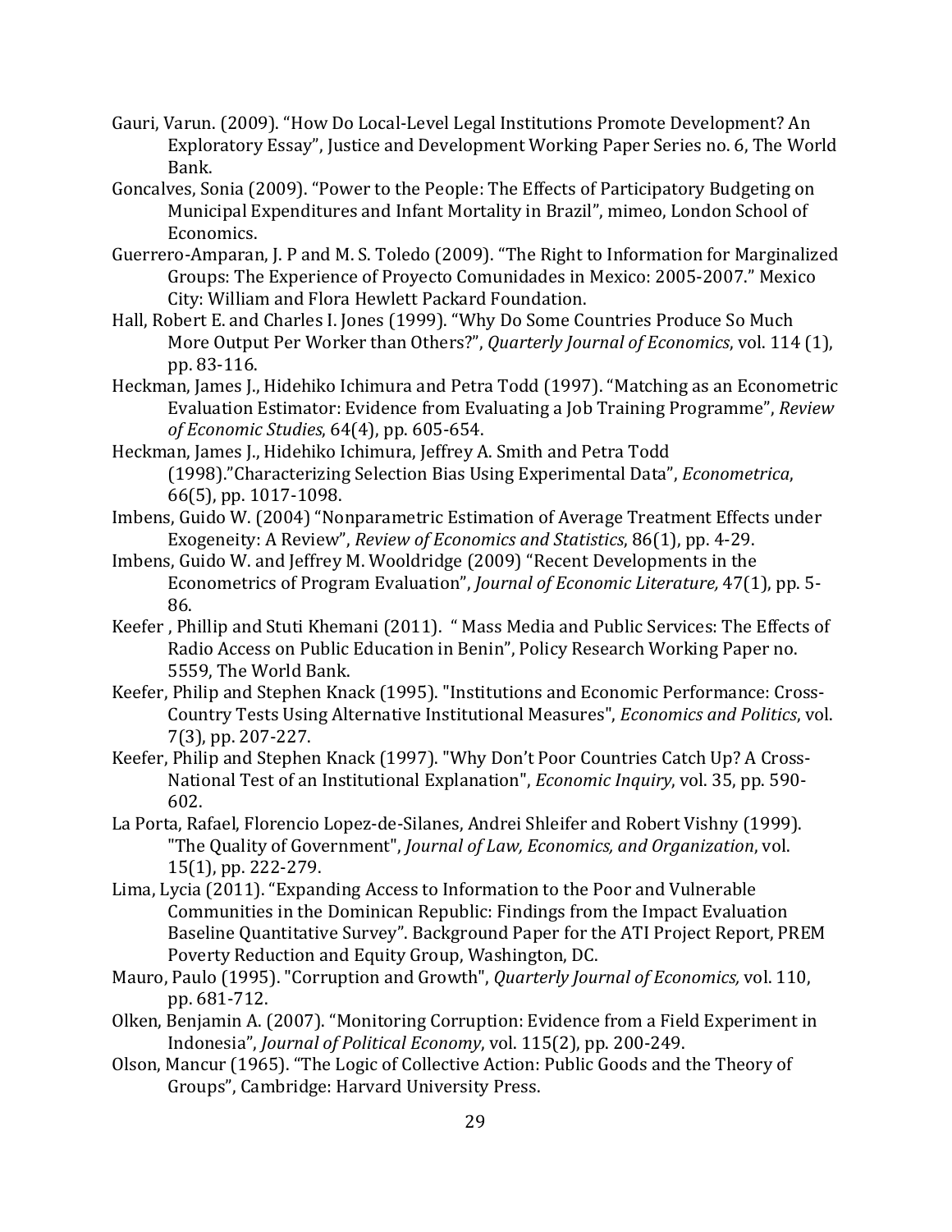Gauri, Varun. (2009). "How Do Local-Level Legal Institutions Promote Development? An Exploratory Essay", Justice and Development Working Paper Series no. 6, The World Bank.

Goncalves, Sonia (2009). "Power to the People: The Effects of Participatory Budgeting on Municipal Expenditures and Infant Mortality in Brazil", mimeo, London School of Economics.

Guerrero-Amparan, J. P and M. S. Toledo (2009). "The Right to Information for Marginalized Groups: The Experience of Proyecto Comunidades in Mexico: 2005-2007." Mexico City: William and Flora Hewlett Packard Foundation.

Hall, Robert E. and Charles I. Jones (1999). "Why Do Some Countries Produce So Much More Output Per Worker than Others?", *Quarterly Journal of Economics*, vol. 114 (1), pp. 83-116.

Heckman, James J., Hidehiko Ichimura and Petra Todd (1997). "Matching as an Econometric Evaluation Estimator: Evidence from Evaluating a Job Training Programme", *Review of Economic Studies*, 64(4), pp. 605-654.

Heckman, James J., Hidehiko Ichimura, Jeffrey A. Smith and Petra Todd (1998)."Characterizing Selection Bias Using Experimental Data", *Econometrica*, 66(5), pp. 1017-1098.

Imbens, Guido W. (2004) "Nonparametric Estimation of Average Treatment Effects under Exogeneity: A Review", *Review of Economics and Statistics*, 86(1), pp. 4-29.

Imbens, Guido W. and Jeffrey M. Wooldridge (2009) "Recent Developments in the Econometrics of Program Evaluation", *Journal of Economic Literature,* 47(1), pp. 5-86.

Keefer , Phillip and Stuti Khemani (2011). " Mass Media and Public Services: The Effects of Radio Access on Public Education in Benin", Policy Research Working Paper no. 5559, The World Bank.

Keefer, Philip and Stephen Knack (1995). "Institutions and Economic Performance: Cross-Country Tests Using Alternative Institutional Measures", *Economics and Politics*, vol. 7(3), pp. 207-227.

Keefer, Philip and Stephen Knack (1997). "Why Don't Poor Countries Catch Up? A Cross-National Test of an Institutional Explanation", *Economic Inquiry*, vol. 35, pp. 590-602.

La Porta, Rafael, Florencio Lopez-de-Silanes, Andrei Shleifer and Robert Vishny (1999). "The Quality of Government", *Journal of Law, Economics, and Organization*, vol. 15(1), pp. 222-279.

Lima, Lycia (2011). "Expanding Access to Information to the Poor and Vulnerable Communities in the Dominican Republic: Findings from the Impact Evaluation Baseline Quantitative Survey". Background Paper for the ATI Project Report, PREM Poverty Reduction and Equity Group, Washington, DC.

Mauro, Paulo (1995). "Corruption and Growth", *Quarterly Journal of Economics,* vol. 110, pp. 681-712.

Olken, Benjamin A. (2007). "Monitoring Corruption: Evidence from a Field Experiment in Indonesia", *Journal of Political Economy*, vol. 115(2), pp. 200-249.

Olson, Mancur (1965). "The Logic of Collective Action: Public Goods and the Theory of Groups", Cambridge: Harvard University Press.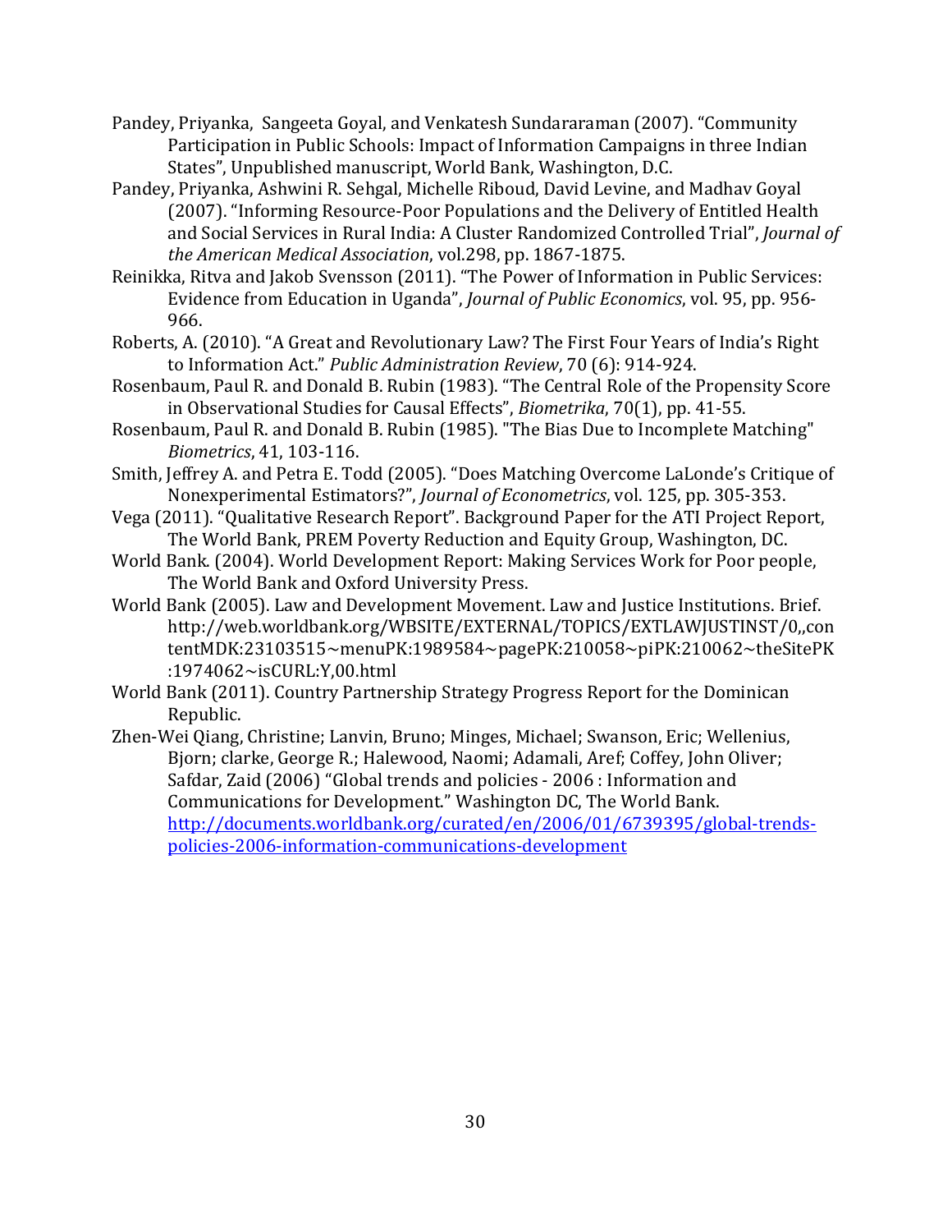Pandey, Priyanka, Sangeeta Goyal, and Venkatesh Sundararaman (2007). "Community Participation in Public Schools: Impact of Information Campaigns in three Indian States", Unpublished manuscript, World Bank, Washington, D.C.

Pandey, Priyanka, Ashwini R. Sehgal, Michelle Riboud, David Levine, and Madhav Goyal (2007). "Informing Resource-Poor Populations and the Delivery of Entitled Health and Social Services in Rural India: A Cluster Randomized Controlled Trial", *Journal of the American Medical Association*, vol.298, pp. 1867-1875.

Reinikka, Ritva and Jakob Svensson (2011). "The Power of Information in Public Services: Evidence from Education in Uganda", *Journal of Public Economics*, vol. 95, pp. 956-966.

Roberts, A. (2010). "A Great and Revolutionary Law? The First Four Years of India's Right to Information Act." *Public Administration Review*, 70 (6): 914-924.

Rosenbaum, Paul R. and Donald B. Rubin (1983). "The Central Role of the Propensity Score in Observational Studies for Causal Effects", *Biometrika*, 70(1), pp. 41-55.

Rosenbaum, Paul R. and Donald B. Rubin (1985). "The Bias Due to Incomplete Matching" *Biometrics*, 41, 103-116.

Smith, Jeffrey A. and Petra E. Todd (2005). "Does Matching Overcome LaLonde's Critique of Nonexperimental Estimators?", *Journal of Econometrics*, vol. 125, pp. 305-353.

Vega (2011). "Qualitative Research Report". Background Paper for the ATI Project Report, The World Bank, PREM Poverty Reduction and Equity Group, Washington, DC.

World Bank. (2004). World Development Report: Making Services Work for Poor people, The World Bank and Oxford University Press.

World Bank (2005). Law and Development Movement. Law and Justice Institutions. Brief. http://web.worldbank.org/WBSITE/EXTERNAL/TOPICS/EXTLAWJUSTINST/0,,contentMDK:23103515~menuPK:1989584~pagePK:210058~piPK:210062~theSitePK:1974062~isCURL:Y,00.html

World Bank (2011). Country Partnership Strategy Progress Report for the Dominican Republic.

Zhen-Wei Qiang, Christine; Lanvin, Bruno; Minges, Michael; Swanson, Eric; Wellenius, Bjorn; clarke, George R.; Halewood, Naomi; Adamali, Aref; Coffey, John Oliver; Safdar, Zaid (2006) "Global trends and policies - 2006 : Information and Communications for Development." Washington DC, The World Bank. [http://documents.worldbank.org/curated/en/2006/01/6739395/global-trends-policies-2006-information-communications-development](http://documents.worldbank.org/curated/en/2006/01/6739395/global-trends-policies-2006-information-communications-development)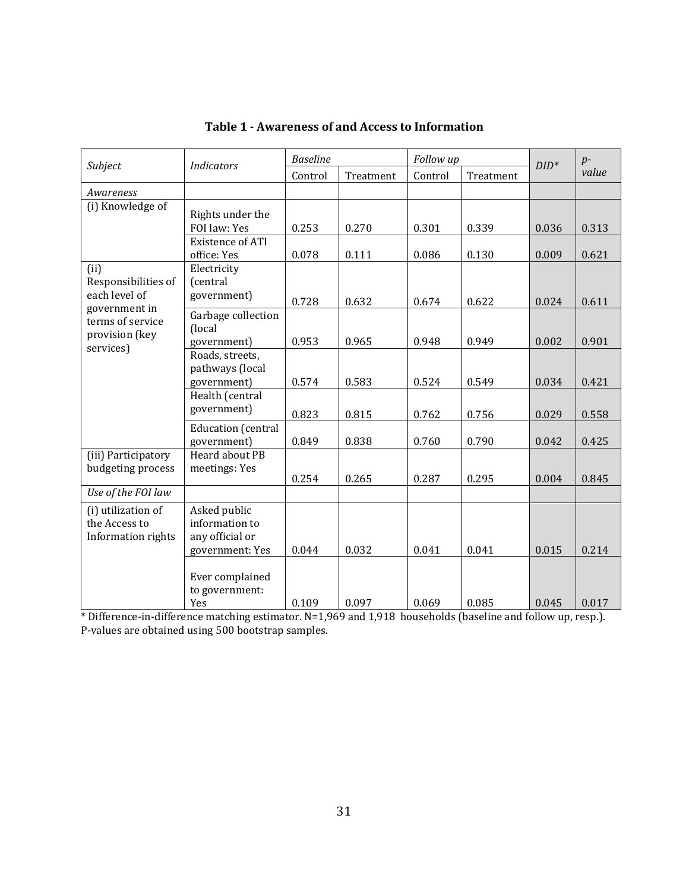**Table 1 - Awareness of and Access to Information**

| *Subject* | *Indicators* | *Baseline* | | *Follow up* | | *DID** | *p-value* |
|---|---|---|---|---|---|---|---|
| | | Control | Treatment | Control | Treatment | | |
| *Awareness* | | | | | | | |
| (i) Knowledge of | Rights under the FOI law: Yes | 0.253 | 0.270 | 0.301 | 0.339 | 0.036 | 0.313 |
| | Existence of ATI office: Yes | 0.078 | 0.111 | 0.086 | 0.130 | 0.009 | 0.621 |
| (ii) Responsibilities of each level of government in terms of service provision (key services) | Electricity (central government) | 0.728 | 0.632 | 0.674 | 0.622 | 0.024 | 0.611 |
| | Garbage collection (local government) | 0.953 | 0.965 | 0.948 | 0.949 | 0.002 | 0.901 |
| | Roads, streets, pathways (local government) | 0.574 | 0.583 | 0.524 | 0.549 | 0.034 | 0.421 |
| | Health (central government) | 0.823 | 0.815 | 0.762 | 0.756 | 0.029 | 0.558 |
| | Education (central government) | 0.849 | 0.838 | 0.760 | 0.790 | 0.042 | 0.425 |
| (iii) Participatory budgeting process | Heard about PB meetings: Yes | 0.254 | 0.265 | 0.287 | 0.295 | 0.004 | 0.845 |
| *Use of the FOI law* | | | | | | | |
| (i) utilization of the Access to Information rights | Asked public information to any official or government: Yes | 0.044 | 0.032 | 0.041 | 0.041 | 0.015 | 0.214 |
| | Ever complained to government: Yes | 0.109 | 0.097 | 0.069 | 0.085 | 0.045 | 0.017 |

* Difference-in-difference matching estimator. N=1,969 and 1,918 households (baseline and follow up, resp.). P-values are obtained using 500 bootstrap samples.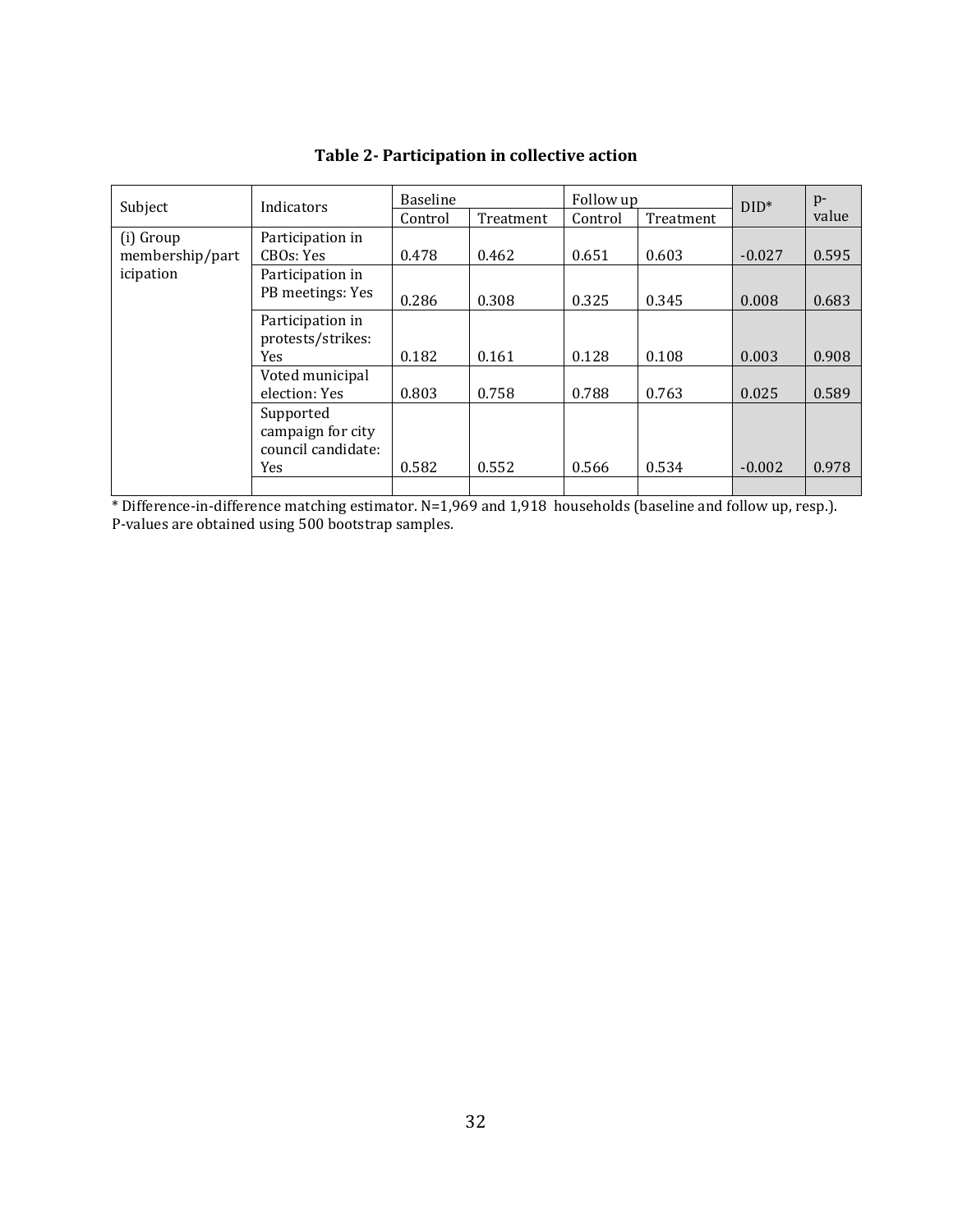**Table 2- Participation in collective action**

| Subject | Indicators | Baseline | | Follow up | | DID* | p-value |
|---|---|---|---|---|---|---|---|
| | | Control | Treatment | Control | Treatment | | |
| (i) Group membership/participation | Participation in CBOs: Yes | 0.478 | 0.462 | 0.651 | 0.603 | -0.027 | 0.595 |
| | Participation in PB meetings: Yes | 0.286 | 0.308 | 0.325 | 0.345 | 0.008 | 0.683 |
| | Participation in protests/strikes: Yes | 0.182 | 0.161 | 0.128 | 0.108 | 0.003 | 0.908 |
| | Voted municipal election: Yes | 0.803 | 0.758 | 0.788 | 0.763 | 0.025 | 0.589 |
| | Supported campaign for city council candidate: Yes | 0.582 | 0.552 | 0.566 | 0.534 | -0.002 | 0.978 |

* Difference-in-difference matching estimator. N=1,969 and 1,918 households (baseline and follow up, resp.). P-values are obtained using 500 bootstrap samples.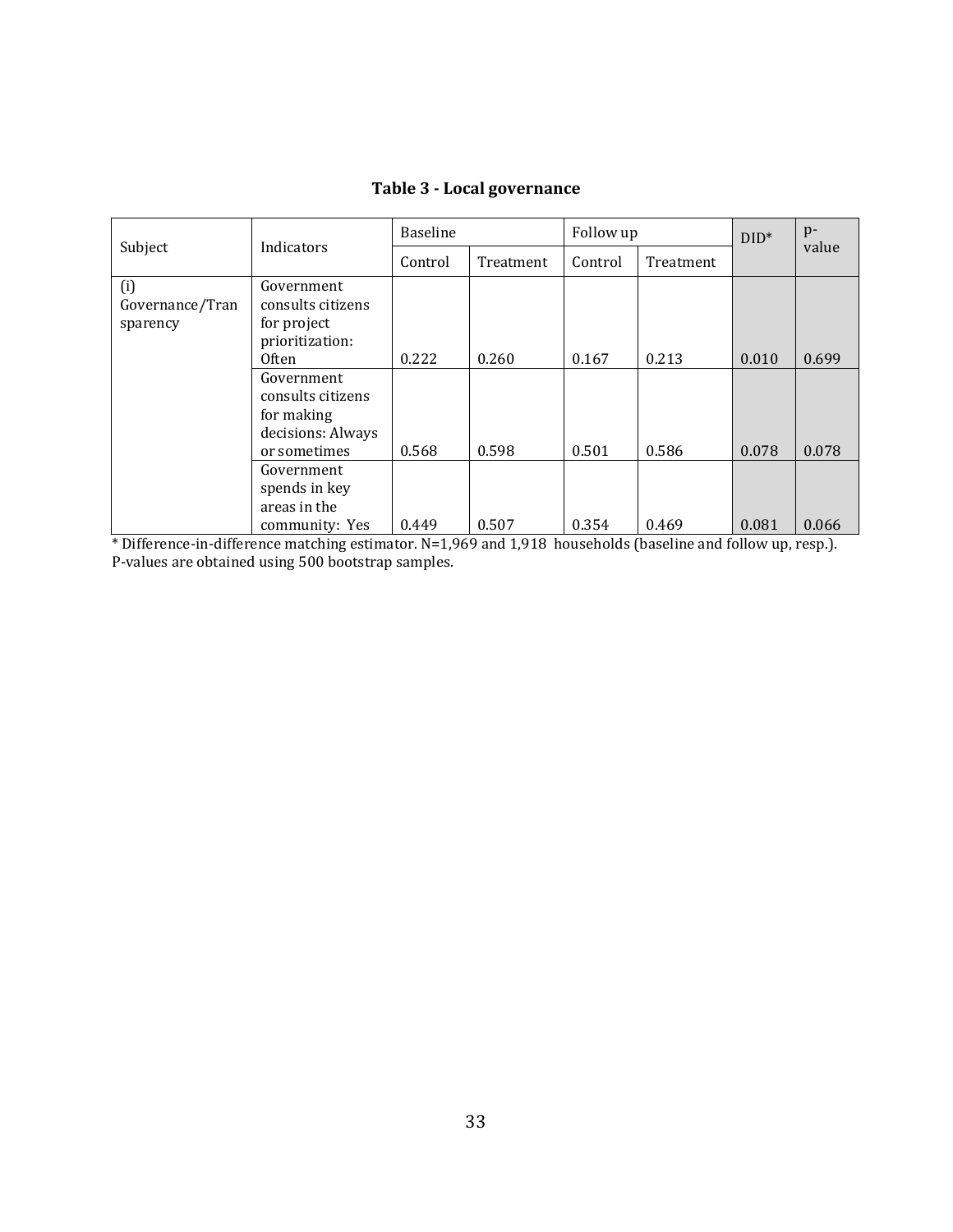**Table 3 - Local governance**

| Subject | Indicators | Baseline | | Follow up | | DID* | p-value |
|---|---|---|---|---|---|---|---|
| | | Control | Treatment | Control | Treatment | | |
| (i) Governance/Transparency | Government consults citizens for project prioritization: Often | 0.222 | 0.260 | 0.167 | 0.213 | 0.010 | 0.699 |
| | Government consults citizens for making decisions: Always or sometimes | 0.568 | 0.598 | 0.501 | 0.586 | 0.078 | 0.078 |
| | Government spends in key areas in the community: Yes | 0.449 | 0.507 | 0.354 | 0.469 | 0.081 | 0.066 |

* Difference-in-difference matching estimator. N=1,969 and 1,918 households (baseline and follow up, resp.). P-values are obtained using 500 bootstrap samples.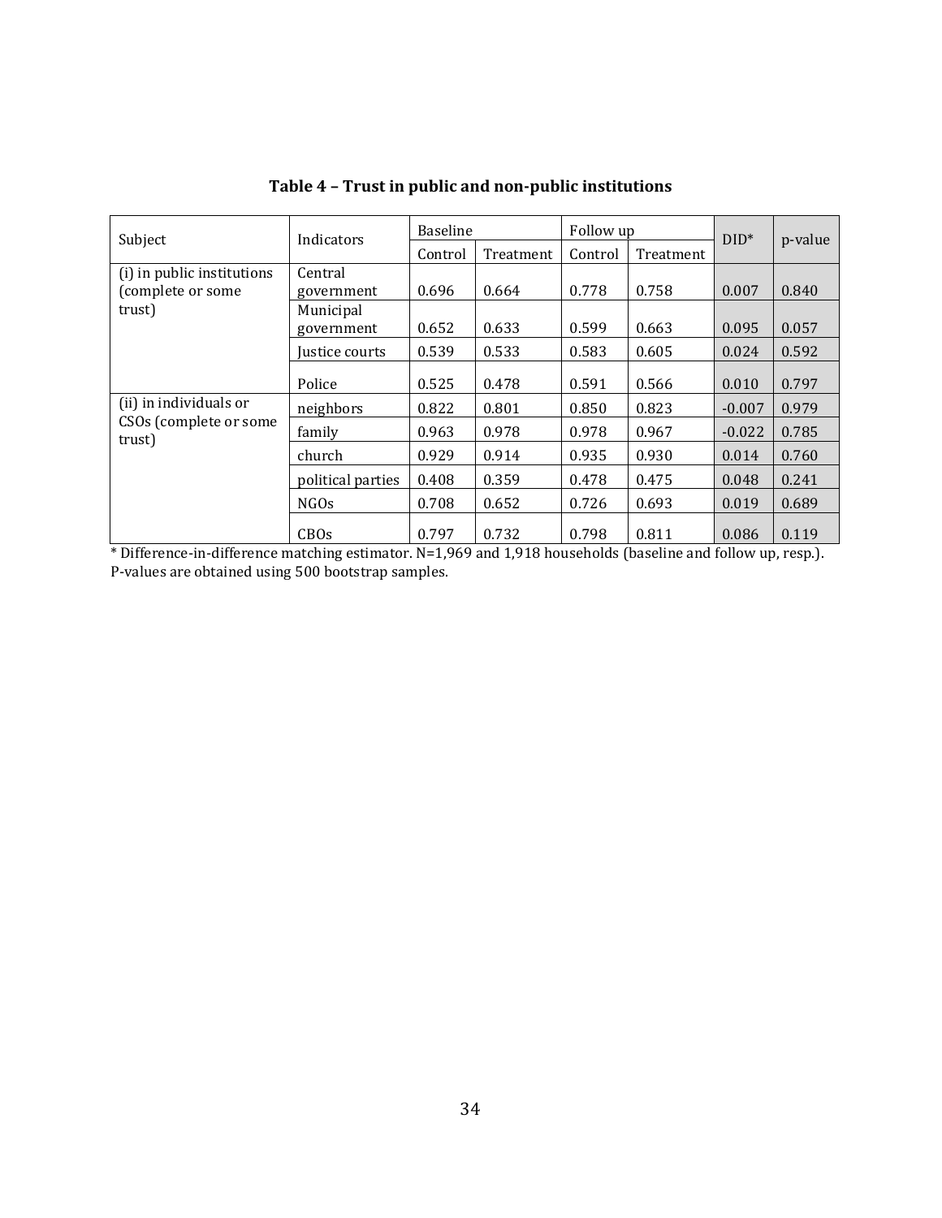**Table 4 – Trust in public and non-public institutions**

| Subject | Indicators | Baseline | | Follow up | | DID* | p-value |
|---|---|---|---|---|---|---|---|
| | | Control | Treatment | Control | Treatment | | |
| (i) in public institutions (complete or some trust) | Central government | 0.696 | 0.664 | 0.778 | 0.758 | 0.007 | 0.840 |
| | Municipal government | 0.652 | 0.633 | 0.599 | 0.663 | 0.095 | 0.057 |
| | Justice courts | 0.539 | 0.533 | 0.583 | 0.605 | 0.024 | 0.592 |
| | Police | 0.525 | 0.478 | 0.591 | 0.566 | 0.010 | 0.797 |
| (ii) in individuals or CSOs (complete or some trust) | neighbors | 0.822 | 0.801 | 0.850 | 0.823 | -0.007 | 0.979 |
| | family | 0.963 | 0.978 | 0.978 | 0.967 | -0.022 | 0.785 |
| | church | 0.929 | 0.914 | 0.935 | 0.930 | 0.014 | 0.760 |
| | political parties | 0.408 | 0.359 | 0.478 | 0.475 | 0.048 | 0.241 |
| | NGOs | 0.708 | 0.652 | 0.726 | 0.693 | 0.019 | 0.689 |
| | CBOs | 0.797 | 0.732 | 0.798 | 0.811 | 0.086 | 0.119 |

* Difference-in-difference matching estimator. N=1,969 and 1,918 households (baseline and follow up, resp.). P-values are obtained using 500 bootstrap samples.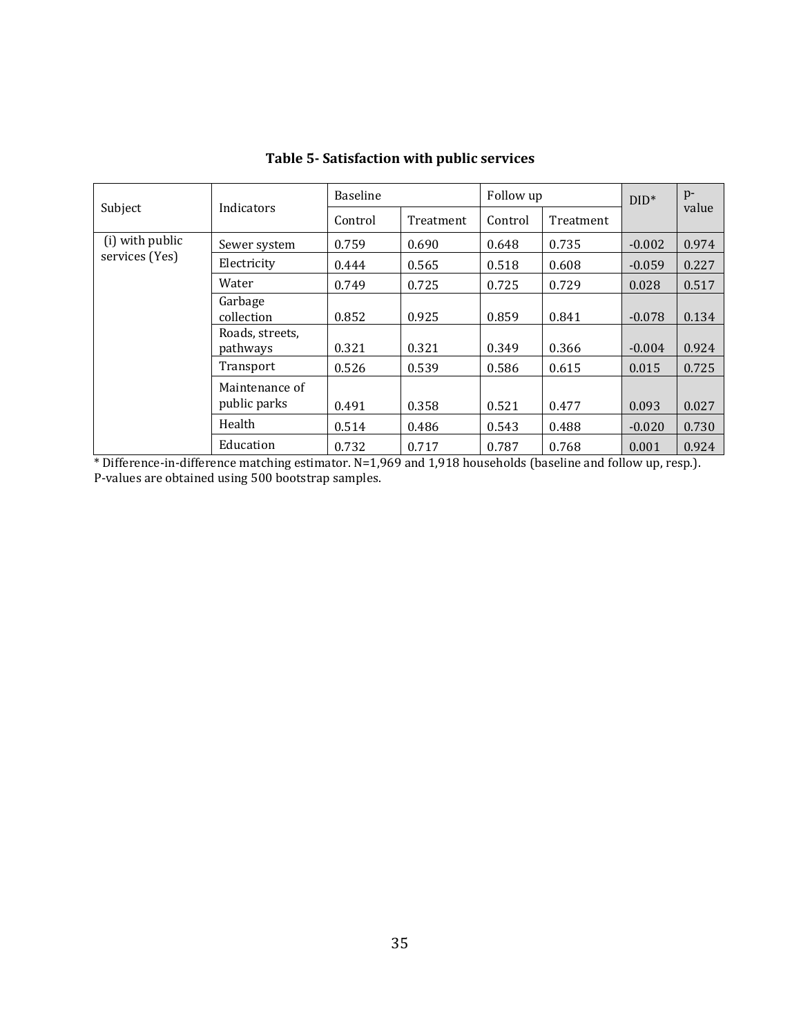**Table 5- Satisfaction with public services**

| Subject | Indicators | Baseline | | Follow up | | DID* | p-value |
|---|---|---|---|---|---|---|---|
| | | Control | Treatment | Control | Treatment | | |
| (i) with public services (Yes) | Sewer system | 0.759 | 0.690 | 0.648 | 0.735 | -0.002 | 0.974 |
| | Electricity | 0.444 | 0.565 | 0.518 | 0.608 | -0.059 | 0.227 |
| | Water | 0.749 | 0.725 | 0.725 | 0.729 | 0.028 | 0.517 |
| | Garbage collection | 0.852 | 0.925 | 0.859 | 0.841 | -0.078 | 0.134 |
| | Roads, streets, pathways | 0.321 | 0.321 | 0.349 | 0.366 | -0.004 | 0.924 |
| | Transport | 0.526 | 0.539 | 0.586 | 0.615 | 0.015 | 0.725 |
| | Maintenance of public parks | 0.491 | 0.358 | 0.521 | 0.477 | 0.093 | 0.027 |
| | Health | 0.514 | 0.486 | 0.543 | 0.488 | -0.020 | 0.730 |
| | Education | 0.732 | 0.717 | 0.787 | 0.768 | 0.001 | 0.924 |

* Difference-in-difference matching estimator. N=1,969 and 1,918 households (baseline and follow up, resp.). P-values are obtained using 500 bootstrap samples.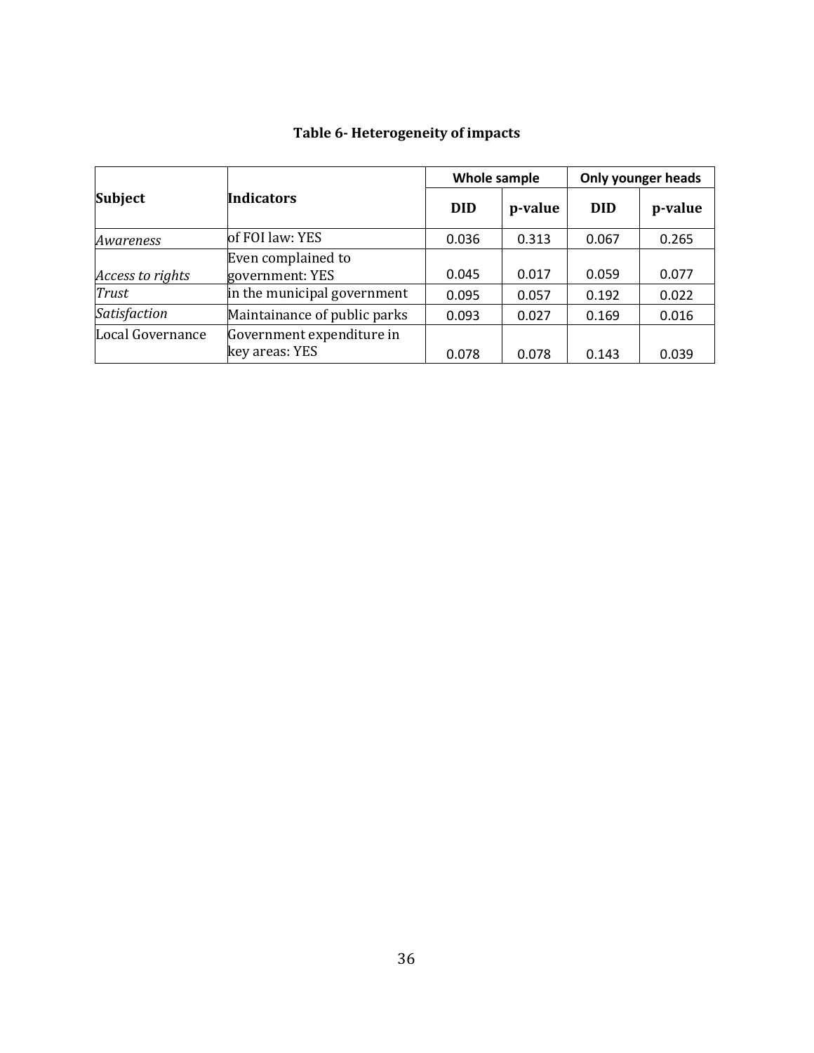**Table 6- Heterogeneity of impacts**

| Subject | Indicators | Whole sample | | Only younger heads | |
|---|---|---|---|---|---|
| | | DID | p-value | DID | p-value |
| *Awareness* | of FOI law: YES | 0.036 | 0.313 | 0.067 | 0.265 |
| *Access to rights* | Even complained to government: YES | 0.045 | 0.017 | 0.059 | 0.077 |
| *Trust* | in the municipal government | 0.095 | 0.057 | 0.192 | 0.022 |
| *Satisfaction* | Maintainance of public parks | 0.093 | 0.027 | 0.169 | 0.016 |
| Local Governance | Government expenditure in key areas: YES | 0.078 | 0.078 | 0.143 | 0.039 |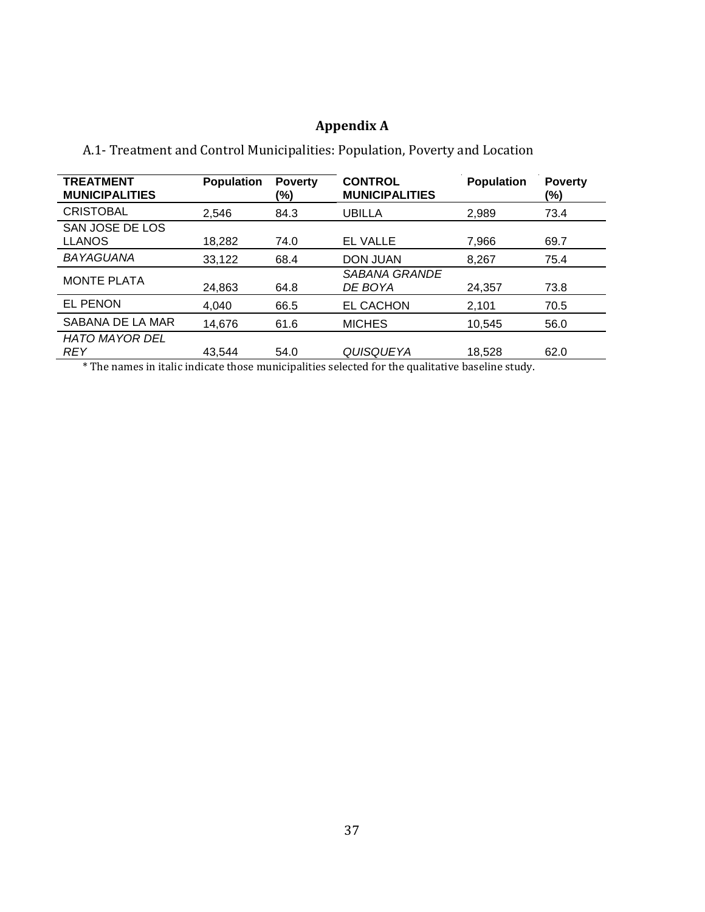# Appendix A

A.1- Treatment and Control Municipalities: Population, Poverty and Location

| TREATMENT MUNICIPALITIES | Population | Poverty (%) | CONTROL MUNICIPALITIES | Population | Poverty (%) |
|---|---|---|---|---|---|
| CRISTOBAL | 2,546 | 84.3 | UBILLA | 2,989 | 73.4 |
| SAN JOSE DE LOS LLANOS | 18,282 | 74.0 | EL VALLE | 7,966 | 69.7 |
| *BAYAGUANA* | 33,122 | 68.4 | DON JUAN | 8,267 | 75.4 |
| MONTE PLATA | 24,863 | 64.8 | *SABANA GRANDE DE BOYA* | 24,357 | 73.8 |
| EL PENON | 4,040 | 66.5 | EL CACHON | 2,101 | 70.5 |
| SABANA DE LA MAR | 14,676 | 61.6 | MICHES | 10,545 | 56.0 |
| *HATO MAYOR DEL REY* | 43,544 | 54.0 | *QUISQUEYA* | 18,528 | 62.0 |

\* The names in italic indicate those municipalities selected for the qualitative baseline study.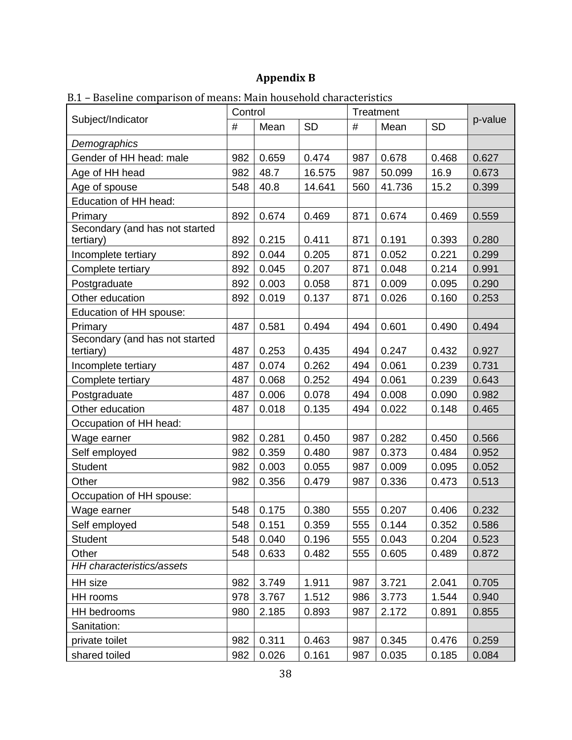# Appendix B

B.1 – Baseline comparison of means: Main household characteristics

| Subject/Indicator | Control | | | Treatment | | | p-value |
|---|---|---|---|---|---|---|---|
| | # | Mean | SD | # | Mean | SD | |
| *Demographics* | | | | | | | |
| Gender of HH head: male | 982 | 0.659 | 0.474 | 987 | 0.678 | 0.468 | 0.627 |
| Age of HH head | 982 | 48.7 | 16.575 | 987 | 50.099 | 16.9 | 0.673 |
| Age of spouse | 548 | 40.8 | 14.641 | 560 | 41.736 | 15.2 | 0.399 |
| Education of HH head: | | | | | | | |
| Primary | 892 | 0.674 | 0.469 | 871 | 0.674 | 0.469 | 0.559 |
| Secondary (and has not started tertiary) | 892 | 0.215 | 0.411 | 871 | 0.191 | 0.393 | 0.280 |
| Incomplete tertiary | 892 | 0.044 | 0.205 | 871 | 0.052 | 0.221 | 0.299 |
| Complete tertiary | 892 | 0.045 | 0.207 | 871 | 0.048 | 0.214 | 0.991 |
| Postgraduate | 892 | 0.003 | 0.058 | 871 | 0.009 | 0.095 | 0.290 |
| Other education | 892 | 0.019 | 0.137 | 871 | 0.026 | 0.160 | 0.253 |
| Education of HH spouse: | | | | | | | |
| Primary | 487 | 0.581 | 0.494 | 494 | 0.601 | 0.490 | 0.494 |
| Secondary (and has not started tertiary) | 487 | 0.253 | 0.435 | 494 | 0.247 | 0.432 | 0.927 |
| Incomplete tertiary | 487 | 0.074 | 0.262 | 494 | 0.061 | 0.239 | 0.731 |
| Complete tertiary | 487 | 0.068 | 0.252 | 494 | 0.061 | 0.239 | 0.643 |
| Postgraduate | 487 | 0.006 | 0.078 | 494 | 0.008 | 0.090 | 0.982 |
| Other education | 487 | 0.018 | 0.135 | 494 | 0.022 | 0.148 | 0.465 |
| Occupation of HH head: | | | | | | | |
| Wage earner | 982 | 0.281 | 0.450 | 987 | 0.282 | 0.450 | 0.566 |
| Self employed | 982 | 0.359 | 0.480 | 987 | 0.373 | 0.484 | 0.952 |
| Student | 982 | 0.003 | 0.055 | 987 | 0.009 | 0.095 | 0.052 |
| Other | 982 | 0.356 | 0.479 | 987 | 0.336 | 0.473 | 0.513 |
| Occupation of HH spouse: | | | | | | | |
| Wage earner | 548 | 0.175 | 0.380 | 555 | 0.207 | 0.406 | 0.232 |
| Self employed | 548 | 0.151 | 0.359 | 555 | 0.144 | 0.352 | 0.586 |
| Student | 548 | 0.040 | 0.196 | 555 | 0.043 | 0.204 | 0.523 |
| Other | 548 | 0.633 | 0.482 | 555 | 0.605 | 0.489 | 0.872 |
| *HH characteristics/assets* | | | | | | | |
| HH size | 982 | 3.749 | 1.911 | 987 | 3.721 | 2.041 | 0.705 |
| HH rooms | 978 | 3.767 | 1.512 | 986 | 3.773 | 1.544 | 0.940 |
| HH bedrooms | 980 | 2.185 | 0.893 | 987 | 2.172 | 0.891 | 0.855 |
| Sanitation: | | | | | | | |
| private toilet | 982 | 0.311 | 0.463 | 987 | 0.345 | 0.476 | 0.259 |
| shared toiled | 982 | 0.026 | 0.161 | 987 | 0.035 | 0.185 | 0.084 |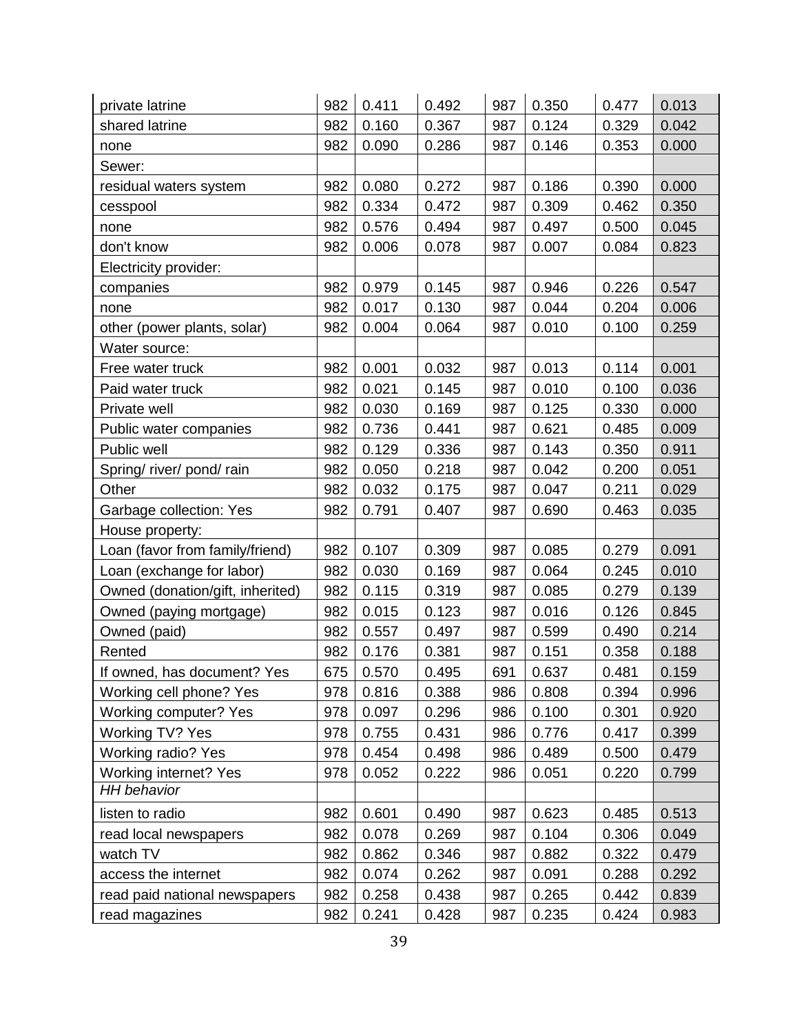| | | | | | | | |
|---|---|---|---|---|---|---|---|
| private latrine | 982 | 0.411 | 0.492 | 987 | 0.350 | 0.477 | 0.013 |
| shared latrine | 982 | 0.160 | 0.367 | 987 | 0.124 | 0.329 | 0.042 |
| none | 982 | 0.090 | 0.286 | 987 | 0.146 | 0.353 | 0.000 |
| Sewer: | | | | | | | |
| residual waters system | 982 | 0.080 | 0.272 | 987 | 0.186 | 0.390 | 0.000 |
| cesspool | 982 | 0.334 | 0.472 | 987 | 0.309 | 0.462 | 0.350 |
| none | 982 | 0.576 | 0.494 | 987 | 0.497 | 0.500 | 0.045 |
| don't know | 982 | 0.006 | 0.078 | 987 | 0.007 | 0.084 | 0.823 |
| Electricity provider: | | | | | | | |
| companies | 982 | 0.979 | 0.145 | 987 | 0.946 | 0.226 | 0.547 |
| none | 982 | 0.017 | 0.130 | 987 | 0.044 | 0.204 | 0.006 |
| other (power plants, solar) | 982 | 0.004 | 0.064 | 987 | 0.010 | 0.100 | 0.259 |
| Water source: | | | | | | | |
| Free water truck | 982 | 0.001 | 0.032 | 987 | 0.013 | 0.114 | 0.001 |
| Paid water truck | 982 | 0.021 | 0.145 | 987 | 0.010 | 0.100 | 0.036 |
| Private well | 982 | 0.030 | 0.169 | 987 | 0.125 | 0.330 | 0.000 |
| Public water companies | 982 | 0.736 | 0.441 | 987 | 0.621 | 0.485 | 0.009 |
| Public well | 982 | 0.129 | 0.336 | 987 | 0.143 | 0.350 | 0.911 |
| Spring/ river/ pond/ rain | 982 | 0.050 | 0.218 | 987 | 0.042 | 0.200 | 0.051 |
| Other | 982 | 0.032 | 0.175 | 987 | 0.047 | 0.211 | 0.029 |
| Garbage collection: Yes | 982 | 0.791 | 0.407 | 987 | 0.690 | 0.463 | 0.035 |
| House property: | | | | | | | |
| Loan (favor from family/friend) | 982 | 0.107 | 0.309 | 987 | 0.085 | 0.279 | 0.091 |
| Loan (exchange for labor) | 982 | 0.030 | 0.169 | 987 | 0.064 | 0.245 | 0.010 |
| Owned (donation/gift, inherited) | 982 | 0.115 | 0.319 | 987 | 0.085 | 0.279 | 0.139 |
| Owned (paying mortgage) | 982 | 0.015 | 0.123 | 987 | 0.016 | 0.126 | 0.845 |
| Owned (paid) | 982 | 0.557 | 0.497 | 987 | 0.599 | 0.490 | 0.214 |
| Rented | 982 | 0.176 | 0.381 | 987 | 0.151 | 0.358 | 0.188 |
| If owned, has document? Yes | 675 | 0.570 | 0.495 | 691 | 0.637 | 0.481 | 0.159 |
| Working cell phone? Yes | 978 | 0.816 | 0.388 | 986 | 0.808 | 0.394 | 0.996 |
| Working computer? Yes | 978 | 0.097 | 0.296 | 986 | 0.100 | 0.301 | 0.920 |
| Working TV? Yes | 978 | 0.755 | 0.431 | 986 | 0.776 | 0.417 | 0.399 |
| Working radio? Yes | 978 | 0.454 | 0.498 | 986 | 0.489 | 0.500 | 0.479 |
| Working internet? Yes | 978 | 0.052 | 0.222 | 986 | 0.051 | 0.220 | 0.799 |
| *HH behavior* | | | | | | | |
| listen to radio | 982 | 0.601 | 0.490 | 987 | 0.623 | 0.485 | 0.513 |
| read local newspapers | 982 | 0.078 | 0.269 | 987 | 0.104 | 0.306 | 0.049 |
| watch TV | 982 | 0.862 | 0.346 | 987 | 0.882 | 0.322 | 0.479 |
| access the internet | 982 | 0.074 | 0.262 | 987 | 0.091 | 0.288 | 0.292 |
| read paid national newspapers | 982 | 0.258 | 0.438 | 987 | 0.265 | 0.442 | 0.839 |
| read magazines | 982 | 0.241 | 0.428 | 987 | 0.235 | 0.424 | 0.983 |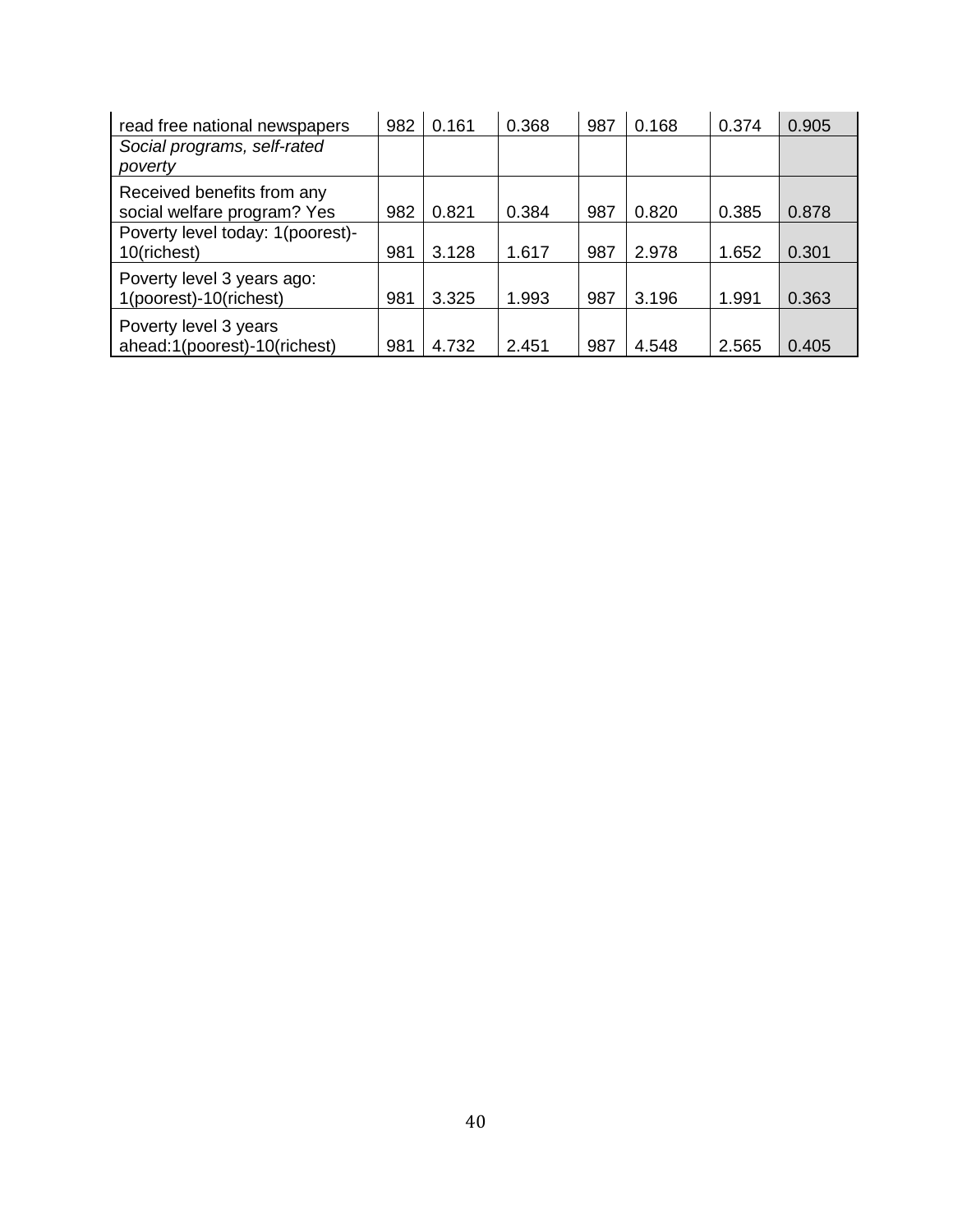| | | | | | | | |
|---|---|---|---|---|---|---|---|
| read free national newspapers | 982 | 0.161 | 0.368 | 987 | 0.168 | 0.374 | 0.905 |
| *Social programs, self-rated poverty* | | | | | | | |
| Received benefits from any social welfare program? Yes | 982 | 0.821 | 0.384 | 987 | 0.820 | 0.385 | 0.878 |
| Poverty level today: 1(poorest)-10(richest) | 981 | 3.128 | 1.617 | 987 | 2.978 | 1.652 | 0.301 |
| Poverty level 3 years ago: 1(poorest)-10(richest) | 981 | 3.325 | 1.993 | 987 | 3.196 | 1.991 | 0.363 |
| Poverty level 3 years ahead:1(poorest)-10(richest) | 981 | 4.732 | 2.451 | 987 | 4.548 | 2.565 | 0.405 |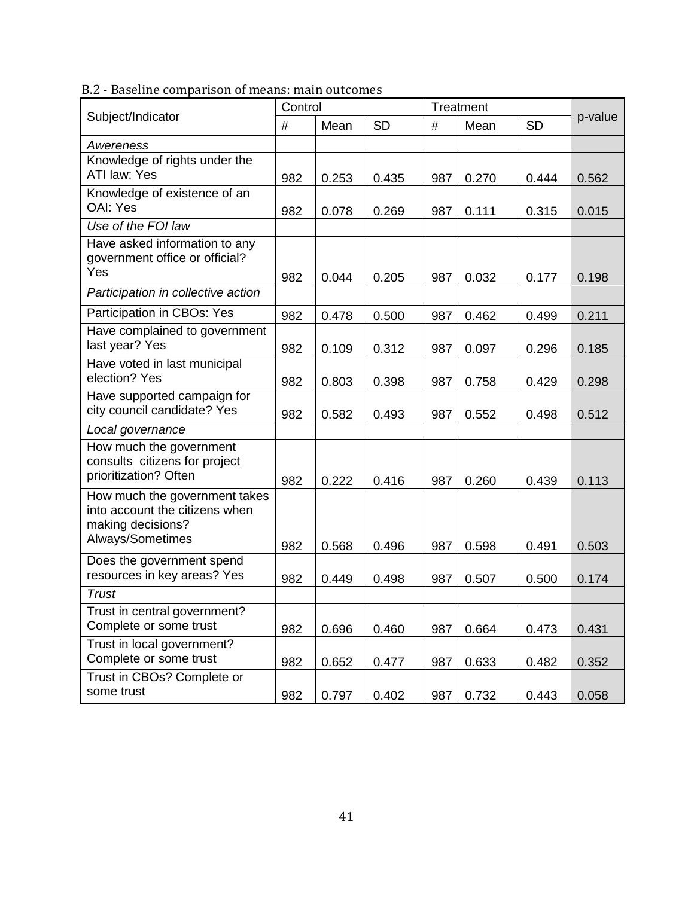B.2 - Baseline comparison of means: main outcomes

| Subject/Indicator | Control | | | Treatment | | | p-value |
|---|---|---|---|---|---|---|---|
| | # | Mean | SD | # | Mean | SD | |
| *Awereness* | | | | | | | |
| Knowledge of rights under the ATI law: Yes | 982 | 0.253 | 0.435 | 987 | 0.270 | 0.444 | 0.562 |
| Knowledge of existence of an OAI: Yes | 982 | 0.078 | 0.269 | 987 | 0.111 | 0.315 | 0.015 |
| *Use of the FOI law* | | | | | | | |
| Have asked information to any government office or official? Yes | 982 | 0.044 | 0.205 | 987 | 0.032 | 0.177 | 0.198 |
| *Participation in collective action* | | | | | | | |
| Participation in CBOs: Yes | 982 | 0.478 | 0.500 | 987 | 0.462 | 0.499 | 0.211 |
| Have complained to government last year? Yes | 982 | 0.109 | 0.312 | 987 | 0.097 | 0.296 | 0.185 |
| Have voted in last municipal election? Yes | 982 | 0.803 | 0.398 | 987 | 0.758 | 0.429 | 0.298 |
| Have supported campaign for city council candidate? Yes | 982 | 0.582 | 0.493 | 987 | 0.552 | 0.498 | 0.512 |
| *Local governance* | | | | | | | |
| How much the government consults citizens for project prioritization? Often | 982 | 0.222 | 0.416 | 987 | 0.260 | 0.439 | 0.113 |
| How much the government takes into account the citizens when making decisions? Always/Sometimes | 982 | 0.568 | 0.496 | 987 | 0.598 | 0.491 | 0.503 |
| Does the government spend resources in key areas? Yes | 982 | 0.449 | 0.498 | 987 | 0.507 | 0.500 | 0.174 |
| *Trust* | | | | | | | |
| Trust in central government? Complete or some trust | 982 | 0.696 | 0.460 | 987 | 0.664 | 0.473 | 0.431 |
| Trust in local government? Complete or some trust | 982 | 0.652 | 0.477 | 987 | 0.633 | 0.482 | 0.352 |
| Trust in CBOs? Complete or some trust | 982 | 0.797 | 0.402 | 987 | 0.732 | 0.443 | 0.058 |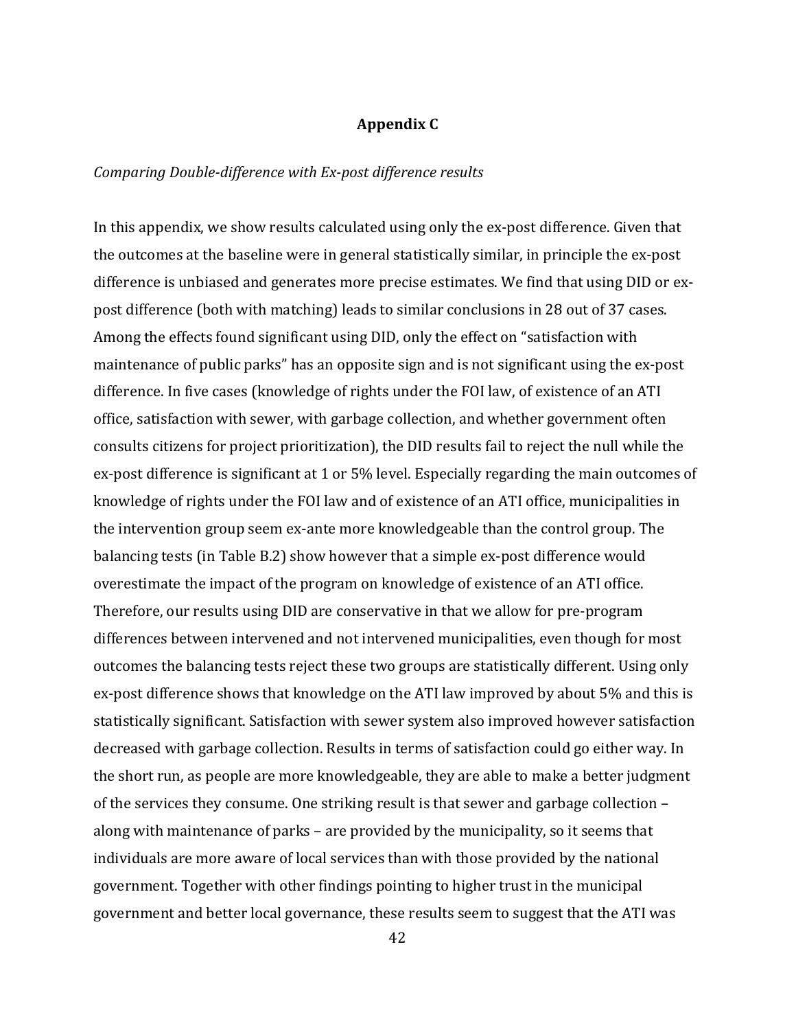## Appendix C

*Comparing Double-difference with Ex-post difference results*

In this appendix, we show results calculated using only the ex-post difference. Given that the outcomes at the baseline were in general statistically similar, in principle the ex-post difference is unbiased and generates more precise estimates. We find that using DID or ex-post difference (both with matching) leads to similar conclusions in 28 out of 37 cases. Among the effects found significant using DID, only the effect on "satisfaction with maintenance of public parks" has an opposite sign and is not significant using the ex-post difference. In five cases (knowledge of rights under the FOI law, of existence of an ATI office, satisfaction with sewer, with garbage collection, and whether government often consults citizens for project prioritization), the DID results fail to reject the null while the ex-post difference is significant at 1 or 5% level. Especially regarding the main outcomes of knowledge of rights under the FOI law and of existence of an ATI office, municipalities in the intervention group seem ex-ante more knowledgeable than the control group. The balancing tests (in Table B.2) show however that a simple ex-post difference would overestimate the impact of the program on knowledge of existence of an ATI office. Therefore, our results using DID are conservative in that we allow for pre-program differences between intervened and not intervened municipalities, even though for most outcomes the balancing tests reject these two groups are statistically different. Using only ex-post difference shows that knowledge on the ATI law improved by about 5% and this is statistically significant. Satisfaction with sewer system also improved however satisfaction decreased with garbage collection. Results in terms of satisfaction could go either way. In the short run, as people are more knowledgeable, they are able to make a better judgment of the services they consume. One striking result is that sewer and garbage collection – along with maintenance of parks – are provided by the municipality, so it seems that individuals are more aware of local services than with those provided by the national government. Together with other findings pointing to higher trust in the municipal government and better local governance, these results seem to suggest that the ATI was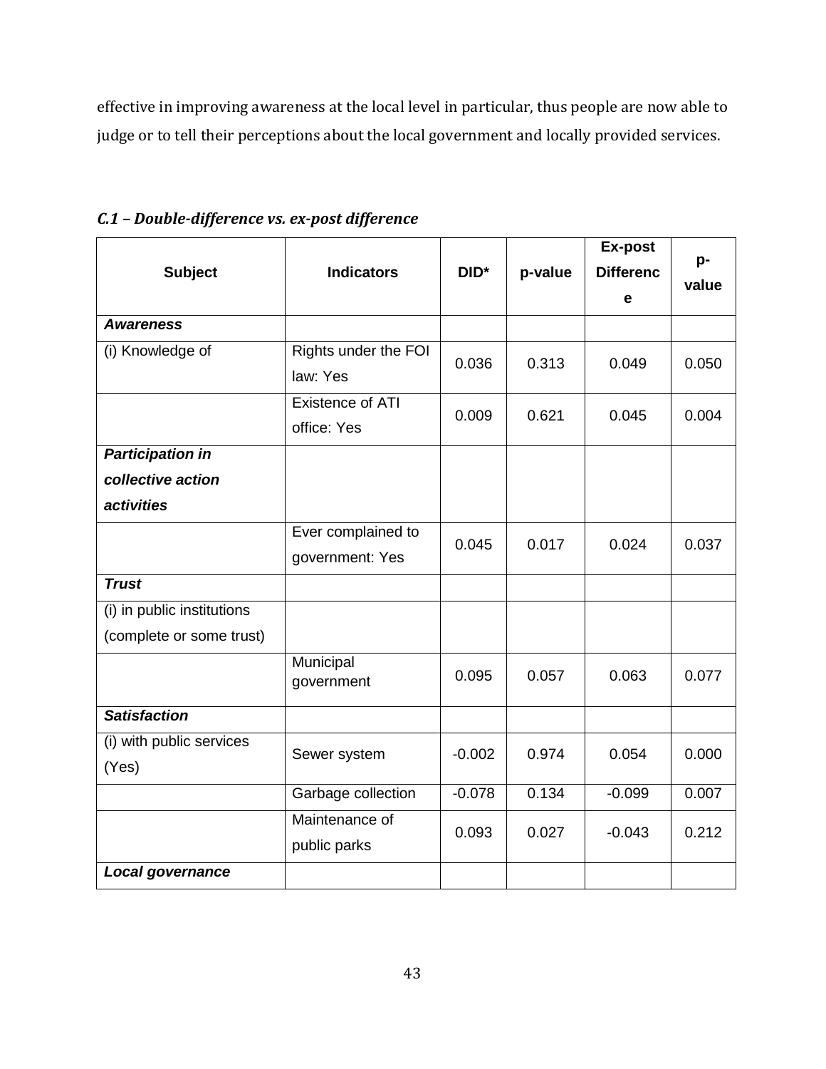effective in improving awareness at the local level in particular, thus people are now able to judge or to tell their perceptions about the local government and locally provided services.

***C.1 – Double-difference vs. ex-post difference***

| Subject | Indicators | DID* | p-value | Ex-post Difference | p-value |
|---|---|---|---|---|---|
| ***Awareness*** | | | | | |
| (i) Knowledge of | Rights under the FOI law: Yes | 0.036 | 0.313 | 0.049 | 0.050 |
| | Existence of ATI office: Yes | 0.009 | 0.621 | 0.045 | 0.004 |
| ***Participation in collective action activities*** | | | | | |
| | Ever complained to government: Yes | 0.045 | 0.017 | 0.024 | 0.037 |
| ***Trust*** | | | | | |
| (i) in public institutions (complete or some trust) | | | | | |
| | Municipal government | 0.095 | 0.057 | 0.063 | 0.077 |
| ***Satisfaction*** | | | | | |
| (i) with public services (Yes) | Sewer system | -0.002 | 0.974 | 0.054 | 0.000 |
| | Garbage collection | -0.078 | 0.134 | -0.099 | 0.007 |
| | Maintenance of public parks | 0.093 | 0.027 | -0.043 | 0.212 |
| ***Local governance*** | | | | | |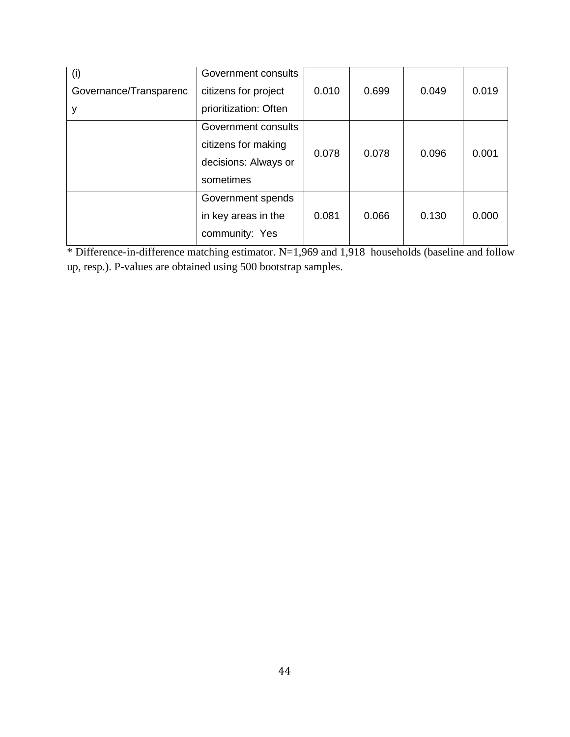| | | | | | |
|---|---|---|---|---|---|
| (i) Governance/Transparency | Government consults citizens for project prioritization: Often | 0.010 | 0.699 | 0.049 | 0.019 |
| | Government consults citizens for making decisions: Always or sometimes | 0.078 | 0.078 | 0.096 | 0.001 |
| | Government spends in key areas in the community: Yes | 0.081 | 0.066 | 0.130 | 0.000 |

* Difference-in-difference matching estimator. N=1,969 and 1,918 households (baseline and follow up, resp.). P-values are obtained using 500 bootstrap samples.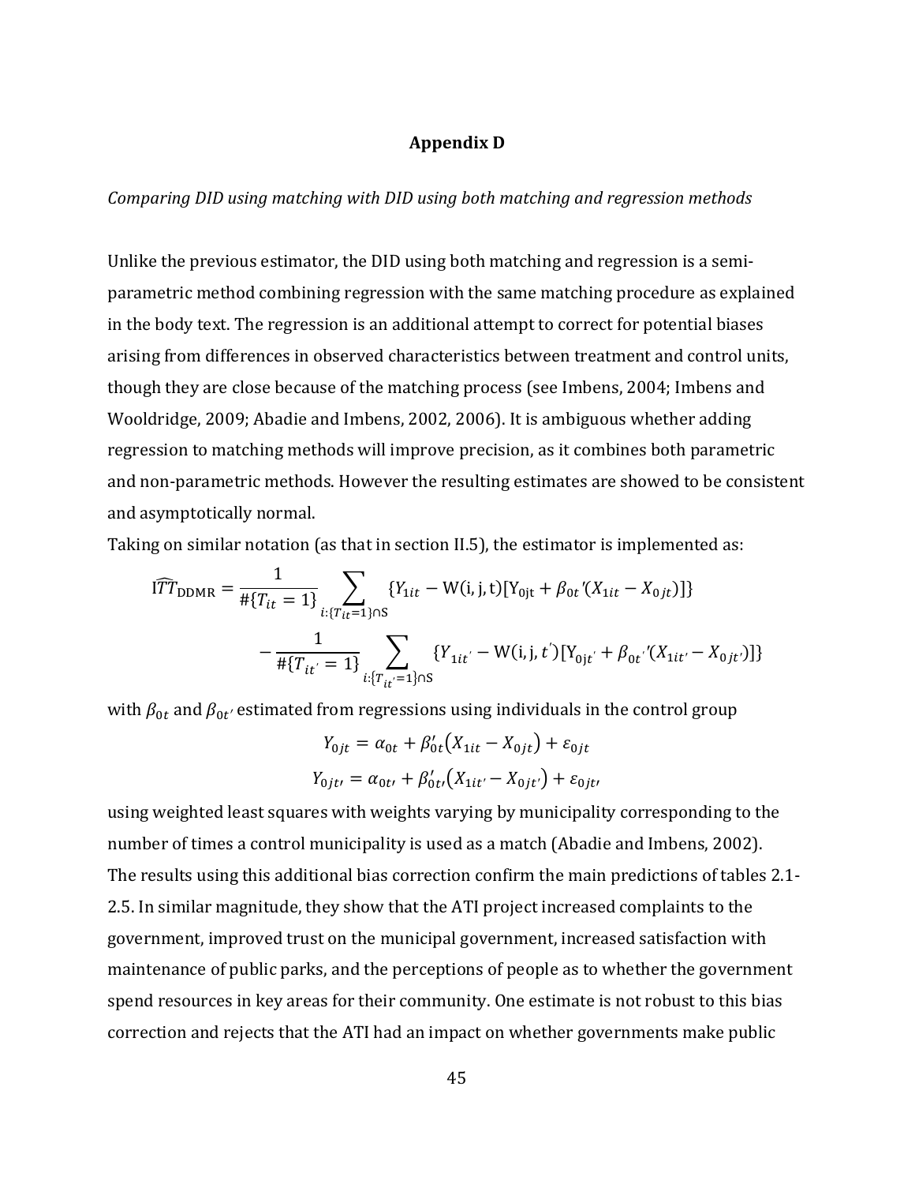## Appendix D

*Comparing DID using matching with DID using both matching and regression methods*

Unlike the previous estimator, the DID using both matching and regression is a semi-parametric method combining regression with the same matching procedure as explained in the body text. The regression is an additional attempt to correct for potential biases arising from differences in observed characteristics between treatment and control units, though they are close because of the matching process (see Imbens, 2004; Imbens and Wooldridge, 2009; Abadie and Imbens, 2002, 2006). It is ambiguous whether adding regression to matching methods will improve precision, as it combines both parametric and non-parametric methods. However the resulting estimates are showed to be consistent and asymptotically normal.

Taking on similar notation (as that in section II.5), the estimator is implemented as:

$$\widehat{ITT}_{\mathrm{DDMR}} = \frac{1}{\#\{T_{it}=1\}} \sum_{i:\{T_{it}=1\}\cap \mathrm{S}} \{Y_{1it} - \mathrm{W(i,j,t)}[\mathrm{Y_{0jt}} + \beta_{0t}{}'(X_{1it} - X_{0jt})]\}$$

$$- \frac{1}{\#\{T_{it'}=1\}} \sum_{i:\{T_{it'}=1\}\cap \mathrm{S}} \{Y_{1it'} - \mathrm{W(i,j,}t')[\mathrm{Y_{0jt'}} + \beta_{0t'}{}'(X_{1it'} - X_{0jt'})]\}$$

with $\beta_{0t}$ and $\beta_{0t'}$ estimated from regressions using individuals in the control group

$$Y_{0jt} = \alpha_{0t} + \beta'_{0t}(X_{1it} - X_{0jt}) + \varepsilon_{0jt}$$

$$Y_{0jt\prime} = \alpha_{0t\prime} + \beta'_{0t\prime}(X_{1it'} - X_{0jt'}) + \varepsilon_{0jt\prime}$$

using weighted least squares with weights varying by municipality corresponding to the number of times a control municipality is used as a match (Abadie and Imbens, 2002). The results using this additional bias correction confirm the main predictions of tables 2.1-2.5. In similar magnitude, they show that the ATI project increased complaints to the government, improved trust on the municipal government, increased satisfaction with maintenance of public parks, and the perceptions of people as to whether the government spend resources in key areas for their community. One estimate is not robust to this bias correction and rejects that the ATI had an impact on whether governments make public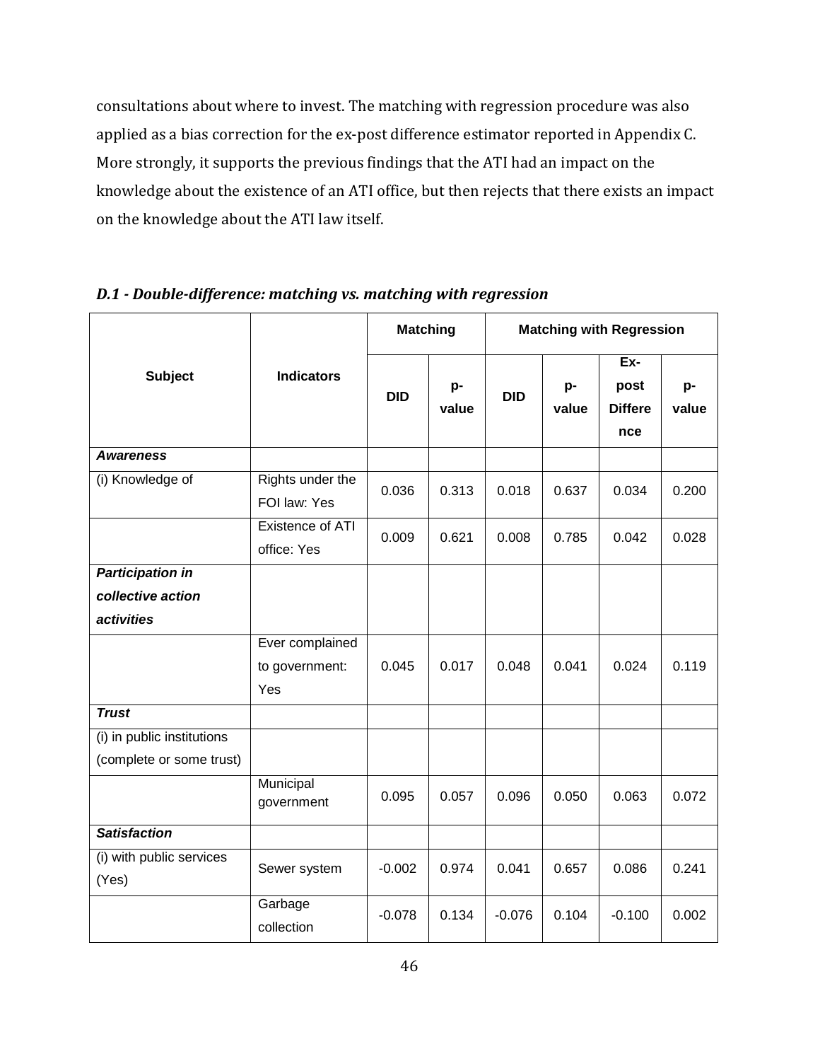consultations about where to invest. The matching with regression procedure was also applied as a bias correction for the ex-post difference estimator reported in Appendix C. More strongly, it supports the previous findings that the ATI had an impact on the knowledge about the existence of an ATI office, but then rejects that there exists an impact on the knowledge about the ATI law itself.

### *D.1 - Double-difference: matching vs. matching with regression*

| Subject | Indicators | Matching | | Matching with Regression | | | |
|---|---|---|---|---|---|---|---|
| | | DID | p-value | DID | p-value | Ex-post Difference | p-value |
| ***Awareness*** | | | | | | | |
| (i) Knowledge of | Rights under the FOI law: Yes | 0.036 | 0.313 | 0.018 | 0.637 | 0.034 | 0.200 |
| | Existence of ATI office: Yes | 0.009 | 0.621 | 0.008 | 0.785 | 0.042 | 0.028 |
| ***Participation in collective action activities*** | | | | | | | |
| | Ever complained to government: Yes | 0.045 | 0.017 | 0.048 | 0.041 | 0.024 | 0.119 |
| ***Trust*** | | | | | | | |
| (i) in public institutions (complete or some trust) | | | | | | | |
| | Municipal government | 0.095 | 0.057 | 0.096 | 0.050 | 0.063 | 0.072 |
| ***Satisfaction*** | | | | | | | |
| (i) with public services (Yes) | Sewer system | -0.002 | 0.974 | 0.041 | 0.657 | 0.086 | 0.241 |
| | Garbage collection | -0.078 | 0.134 | -0.076 | 0.104 | -0.100 | 0.002 |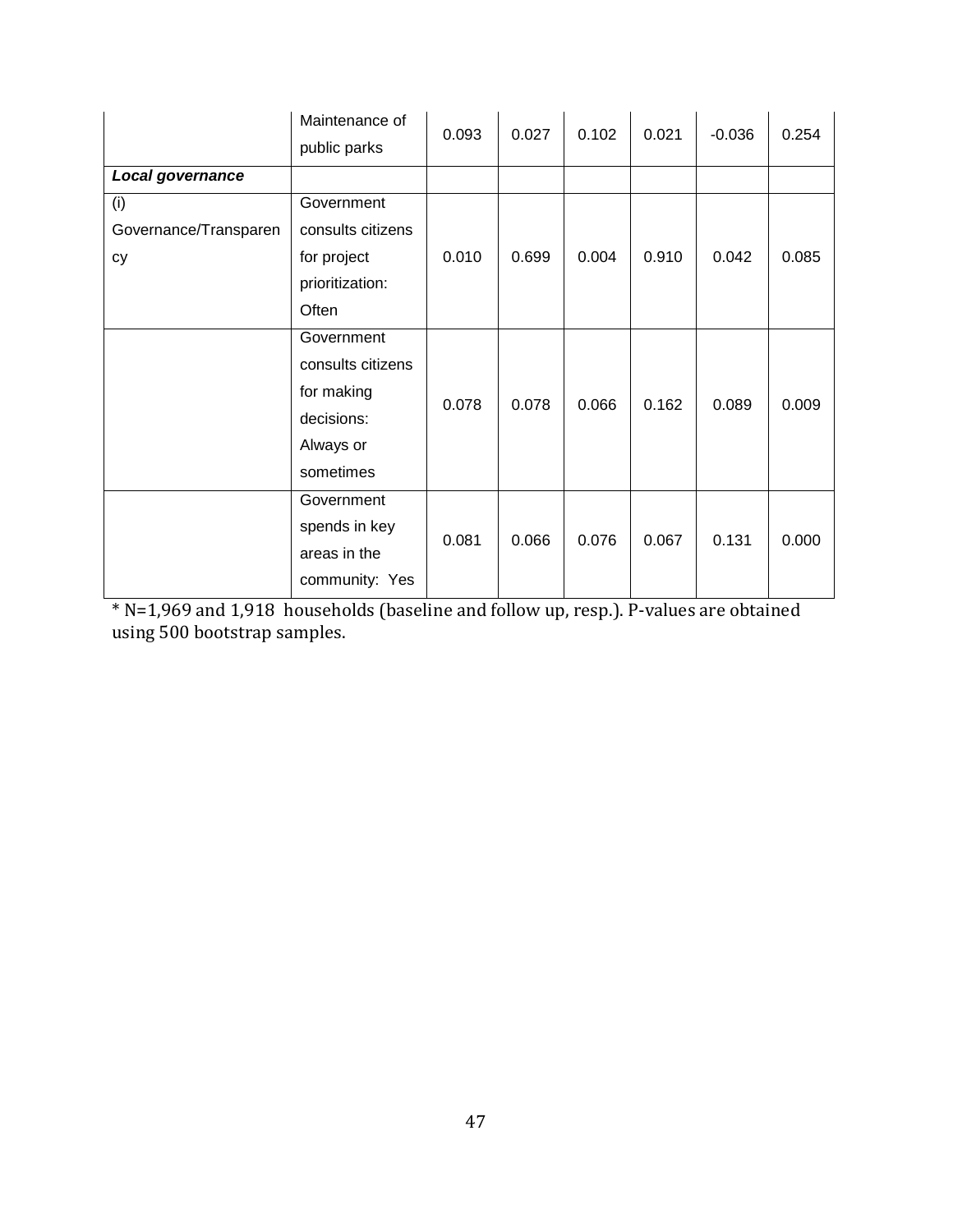| | | | | | | | |
|---|---|---|---|---|---|---|---|
| | Maintenance of public parks | 0.093 | 0.027 | 0.102 | 0.021 | -0.036 | 0.254 |
| ***Local governance*** | | | | | | | |
| (i) Governance/Transparency | Government consults citizens for project prioritization: Often | 0.010 | 0.699 | 0.004 | 0.910 | 0.042 | 0.085 |
| | Government consults citizens for making decisions: Always or sometimes | 0.078 | 0.078 | 0.066 | 0.162 | 0.089 | 0.009 |
| | Government spends in key areas in the community: Yes | 0.081 | 0.066 | 0.076 | 0.067 | 0.131 | 0.000 |

* N=1,969 and 1,918 households (baseline and follow up, resp.). P-values are obtained using 500 bootstrap samples.